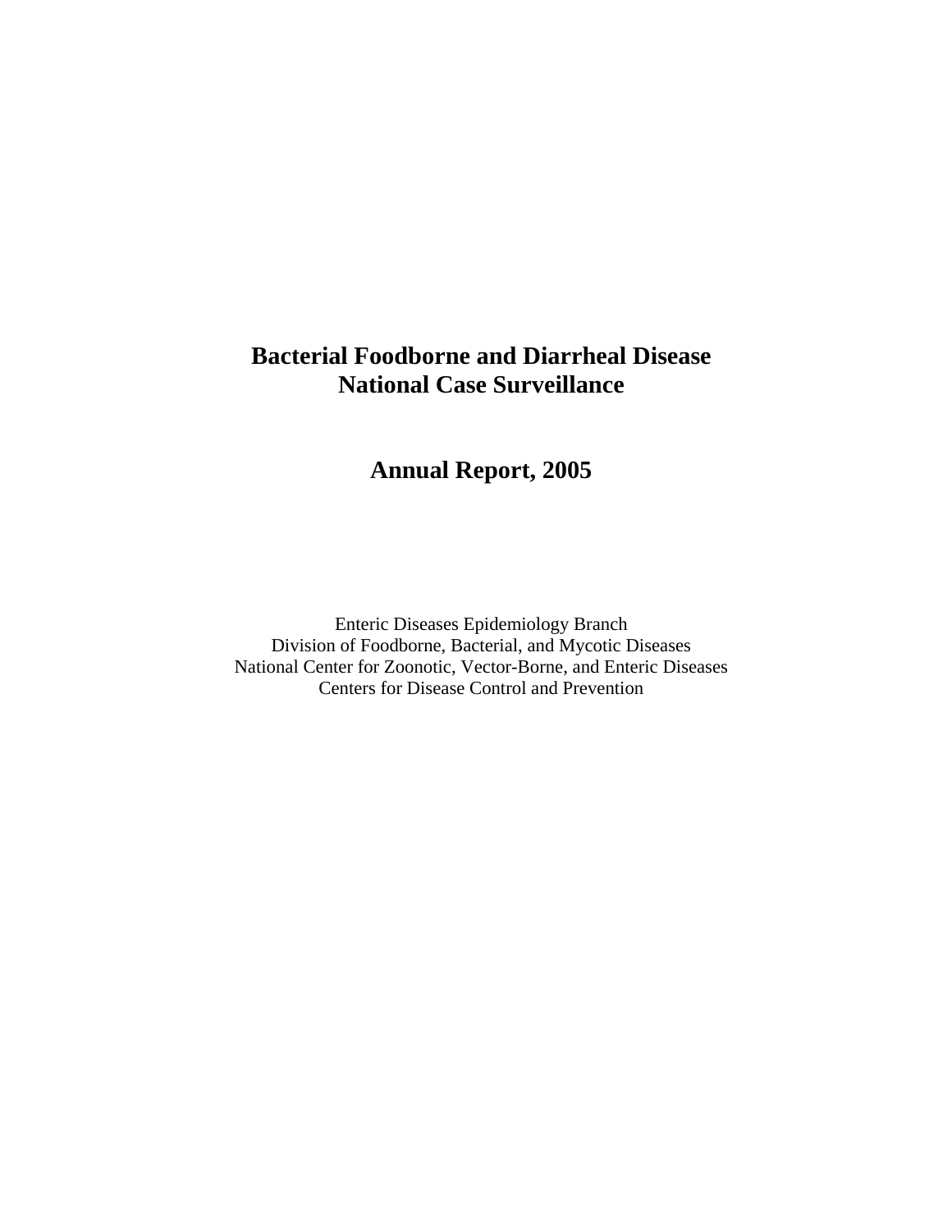# Bacterial Foodborne and Diarrheal Disease National Case Surveillance

## Annual Report, 2005

Enteric Diseases Epidemiology Branch
Division of Foodborne, Bacterial, and Mycotic Diseases
National Center for Zoonotic, Vector-Borne, and Enteric Diseases
Centers for Disease Control and Prevention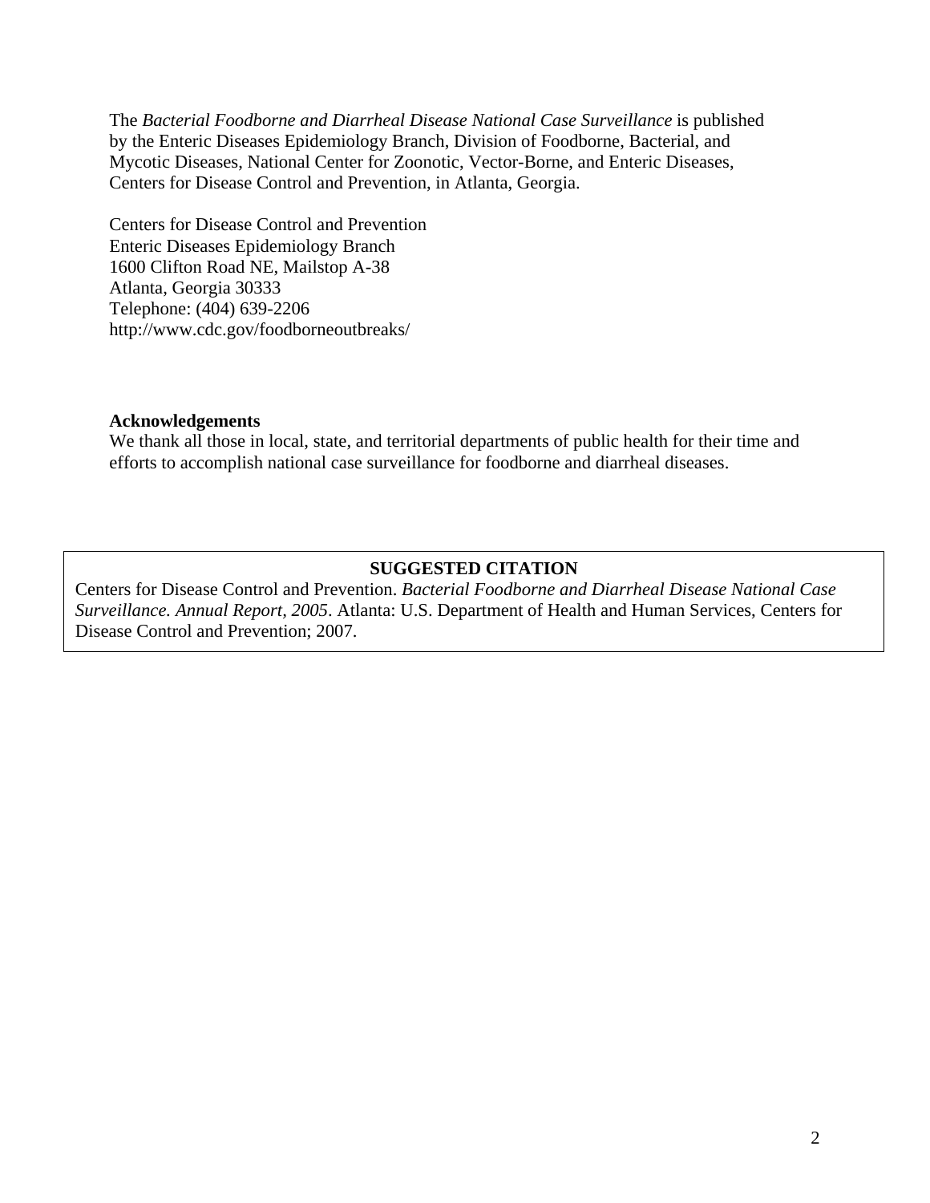The *Bacterial Foodborne and Diarrheal Disease National Case Surveillance* is published by the Enteric Diseases Epidemiology Branch, Division of Foodborne, Bacterial, and Mycotic Diseases, National Center for Zoonotic, Vector-Borne, and Enteric Diseases, Centers for Disease Control and Prevention, in Atlanta, Georgia.

Centers for Disease Control and Prevention
Enteric Diseases Epidemiology Branch
1600 Clifton Road NE, Mailstop A-38
Atlanta, Georgia 30333
Telephone: (404) 639-2206
http://www.cdc.gov/foodborneoutbreaks/

**Acknowledgements**

We thank all those in local, state, and territorial departments of public health for their time and efforts to accomplish national case surveillance for foodborne and diarrheal diseases.

**SUGGESTED CITATION**

Centers for Disease Control and Prevention. *Bacterial Foodborne and Diarrheal Disease National Case Surveillance. Annual Report, 2005*. Atlanta: U.S. Department of Health and Human Services, Centers for Disease Control and Prevention; 2007.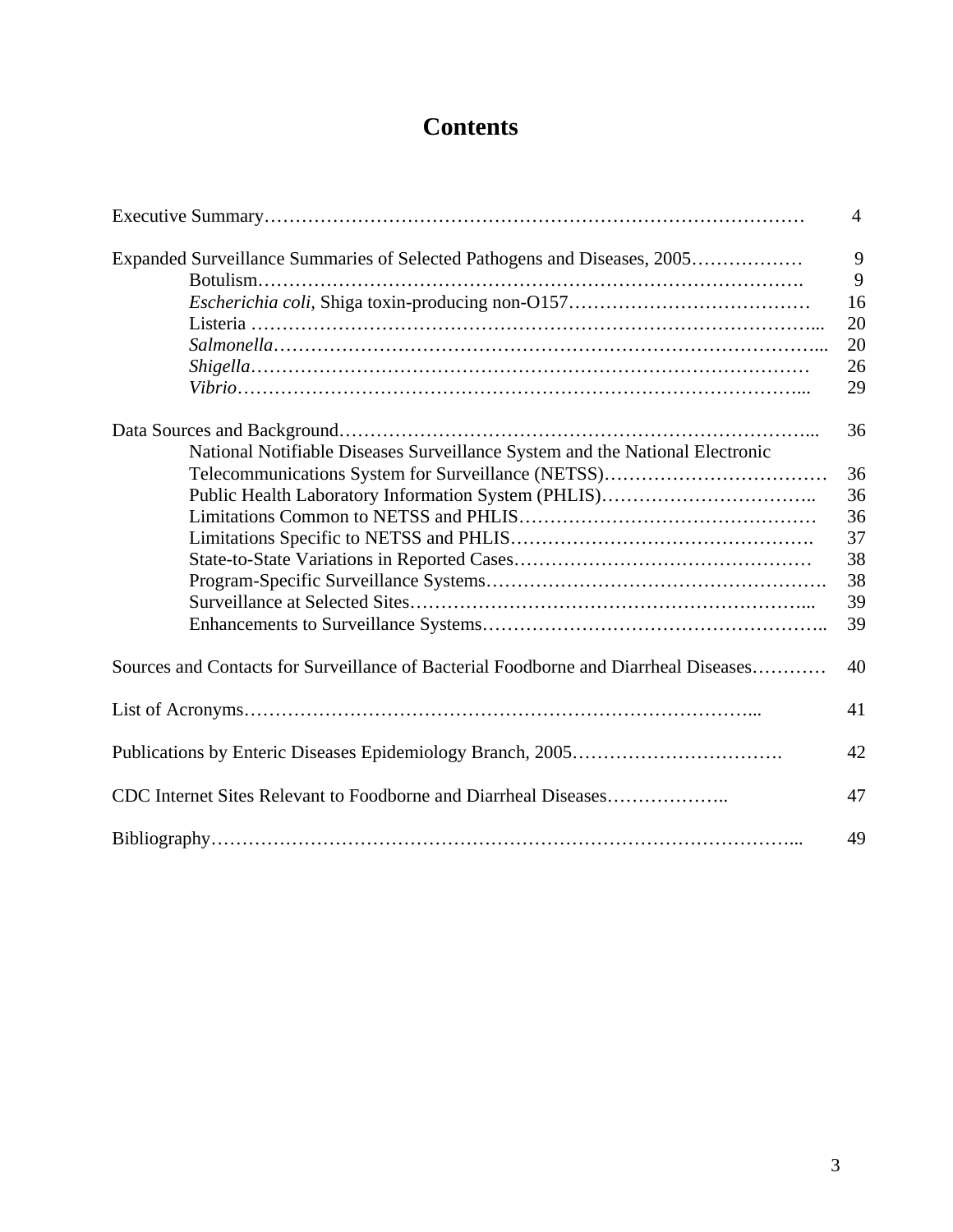# Contents

| | |
|---|---|
| Executive Summary | 4 |
| Expanded Surveillance Summaries of Selected Pathogens and Diseases, 2005 | 9 |
| Botulism | 9 |
| *Escherichia coli*, Shiga toxin-producing non-O157 | 16 |
| Listeria | 20 |
| *Salmonella* | 20 |
| *Shigella* | 26 |
| *Vibrio* | 29 |
| Data Sources and Background | 36 |
| National Notifiable Diseases Surveillance System and the National Electronic Telecommunications System for Surveillance (NETSS) | 36 |
| Public Health Laboratory Information System (PHLIS) | 36 |
| Limitations Common to NETSS and PHLIS | 36 |
| Limitations Specific to NETSS and PHLIS | 37 |
| State-to-State Variations in Reported Cases | 38 |
| Program-Specific Surveillance Systems | 38 |
| Surveillance at Selected Sites | 39 |
| Enhancements to Surveillance Systems | 39 |
| Sources and Contacts for Surveillance of Bacterial Foodborne and Diarrheal Diseases | 40 |
| List of Acronyms | 41 |
| Publications by Enteric Diseases Epidemiology Branch, 2005 | 42 |
| CDC Internet Sites Relevant to Foodborne and Diarrheal Diseases | 47 |
| Bibliography | 49 |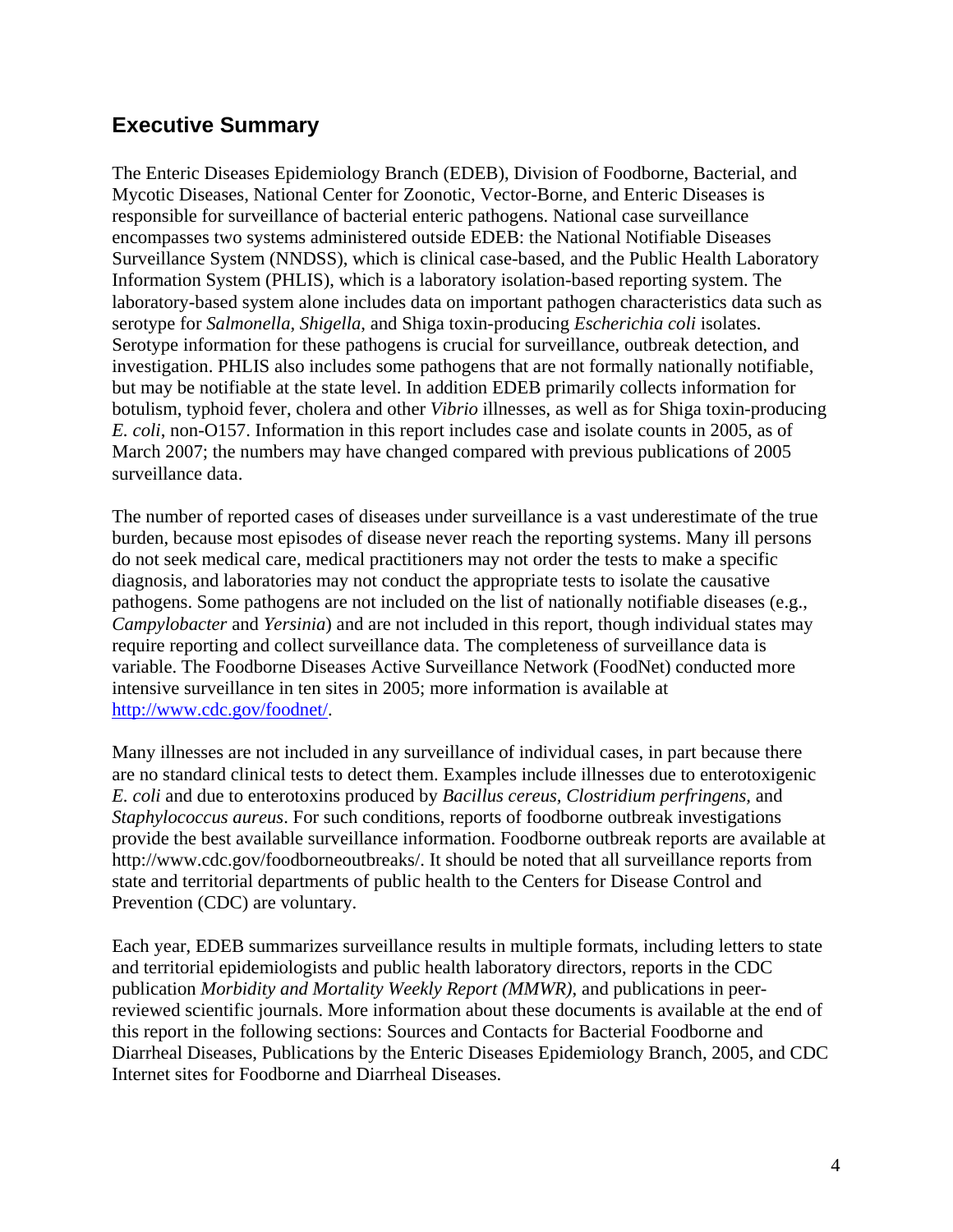## Executive Summary

The Enteric Diseases Epidemiology Branch (EDEB), Division of Foodborne, Bacterial, and Mycotic Diseases, National Center for Zoonotic, Vector-Borne, and Enteric Diseases is responsible for surveillance of bacterial enteric pathogens. National case surveillance encompasses two systems administered outside EDEB: the National Notifiable Diseases Surveillance System (NNDSS), which is clinical case-based, and the Public Health Laboratory Information System (PHLIS), which is a laboratory isolation-based reporting system. The laboratory-based system alone includes data on important pathogen characteristics data such as serotype for *Salmonella*, *Shigella*, and Shiga toxin-producing *Escherichia coli* isolates. Serotype information for these pathogens is crucial for surveillance, outbreak detection, and investigation. PHLIS also includes some pathogens that are not formally nationally notifiable, but may be notifiable at the state level. In addition EDEB primarily collects information for botulism, typhoid fever, cholera and other *Vibrio* illnesses, as well as for Shiga toxin-producing *E. coli*, non-O157. Information in this report includes case and isolate counts in 2005, as of March 2007; the numbers may have changed compared with previous publications of 2005 surveillance data.

The number of reported cases of diseases under surveillance is a vast underestimate of the true burden, because most episodes of disease never reach the reporting systems. Many ill persons do not seek medical care, medical practitioners may not order the tests to make a specific diagnosis, and laboratories may not conduct the appropriate tests to isolate the causative pathogens. Some pathogens are not included on the list of nationally notifiable diseases (e.g., *Campylobacter* and *Yersinia*) and are not included in this report, though individual states may require reporting and collect surveillance data. The completeness of surveillance data is variable. The Foodborne Diseases Active Surveillance Network (FoodNet) conducted more intensive surveillance in ten sites in 2005; more information is available at [http://www.cdc.gov/foodnet/](http://www.cdc.gov/foodnet/).

Many illnesses are not included in any surveillance of individual cases, in part because there are no standard clinical tests to detect them. Examples include illnesses due to enterotoxigenic *E. coli* and due to enterotoxins produced by *Bacillus cereus, Clostridium perfringens,* and *Staphylococcus aureus*. For such conditions, reports of foodborne outbreak investigations provide the best available surveillance information. Foodborne outbreak reports are available at http://www.cdc.gov/foodborneoutbreaks/. It should be noted that all surveillance reports from state and territorial departments of public health to the Centers for Disease Control and Prevention (CDC) are voluntary.

Each year, EDEB summarizes surveillance results in multiple formats, including letters to state and territorial epidemiologists and public health laboratory directors, reports in the CDC publication *Morbidity and Mortality Weekly Report (MMWR)*, and publications in peer-reviewed scientific journals. More information about these documents is available at the end of this report in the following sections: Sources and Contacts for Bacterial Foodborne and Diarrheal Diseases, Publications by the Enteric Diseases Epidemiology Branch, 2005, and CDC Internet sites for Foodborne and Diarrheal Diseases.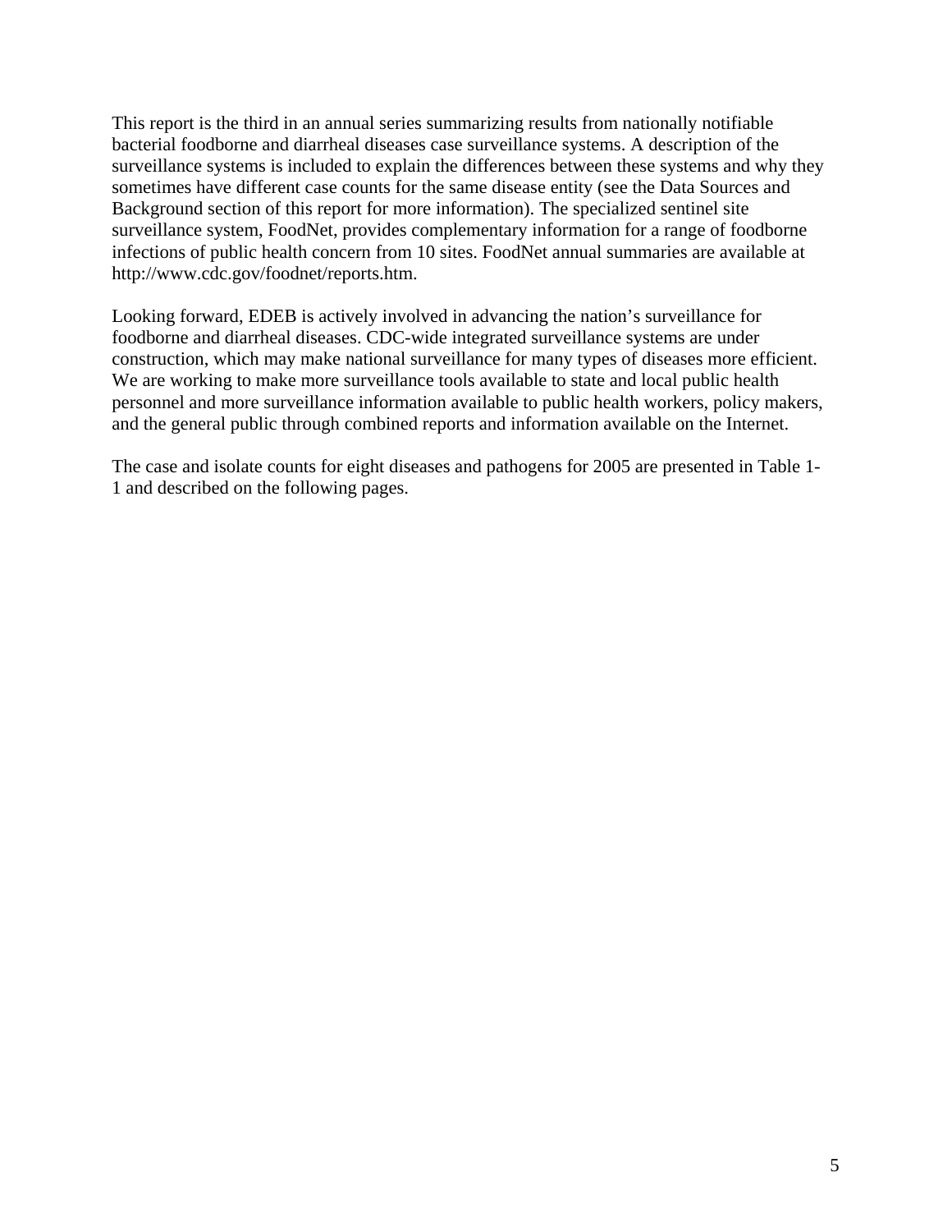This report is the third in an annual series summarizing results from nationally notifiable bacterial foodborne and diarrheal diseases case surveillance systems. A description of the surveillance systems is included to explain the differences between these systems and why they sometimes have different case counts for the same disease entity (see the Data Sources and Background section of this report for more information). The specialized sentinel site surveillance system, FoodNet, provides complementary information for a range of foodborne infections of public health concern from 10 sites. FoodNet annual summaries are available at http://www.cdc.gov/foodnet/reports.htm.

Looking forward, EDEB is actively involved in advancing the nation's surveillance for foodborne and diarrheal diseases. CDC-wide integrated surveillance systems are under construction, which may make national surveillance for many types of diseases more efficient. We are working to make more surveillance tools available to state and local public health personnel and more surveillance information available to public health workers, policy makers, and the general public through combined reports and information available on the Internet.

The case and isolate counts for eight diseases and pathogens for 2005 are presented in Table 1-1 and described on the following pages.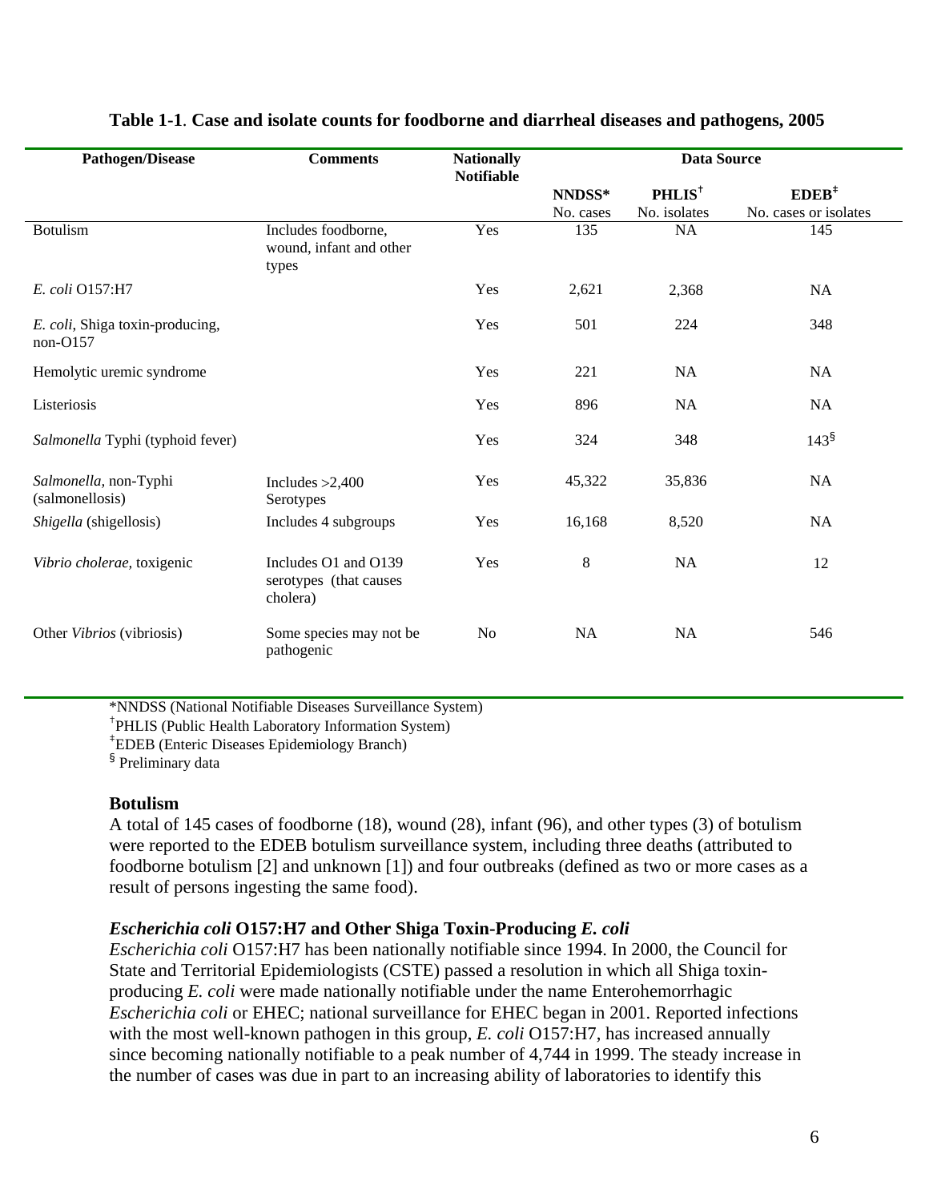**Table 1-1**. **Case and isolate counts for foodborne and diarrheal diseases and pathogens, 2005**

| Pathogen/Disease | Comments | Nationally Notifiable | Data Source | | |
|---|---|---|---|---|---|
| | | | NNDSS* No. cases | PHLIS† No. isolates | EDEB‡ No. cases or isolates |
| Botulism | Includes foodborne, wound, infant and other types | Yes | 135 | NA | 145 |
| *E. coli* O157:H7 | | Yes | 2,621 | 2,368 | NA |
| *E. coli*, Shiga toxin-producing, non-O157 | | Yes | 501 | 224 | 348 |
| Hemolytic uremic syndrome | | Yes | 221 | NA | NA |
| Listeriosis | | Yes | 896 | NA | NA |
| *Salmonella* Typhi (typhoid fever) | | Yes | 324 | 348 | 143§ |
| *Salmonella*, non-Typhi (salmonellosis) | Includes >2,400 Serotypes | Yes | 45,322 | 35,836 | NA |
| *Shigella* (shigellosis) | Includes 4 subgroups | Yes | 16,168 | 8,520 | NA |
| *Vibrio cholerae*, toxigenic | Includes O1 and O139 serotypes (that causes cholera) | Yes | 8 | NA | 12 |
| Other *Vibrios* (vibriosis) | Some species may not be pathogenic | No | NA | NA | 546 |

*NNDSS (National Notifiable Diseases Surveillance System)
†PHLIS (Public Health Laboratory Information System)
‡EDEB (Enteric Diseases Epidemiology Branch)
§ Preliminary data

### Botulism

A total of 145 cases of foodborne (18), wound (28), infant (96), and other types (3) of botulism were reported to the EDEB botulism surveillance system, including three deaths (attributed to foodborne botulism [2] and unknown [1]) and four outbreaks (defined as two or more cases as a result of persons ingesting the same food).

### *Escherichia coli* O157:H7 and Other Shiga Toxin-Producing *E. coli*

*Escherichia coli* O157:H7 has been nationally notifiable since 1994. In 2000, the Council for State and Territorial Epidemiologists (CSTE) passed a resolution in which all Shiga toxin-producing *E. coli* were made nationally notifiable under the name Enterohemorrhagic *Escherichia coli* or EHEC; national surveillance for EHEC began in 2001. Reported infections with the most well-known pathogen in this group, *E. coli* O157:H7, has increased annually since becoming nationally notifiable to a peak number of 4,744 in 1999. The steady increase in the number of cases was due in part to an increasing ability of laboratories to identify this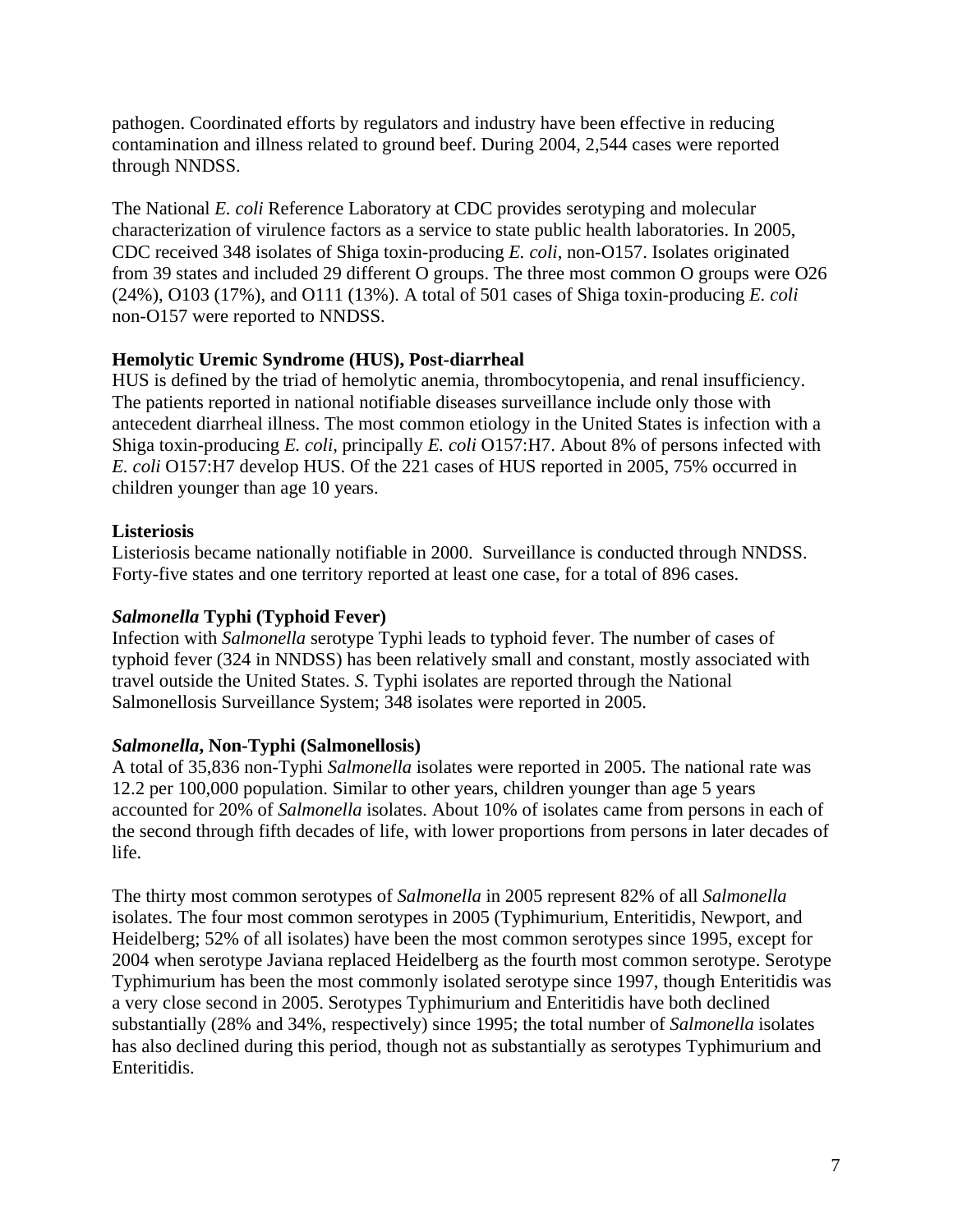pathogen. Coordinated efforts by regulators and industry have been effective in reducing contamination and illness related to ground beef. During 2004, 2,544 cases were reported through NNDSS.

The National *E. coli* Reference Laboratory at CDC provides serotyping and molecular characterization of virulence factors as a service to state public health laboratories. In 2005, CDC received 348 isolates of Shiga toxin-producing *E. coli*, non-O157. Isolates originated from 39 states and included 29 different O groups. The three most common O groups were O26 (24%), O103 (17%), and O111 (13%). A total of 501 cases of Shiga toxin-producing *E. coli* non-O157 were reported to NNDSS.

**Hemolytic Uremic Syndrome (HUS), Post-diarrheal**

HUS is defined by the triad of hemolytic anemia, thrombocytopenia, and renal insufficiency. The patients reported in national notifiable diseases surveillance include only those with antecedent diarrheal illness. The most common etiology in the United States is infection with a Shiga toxin-producing *E. coli*, principally *E. coli* O157:H7. About 8% of persons infected with *E. coli* O157:H7 develop HUS. Of the 221 cases of HUS reported in 2005, 75% occurred in children younger than age 10 years.

**Listeriosis**

Listeriosis became nationally notifiable in 2000. Surveillance is conducted through NNDSS. Forty-five states and one territory reported at least one case, for a total of 896 cases.

***Salmonella* Typhi (Typhoid Fever)**

Infection with *Salmonella* serotype Typhi leads to typhoid fever. The number of cases of typhoid fever (324 in NNDSS) has been relatively small and constant, mostly associated with travel outside the United States. *S.* Typhi isolates are reported through the National Salmonellosis Surveillance System; 348 isolates were reported in 2005.

***Salmonella*, Non-Typhi (Salmonellosis)**

A total of 35,836 non-Typhi *Salmonella* isolates were reported in 2005. The national rate was 12.2 per 100,000 population. Similar to other years, children younger than age 5 years accounted for 20% of *Salmonella* isolates. About 10% of isolates came from persons in each of the second through fifth decades of life, with lower proportions from persons in later decades of life.

The thirty most common serotypes of *Salmonella* in 2005 represent 82% of all *Salmonella* isolates. The four most common serotypes in 2005 (Typhimurium, Enteritidis, Newport, and Heidelberg; 52% of all isolates) have been the most common serotypes since 1995, except for 2004 when serotype Javiana replaced Heidelberg as the fourth most common serotype. Serotype Typhimurium has been the most commonly isolated serotype since 1997, though Enteritidis was a very close second in 2005. Serotypes Typhimurium and Enteritidis have both declined substantially (28% and 34%, respectively) since 1995; the total number of *Salmonella* isolates has also declined during this period, though not as substantially as serotypes Typhimurium and Enteritidis.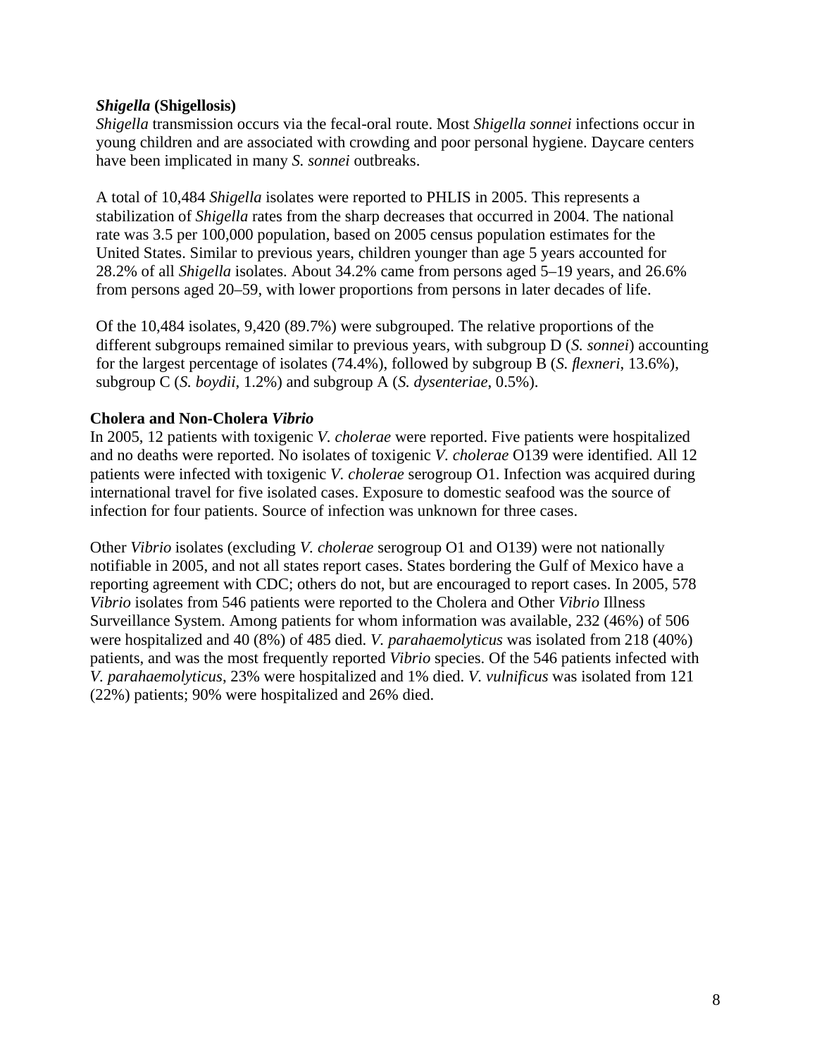### *Shigella* (Shigellosis)

*Shigella* transmission occurs via the fecal-oral route. Most *Shigella sonnei* infections occur in young children and are associated with crowding and poor personal hygiene. Daycare centers have been implicated in many *S. sonnei* outbreaks.

A total of 10,484 *Shigella* isolates were reported to PHLIS in 2005. This represents a stabilization of *Shigella* rates from the sharp decreases that occurred in 2004. The national rate was 3.5 per 100,000 population, based on 2005 census population estimates for the United States. Similar to previous years, children younger than age 5 years accounted for 28.2% of all *Shigella* isolates. About 34.2% came from persons aged 5–19 years, and 26.6% from persons aged 20–59, with lower proportions from persons in later decades of life.

Of the 10,484 isolates, 9,420 (89.7%) were subgrouped. The relative proportions of the different subgroups remained similar to previous years, with subgroup D (*S. sonnei*) accounting for the largest percentage of isolates (74.4%), followed by subgroup B (*S. flexneri*, 13.6%), subgroup C (*S. boydii*, 1.2%) and subgroup A (*S. dysenteriae*, 0.5%).

### Cholera and Non-Cholera *Vibrio*

In 2005, 12 patients with toxigenic *V. cholerae* were reported. Five patients were hospitalized and no deaths were reported. No isolates of toxigenic *V. cholerae* O139 were identified. All 12 patients were infected with toxigenic *V. cholerae* serogroup O1. Infection was acquired during international travel for five isolated cases. Exposure to domestic seafood was the source of infection for four patients. Source of infection was unknown for three cases.

Other *Vibrio* isolates (excluding *V. cholerae* serogroup O1 and O139) were not nationally notifiable in 2005, and not all states report cases. States bordering the Gulf of Mexico have a reporting agreement with CDC; others do not, but are encouraged to report cases. In 2005, 578 *Vibrio* isolates from 546 patients were reported to the Cholera and Other *Vibrio* Illness Surveillance System. Among patients for whom information was available, 232 (46%) of 506 were hospitalized and 40 (8%) of 485 died. *V. parahaemolyticus* was isolated from 218 (40%) patients, and was the most frequently reported *Vibrio* species. Of the 546 patients infected with *V. parahaemolyticus*, 23% were hospitalized and 1% died. *V. vulnificus* was isolated from 121 (22%) patients; 90% were hospitalized and 26% died.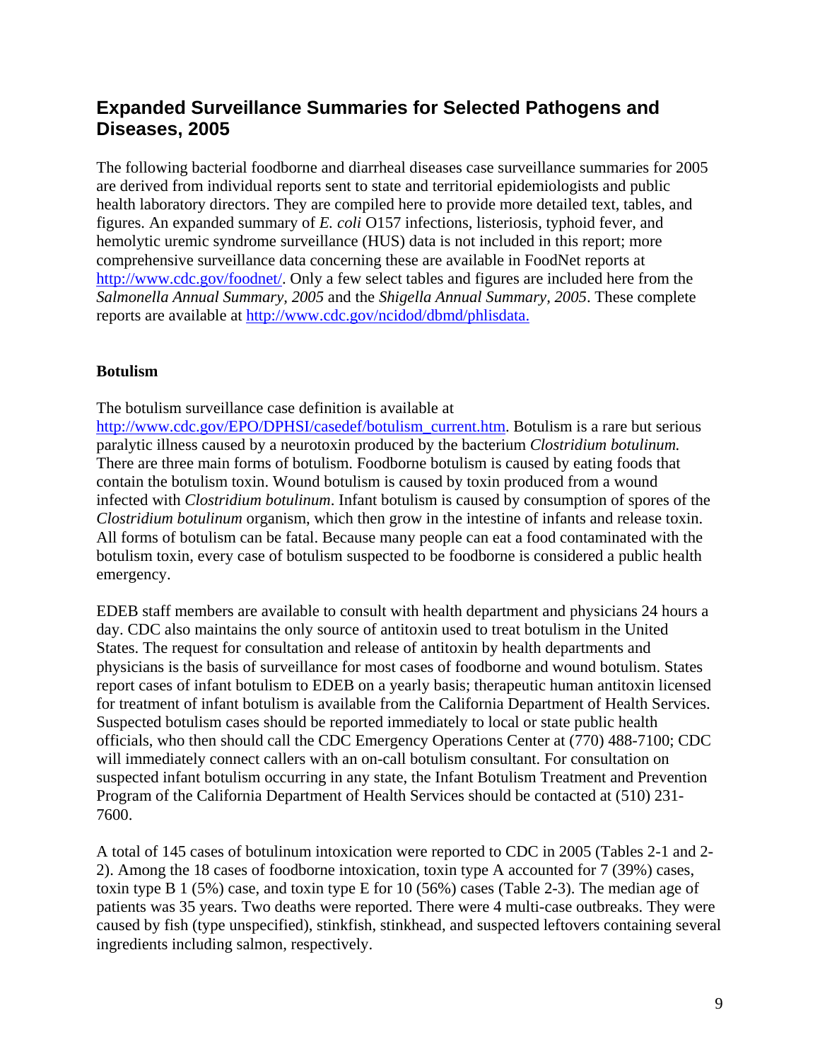## Expanded Surveillance Summaries for Selected Pathogens and Diseases, 2005

The following bacterial foodborne and diarrheal diseases case surveillance summaries for 2005 are derived from individual reports sent to state and territorial epidemiologists and public health laboratory directors. They are compiled here to provide more detailed text, tables, and figures. An expanded summary of *E. coli* O157 infections, listeriosis, typhoid fever, and hemolytic uremic syndrome surveillance (HUS) data is not included in this report; more comprehensive surveillance data concerning these are available in FoodNet reports at http://www.cdc.gov/foodnet/. Only a few select tables and figures are included here from the *Salmonella Annual Summary, 2005* and the *Shigella Annual Summary, 2005*. These complete reports are available at http://www.cdc.gov/ncidod/dbmd/phlisdata.

### Botulism

The botulism surveillance case definition is available at http://www.cdc.gov/EPO/DPHSI/casedef/botulism_current.htm. Botulism is a rare but serious paralytic illness caused by a neurotoxin produced by the bacterium *Clostridium botulinum.* There are three main forms of botulism. Foodborne botulism is caused by eating foods that contain the botulism toxin. Wound botulism is caused by toxin produced from a wound infected with *Clostridium botulinum*. Infant botulism is caused by consumption of spores of the *Clostridium botulinum* organism, which then grow in the intestine of infants and release toxin. All forms of botulism can be fatal. Because many people can eat a food contaminated with the botulism toxin, every case of botulism suspected to be foodborne is considered a public health emergency.

EDEB staff members are available to consult with health department and physicians 24 hours a day. CDC also maintains the only source of antitoxin used to treat botulism in the United States. The request for consultation and release of antitoxin by health departments and physicians is the basis of surveillance for most cases of foodborne and wound botulism. States report cases of infant botulism to EDEB on a yearly basis; therapeutic human antitoxin licensed for treatment of infant botulism is available from the California Department of Health Services. Suspected botulism cases should be reported immediately to local or state public health officials, who then should call the CDC Emergency Operations Center at (770) 488-7100; CDC will immediately connect callers with an on-call botulism consultant. For consultation on suspected infant botulism occurring in any state, the Infant Botulism Treatment and Prevention Program of the California Department of Health Services should be contacted at (510) 231-7600.

A total of 145 cases of botulinum intoxication were reported to CDC in 2005 (Tables 2-1 and 2-2). Among the 18 cases of foodborne intoxication, toxin type A accounted for 7 (39%) cases, toxin type B 1 (5%) case, and toxin type E for 10 (56%) cases (Table 2-3). The median age of patients was 35 years. Two deaths were reported. There were 4 multi-case outbreaks. They were caused by fish (type unspecified), stinkfish, stinkhead, and suspected leftovers containing several ingredients including salmon, respectively.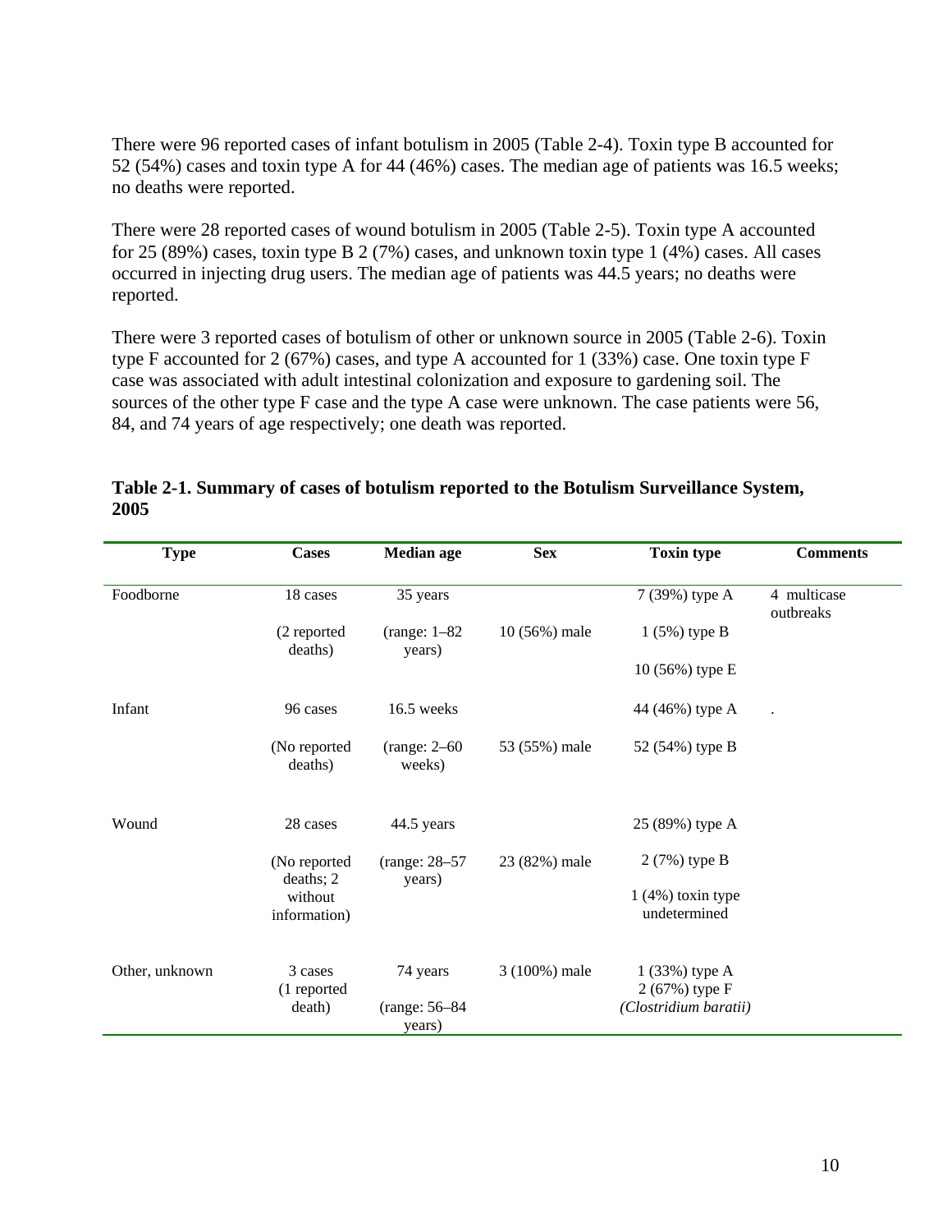There were 96 reported cases of infant botulism in 2005 (Table 2-4). Toxin type B accounted for 52 (54%) cases and toxin type A for 44 (46%) cases. The median age of patients was 16.5 weeks; no deaths were reported.

There were 28 reported cases of wound botulism in 2005 (Table 2-5). Toxin type A accounted for 25 (89%) cases, toxin type B 2 (7%) cases, and unknown toxin type 1 (4%) cases. All cases occurred in injecting drug users. The median age of patients was 44.5 years; no deaths were reported.

There were 3 reported cases of botulism of other or unknown source in 2005 (Table 2-6). Toxin type F accounted for 2 (67%) cases, and type A accounted for 1 (33%) case. One toxin type F case was associated with adult intestinal colonization and exposure to gardening soil. The sources of the other type F case and the type A case were unknown. The case patients were 56, 84, and 74 years of age respectively; one death was reported.

**Table 2-1. Summary of cases of botulism reported to the Botulism Surveillance System, 2005**

| Type | Cases | Median age | Sex | Toxin type | Comments |
|---|---|---|---|---|---|
| Foodborne | 18 cases (2 reported deaths) | 35 years (range: 1–82 years) | 10 (56%) male | 7 (39%) type A<br>1 (5%) type B<br>10 (56%) type E | 4 multicase outbreaks |
| Infant | 96 cases (No reported deaths) | 16.5 weeks (range: 2–60 weeks) | 53 (55%) male | 44 (46%) type A<br>52 (54%) type B | . |
| Wound | 28 cases (No reported deaths; 2 without information) | 44.5 years (range: 28–57 years) | 23 (82%) male | 25 (89%) type A<br>2 (7%) type B<br>1 (4%) toxin type undetermined | |
| Other, unknown | 3 cases (1 reported death) | 74 years (range: 56–84 years) | 3 (100%) male | 1 (33%) type A<br>2 (67%) type F *(Clostridium baratii)* | |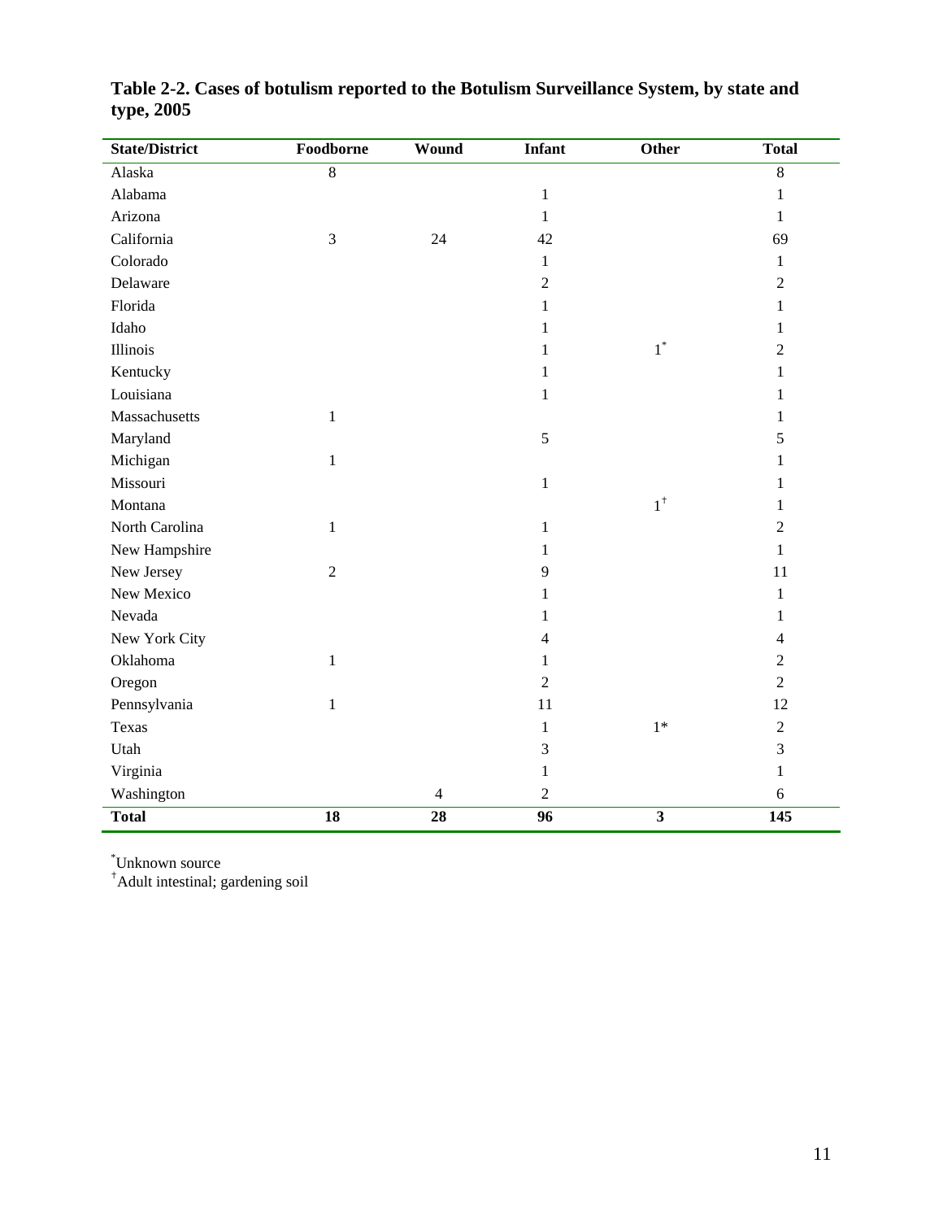**Table 2-2. Cases of botulism reported to the Botulism Surveillance System, by state and type, 2005**

| State/District | Foodborne | Wound | Infant | Other | Total |
|---|---|---|---|---|---|
| Alaska | 8 | | | | 8 |
| Alabama | | | 1 | | 1 |
| Arizona | | | 1 | | 1 |
| California | 3 | 24 | 42 | | 69 |
| Colorado | | | 1 | | 1 |
| Delaware | | | 2 | | 2 |
| Florida | | | 1 | | 1 |
| Idaho | | | 1 | | 1 |
| Illinois | | | 1 | 1* | 2 |
| Kentucky | | | 1 | | 1 |
| Louisiana | | | 1 | | 1 |
| Massachusetts | 1 | | | | 1 |
| Maryland | | | 5 | | 5 |
| Michigan | 1 | | | | 1 |
| Missouri | | | 1 | | 1 |
| Montana | | | | 1† | 1 |
| North Carolina | 1 | | 1 | | 2 |
| New Hampshire | | | 1 | | 1 |
| New Jersey | 2 | | 9 | | 11 |
| New Mexico | | | 1 | | 1 |
| Nevada | | | 1 | | 1 |
| New York City | | | 4 | | 4 |
| Oklahoma | 1 | | 1 | | 2 |
| Oregon | | | 2 | | 2 |
| Pennsylvania | 1 | | 11 | | 12 |
| Texas | | | 1 | 1* | 2 |
| Utah | | | 3 | | 3 |
| Virginia | | | 1 | | 1 |
| Washington | | 4 | 2 | | 6 |
| **Total** | **18** | **28** | **96** | **3** | **145** |

*Unknown source
†Adult intestinal; gardening soil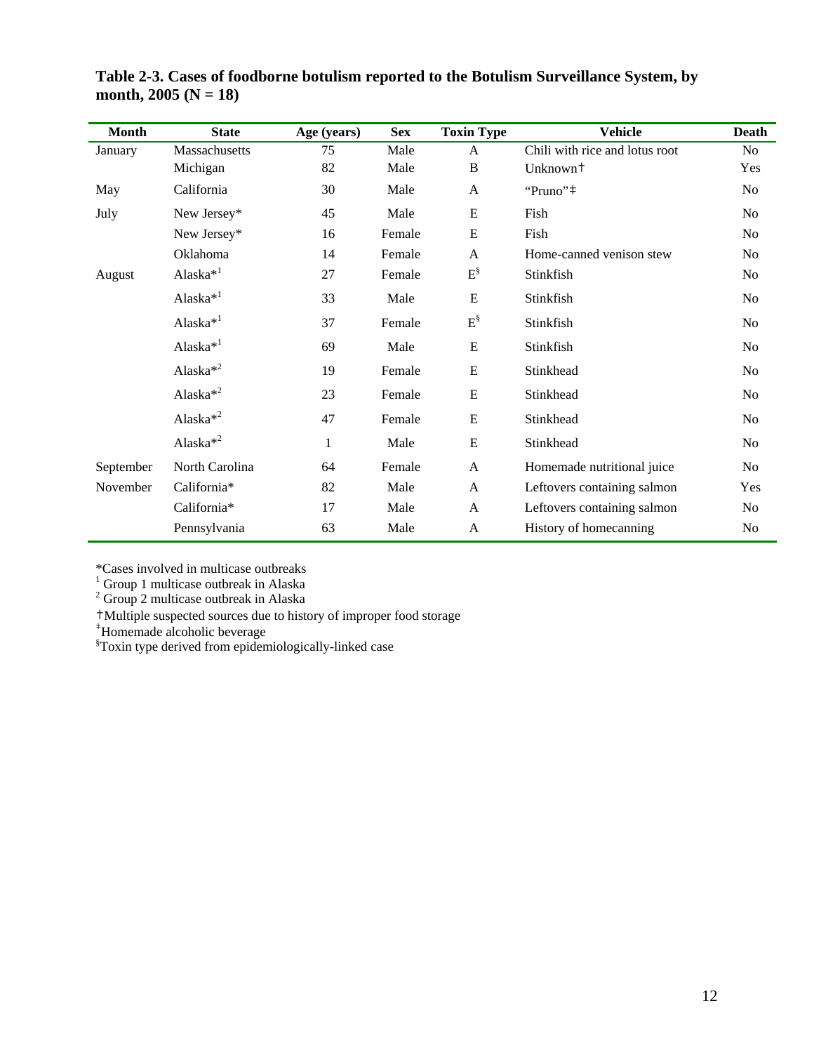**Table 2-3. Cases of foodborne botulism reported to the Botulism Surveillance System, by month, 2005 (N = 18)**

| Month | State | Age (years) | Sex | Toxin Type | Vehicle | Death |
|---|---|---|---|---|---|---|
| January | Massachusetts | 75 | Male | A | Chili with rice and lotus root | No |
| | Michigan | 82 | Male | B | Unknown† | Yes |
| May | California | 30 | Male | A | "Pruno"‡ | No |
| July | New Jersey* | 45 | Male | E | Fish | No |
| | New Jersey* | 16 | Female | E | Fish | No |
| | Oklahoma | 14 | Female | A | Home-canned venison stew | No |
| August | Alaska*[1] | 27 | Female | E§ | Stinkfish | No |
| | Alaska*[1] | 33 | Male | E | Stinkfish | No |
| | Alaska*[1] | 37 | Female | E§ | Stinkfish | No |
| | Alaska*[1] | 69 | Male | E | Stinkfish | No |
| | Alaska*[2] | 19 | Female | E | Stinkhead | No |
| | Alaska*[2] | 23 | Female | E | Stinkhead | No |
| | Alaska*[2] | 47 | Female | E | Stinkhead | No |
| | Alaska*[2] | 1 | Male | E | Stinkhead | No |
| September | North Carolina | 64 | Female | A | Homemade nutritional juice | No |
| November | California* | 82 | Male | A | Leftovers containing salmon | Yes |
| | California* | 17 | Male | A | Leftovers containing salmon | No |
| | Pennsylvania | 63 | Male | A | History of homecanning | No |

*Cases involved in multicase outbreaks
[1] Group 1 multicase outbreak in Alaska
[2] Group 2 multicase outbreak in Alaska
†Multiple suspected sources due to history of improper food storage
‡Homemade alcoholic beverage
§Toxin type derived from epidemiologically-linked case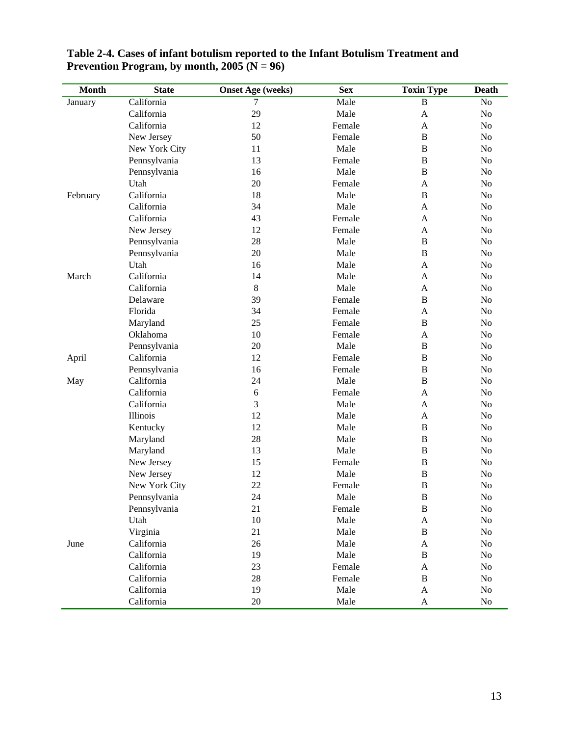**Table 2-4. Cases of infant botulism reported to the Infant Botulism Treatment and Prevention Program, by month, 2005 (N = 96)**

| Month | State | Onset Age (weeks) | Sex | Toxin Type | Death |
|---|---|---|---|---|---|
| January | California | 7 | Male | B | No |
| | California | 29 | Male | A | No |
| | California | 12 | Female | A | No |
| | New Jersey | 50 | Female | B | No |
| | New York City | 11 | Male | B | No |
| | Pennsylvania | 13 | Female | B | No |
| | Pennsylvania | 16 | Male | B | No |
| | Utah | 20 | Female | A | No |
| February | California | 18 | Male | B | No |
| | California | 34 | Male | A | No |
| | California | 43 | Female | A | No |
| | New Jersey | 12 | Female | A | No |
| | Pennsylvania | 28 | Male | B | No |
| | Pennsylvania | 20 | Male | B | No |
| | Utah | 16 | Male | A | No |
| March | California | 14 | Male | A | No |
| | California | 8 | Male | A | No |
| | Delaware | 39 | Female | B | No |
| | Florida | 34 | Female | A | No |
| | Maryland | 25 | Female | B | No |
| | Oklahoma | 10 | Female | A | No |
| | Pennsylvania | 20 | Male | B | No |
| April | California | 12 | Female | B | No |
| | Pennsylvania | 16 | Female | B | No |
| May | California | 24 | Male | B | No |
| | California | 6 | Female | A | No |
| | California | 3 | Male | A | No |
| | Illinois | 12 | Male | A | No |
| | Kentucky | 12 | Male | B | No |
| | Maryland | 28 | Male | B | No |
| | Maryland | 13 | Male | B | No |
| | New Jersey | 15 | Female | B | No |
| | New Jersey | 12 | Male | B | No |
| | New York City | 22 | Female | B | No |
| | Pennsylvania | 24 | Male | B | No |
| | Pennsylvania | 21 | Female | B | No |
| | Utah | 10 | Male | A | No |
| | Virginia | 21 | Male | B | No |
| June | California | 26 | Male | A | No |
| | California | 19 | Male | B | No |
| | California | 23 | Female | A | No |
| | California | 28 | Female | B | No |
| | California | 19 | Male | A | No |
| | California | 20 | Male | A | No |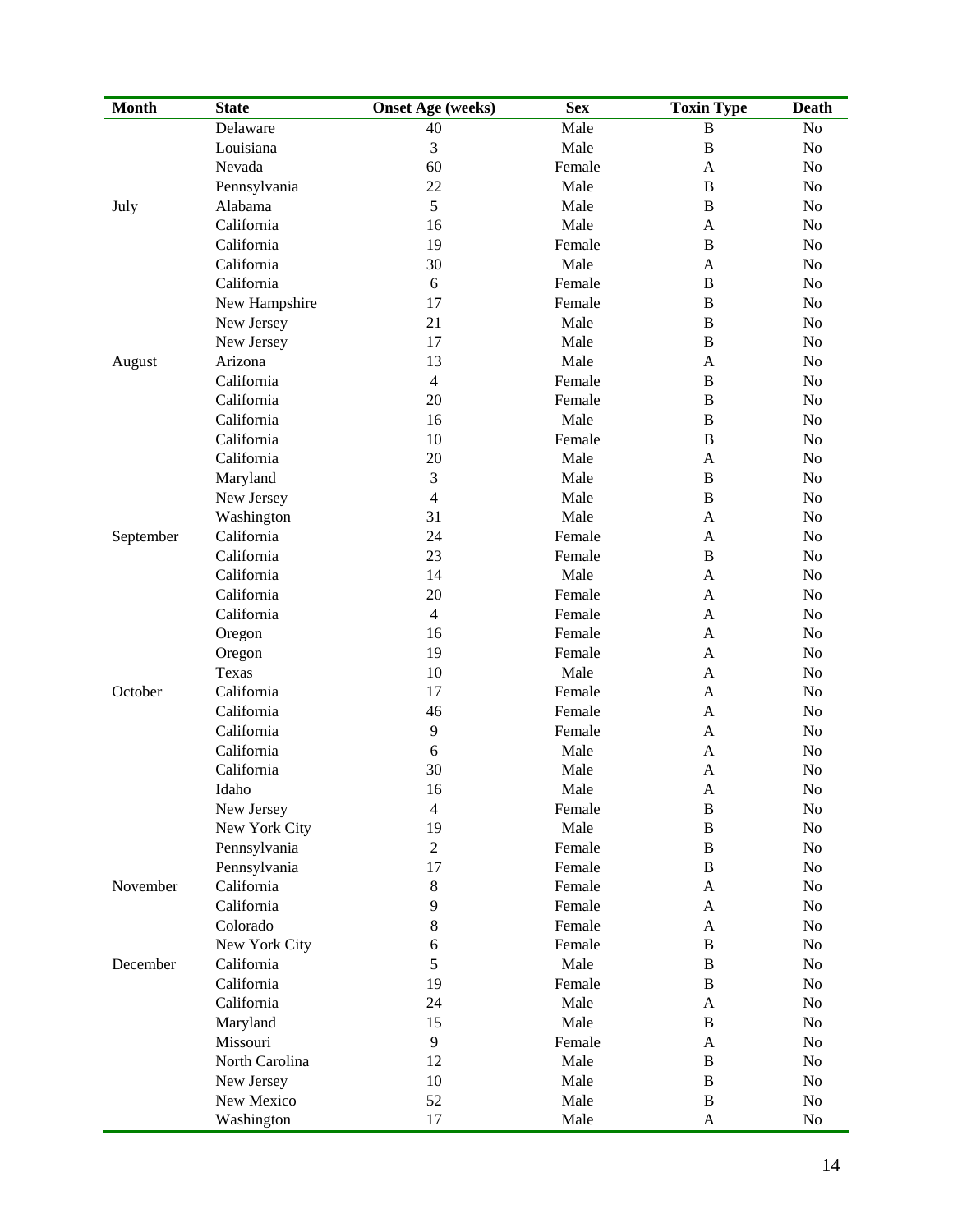| Month | State | Onset Age (weeks) | Sex | Toxin Type | Death |
|---|---|---|---|---|---|
| | Delaware | 40 | Male | B | No |
| | Louisiana | 3 | Male | B | No |
| | Nevada | 60 | Female | A | No |
| | Pennsylvania | 22 | Male | B | No |
| July | Alabama | 5 | Male | B | No |
| | California | 16 | Male | A | No |
| | California | 19 | Female | B | No |
| | California | 30 | Male | A | No |
| | California | 6 | Female | B | No |
| | New Hampshire | 17 | Female | B | No |
| | New Jersey | 21 | Male | B | No |
| | New Jersey | 17 | Male | B | No |
| August | Arizona | 13 | Male | A | No |
| | California | 4 | Female | B | No |
| | California | 20 | Female | B | No |
| | California | 16 | Male | B | No |
| | California | 10 | Female | B | No |
| | California | 20 | Male | A | No |
| | Maryland | 3 | Male | B | No |
| | New Jersey | 4 | Male | B | No |
| | Washington | 31 | Male | A | No |
| September | California | 24 | Female | A | No |
| | California | 23 | Female | B | No |
| | California | 14 | Male | A | No |
| | California | 20 | Female | A | No |
| | California | 4 | Female | A | No |
| | Oregon | 16 | Female | A | No |
| | Oregon | 19 | Female | A | No |
| | Texas | 10 | Male | A | No |
| October | California | 17 | Female | A | No |
| | California | 46 | Female | A | No |
| | California | 9 | Female | A | No |
| | California | 6 | Male | A | No |
| | California | 30 | Male | A | No |
| | Idaho | 16 | Male | A | No |
| | New Jersey | 4 | Female | B | No |
| | New York City | 19 | Male | B | No |
| | Pennsylvania | 2 | Female | B | No |
| | Pennsylvania | 17 | Female | B | No |
| November | California | 8 | Female | A | No |
| | California | 9 | Female | A | No |
| | Colorado | 8 | Female | A | No |
| | New York City | 6 | Female | B | No |
| December | California | 5 | Male | B | No |
| | California | 19 | Female | B | No |
| | California | 24 | Male | A | No |
| | Maryland | 15 | Male | B | No |
| | Missouri | 9 | Female | A | No |
| | North Carolina | 12 | Male | B | No |
| | New Jersey | 10 | Male | B | No |
| | New Mexico | 52 | Male | B | No |
| | Washington | 17 | Male | A | No |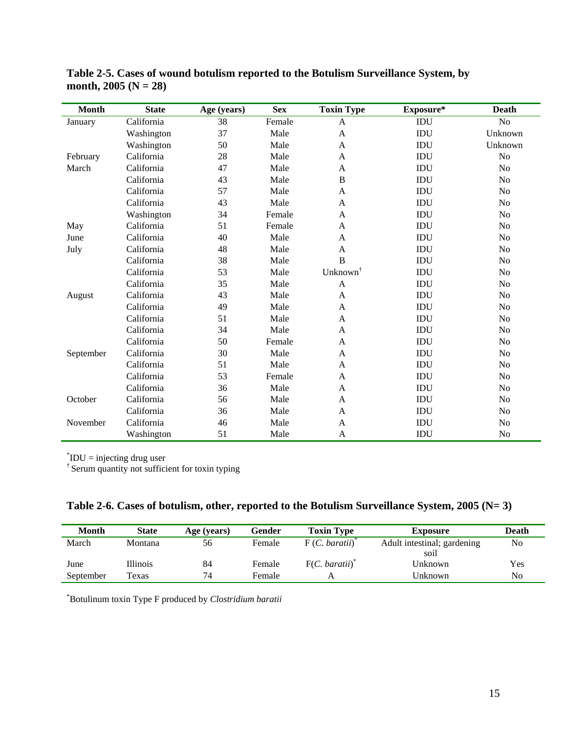**Table 2-5. Cases of wound botulism reported to the Botulism Surveillance System, by month, 2005 (N = 28)**

| Month | State | Age (years) | Sex | Toxin Type | Exposure* | Death |
|---|---|---|---|---|---|---|
| January | California | 38 | Female | A | IDU | No |
| | Washington | 37 | Male | A | IDU | Unknown |
| | Washington | 50 | Male | A | IDU | Unknown |
| February | California | 28 | Male | A | IDU | No |
| March | California | 47 | Male | A | IDU | No |
| | California | 43 | Male | B | IDU | No |
| | California | 57 | Male | A | IDU | No |
| | California | 43 | Male | A | IDU | No |
| | Washington | 34 | Female | A | IDU | No |
| May | California | 51 | Female | A | IDU | No |
| June | California | 40 | Male | A | IDU | No |
| July | California | 48 | Male | A | IDU | No |
| | California | 38 | Male | B | IDU | No |
| | California | 53 | Male | Unknown[†] | IDU | No |
| | California | 35 | Male | A | IDU | No |
| August | California | 43 | Male | A | IDU | No |
| | California | 49 | Male | A | IDU | No |
| | California | 51 | Male | A | IDU | No |
| | California | 34 | Male | A | IDU | No |
| | California | 50 | Female | A | IDU | No |
| September | California | 30 | Male | A | IDU | No |
| | California | 51 | Male | A | IDU | No |
| | California | 53 | Female | A | IDU | No |
| | California | 36 | Male | A | IDU | No |
| October | California | 56 | Male | A | IDU | No |
| | California | 36 | Male | A | IDU | No |
| November | California | 46 | Male | A | IDU | No |
| | Washington | 51 | Male | A | IDU | No |

*IDU = injecting drug user
[†] Serum quantity not sufficient for toxin typing

**Table 2-6. Cases of botulism, other, reported to the Botulism Surveillance System, 2005 (N= 3)**

| Month | State | Age (years) | Gender | Toxin Type | Exposure | Death |
|---|---|---|---|---|---|---|
| March | Montana | 56 | Female | F (*C. baratii*)* | Adult intestinal; gardening soil | No |
| June | Illinois | 84 | Female | F(*C. baratii*)* | Unknown | Yes |
| September | Texas | 74 | Female | A | Unknown | No |

*Botulinum toxin Type F produced by *Clostridium baratii*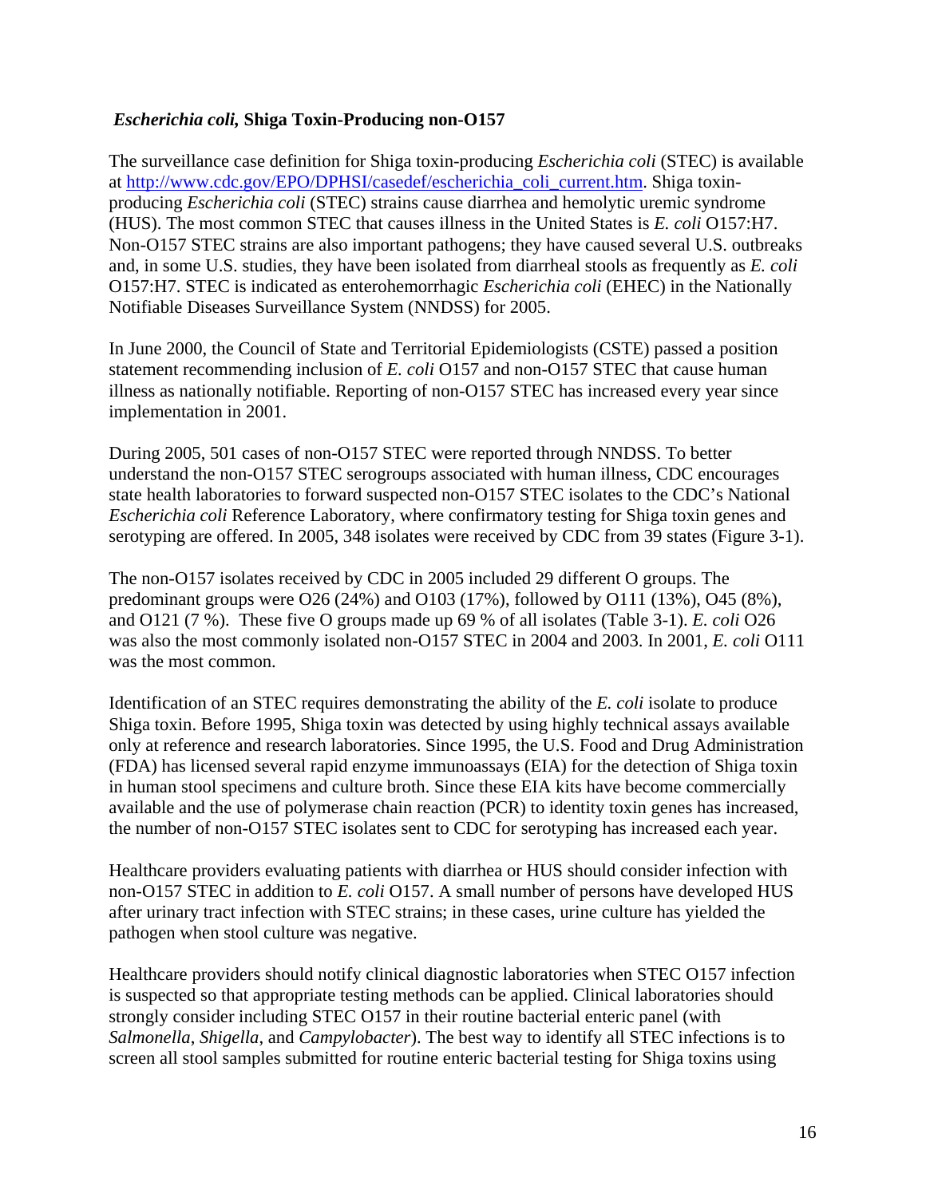### *Escherichia coli,* Shiga Toxin-Producing non-O157

The surveillance case definition for Shiga toxin-producing *Escherichia coli* (STEC) is available at http://www.cdc.gov/EPO/DPHSI/casedef/escherichia_coli_current.htm. Shiga toxin-producing *Escherichia coli* (STEC) strains cause diarrhea and hemolytic uremic syndrome (HUS). The most common STEC that causes illness in the United States is *E. coli* O157:H7. Non-O157 STEC strains are also important pathogens; they have caused several U.S. outbreaks and, in some U.S. studies, they have been isolated from diarrheal stools as frequently as *E. coli* O157:H7. STEC is indicated as enterohemorrhagic *Escherichia coli* (EHEC) in the Nationally Notifiable Diseases Surveillance System (NNDSS) for 2005.

In June 2000, the Council of State and Territorial Epidemiologists (CSTE) passed a position statement recommending inclusion of *E. coli* O157 and non-O157 STEC that cause human illness as nationally notifiable. Reporting of non-O157 STEC has increased every year since implementation in 2001.

During 2005, 501 cases of non-O157 STEC were reported through NNDSS. To better understand the non-O157 STEC serogroups associated with human illness, CDC encourages state health laboratories to forward suspected non-O157 STEC isolates to the CDC's National *Escherichia coli* Reference Laboratory, where confirmatory testing for Shiga toxin genes and serotyping are offered. In 2005, 348 isolates were received by CDC from 39 states (Figure 3-1).

The non-O157 isolates received by CDC in 2005 included 29 different O groups. The predominant groups were O26 (24%) and O103 (17%), followed by O111 (13%), O45 (8%), and O121 (7 %). These five O groups made up 69 % of all isolates (Table 3-1). *E. coli* O26 was also the most commonly isolated non-O157 STEC in 2004 and 2003. In 2001, *E. coli* O111 was the most common.

Identification of an STEC requires demonstrating the ability of the *E. coli* isolate to produce Shiga toxin. Before 1995, Shiga toxin was detected by using highly technical assays available only at reference and research laboratories. Since 1995, the U.S. Food and Drug Administration (FDA) has licensed several rapid enzyme immunoassays (EIA) for the detection of Shiga toxin in human stool specimens and culture broth. Since these EIA kits have become commercially available and the use of polymerase chain reaction (PCR) to identity toxin genes has increased, the number of non-O157 STEC isolates sent to CDC for serotyping has increased each year.

Healthcare providers evaluating patients with diarrhea or HUS should consider infection with non-O157 STEC in addition to *E. coli* O157. A small number of persons have developed HUS after urinary tract infection with STEC strains; in these cases, urine culture has yielded the pathogen when stool culture was negative.

Healthcare providers should notify clinical diagnostic laboratories when STEC O157 infection is suspected so that appropriate testing methods can be applied. Clinical laboratories should strongly consider including STEC O157 in their routine bacterial enteric panel (with *Salmonella*, *Shigella*, and *Campylobacter*). The best way to identify all STEC infections is to screen all stool samples submitted for routine enteric bacterial testing for Shiga toxins using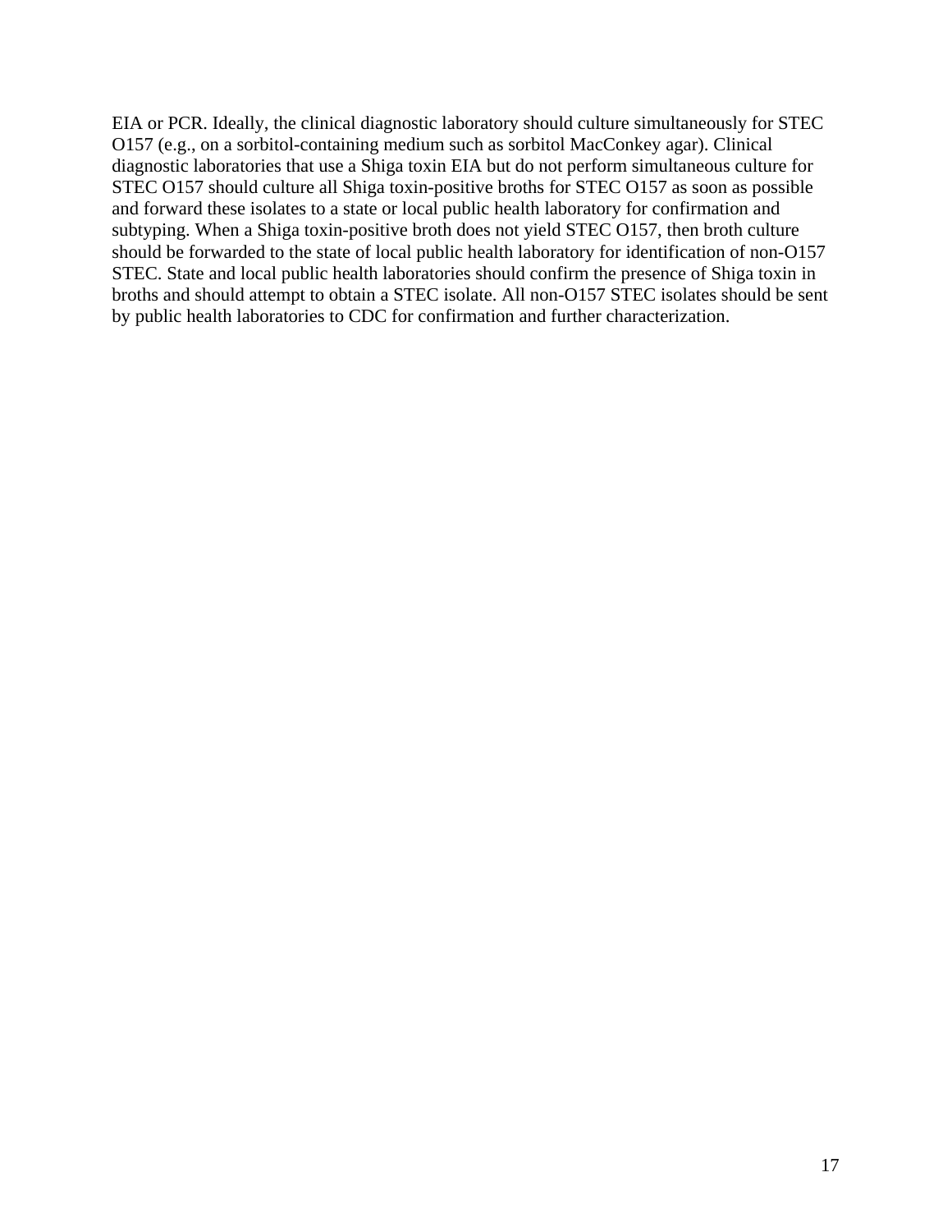EIA or PCR. Ideally, the clinical diagnostic laboratory should culture simultaneously for STEC O157 (e.g., on a sorbitol-containing medium such as sorbitol MacConkey agar). Clinical diagnostic laboratories that use a Shiga toxin EIA but do not perform simultaneous culture for STEC O157 should culture all Shiga toxin-positive broths for STEC O157 as soon as possible and forward these isolates to a state or local public health laboratory for confirmation and subtyping. When a Shiga toxin-positive broth does not yield STEC O157, then broth culture should be forwarded to the state of local public health laboratory for identification of non-O157 STEC. State and local public health laboratories should confirm the presence of Shiga toxin in broths and should attempt to obtain a STEC isolate. All non-O157 STEC isolates should be sent by public health laboratories to CDC for confirmation and further characterization.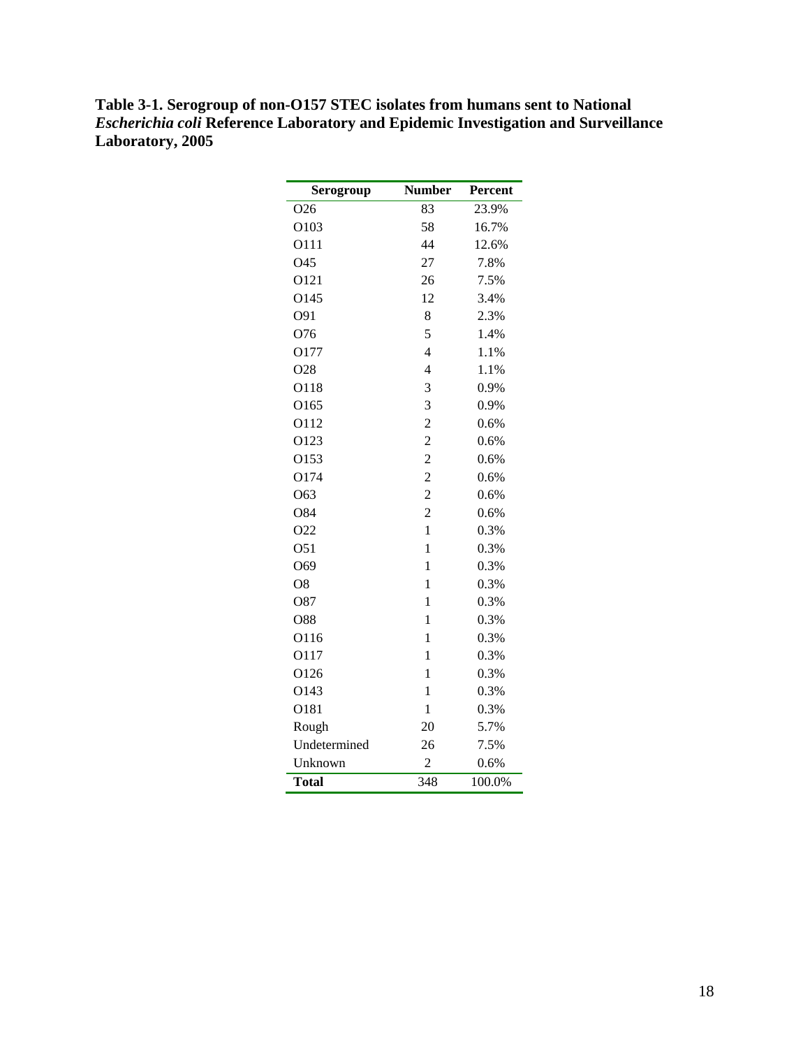**Table 3-1. Serogroup of non-O157 STEC isolates from humans sent to National *Escherichia coli* Reference Laboratory and Epidemic Investigation and Surveillance Laboratory, 2005**

| Serogroup | Number | Percent |
|---|---|---|
| O26 | 83 | 23.9% |
| O103 | 58 | 16.7% |
| O111 | 44 | 12.6% |
| O45 | 27 | 7.8% |
| O121 | 26 | 7.5% |
| O145 | 12 | 3.4% |
| O91 | 8 | 2.3% |
| O76 | 5 | 1.4% |
| O177 | 4 | 1.1% |
| O28 | 4 | 1.1% |
| O118 | 3 | 0.9% |
| O165 | 3 | 0.9% |
| O112 | 2 | 0.6% |
| O123 | 2 | 0.6% |
| O153 | 2 | 0.6% |
| O174 | 2 | 0.6% |
| O63 | 2 | 0.6% |
| O84 | 2 | 0.6% |
| O22 | 1 | 0.3% |
| O51 | 1 | 0.3% |
| O69 | 1 | 0.3% |
| O8 | 1 | 0.3% |
| O87 | 1 | 0.3% |
| O88 | 1 | 0.3% |
| O116 | 1 | 0.3% |
| O117 | 1 | 0.3% |
| O126 | 1 | 0.3% |
| O143 | 1 | 0.3% |
| O181 | 1 | 0.3% |
| Rough | 20 | 5.7% |
| Undetermined | 26 | 7.5% |
| Unknown | 2 | 0.6% |
| **Total** | 348 | 100.0% |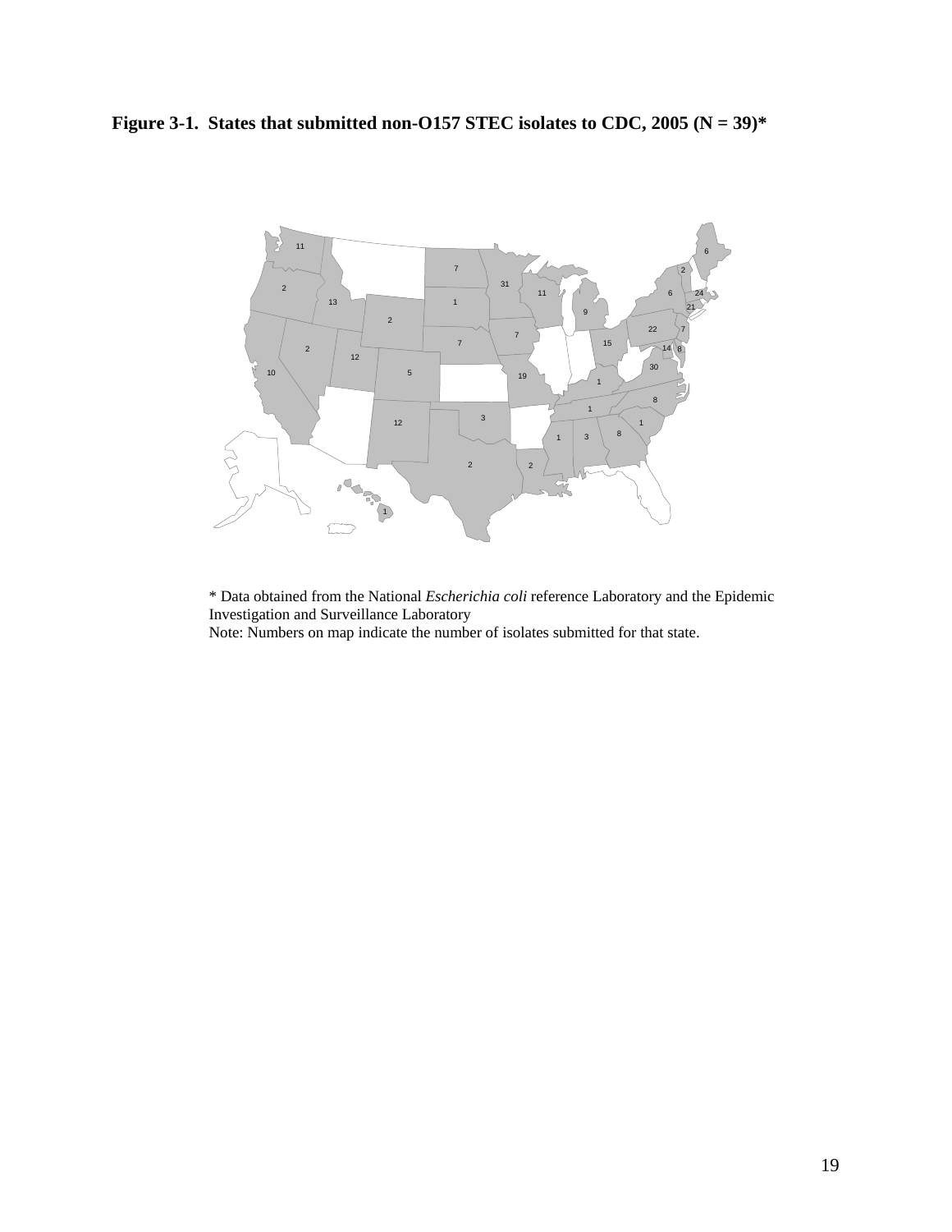**Figure 3-1. States that submitted non-O157 STEC isolates to CDC, 2005 (N = 39)***

\* Data obtained from the National *Escherichia coli* reference Laboratory and the Epidemic Investigation and Surveillance Laboratory

Note: Numbers on map indicate the number of isolates submitted for that state.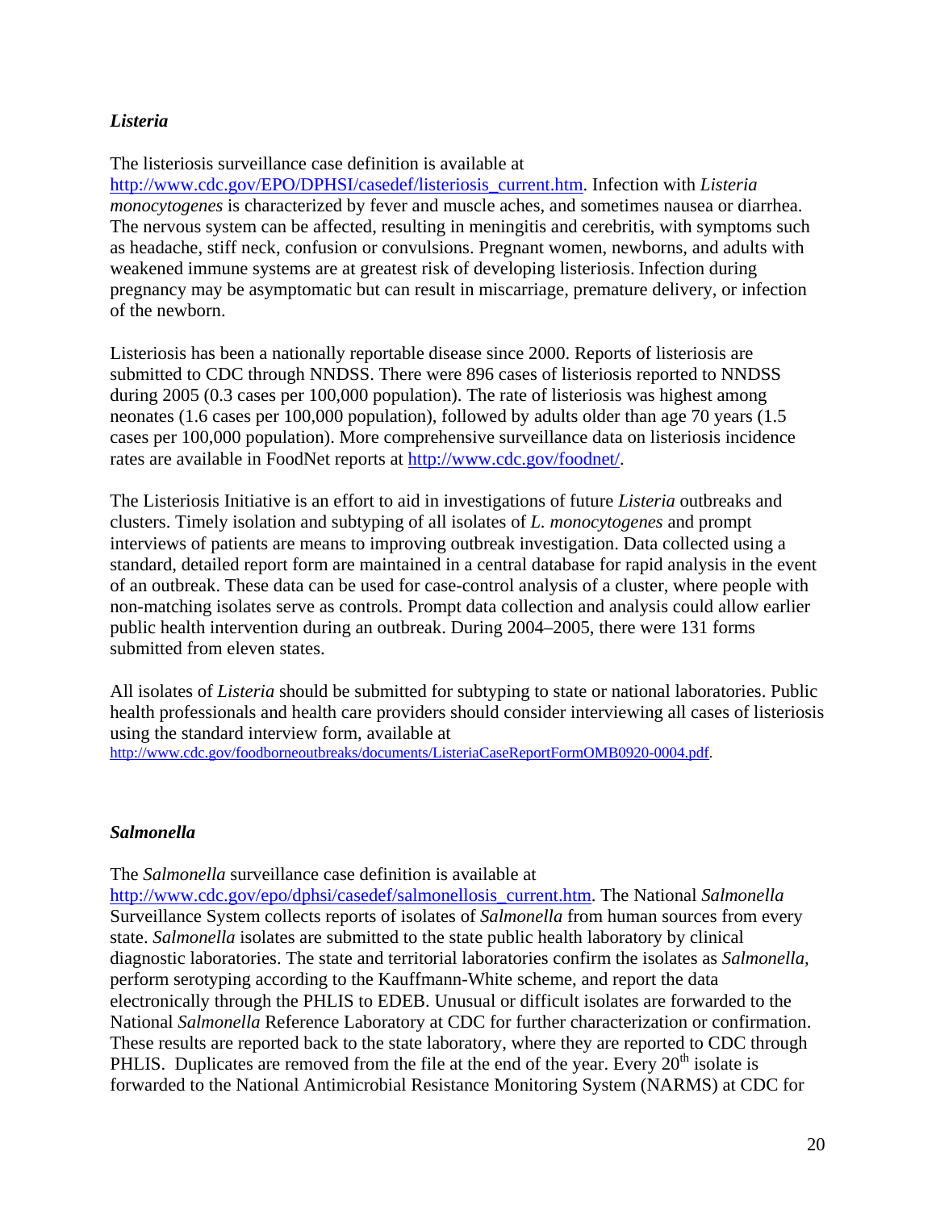### *Listeria*

The listeriosis surveillance case definition is available at http://www.cdc.gov/EPO/DPHSI/casedef/listeriosis_current.htm. Infection with *Listeria monocytogenes* is characterized by fever and muscle aches, and sometimes nausea or diarrhea. The nervous system can be affected, resulting in meningitis and cerebritis, with symptoms such as headache, stiff neck, confusion or convulsions. Pregnant women, newborns, and adults with weakened immune systems are at greatest risk of developing listeriosis. Infection during pregnancy may be asymptomatic but can result in miscarriage, premature delivery, or infection of the newborn.

Listeriosis has been a nationally reportable disease since 2000. Reports of listeriosis are submitted to CDC through NNDSS. There were 896 cases of listeriosis reported to NNDSS during 2005 (0.3 cases per 100,000 population). The rate of listeriosis was highest among neonates (1.6 cases per 100,000 population), followed by adults older than age 70 years (1.5 cases per 100,000 population). More comprehensive surveillance data on listeriosis incidence rates are available in FoodNet reports at http://www.cdc.gov/foodnet/.

The Listeriosis Initiative is an effort to aid in investigations of future *Listeria* outbreaks and clusters. Timely isolation and subtyping of all isolates of *L. monocytogenes* and prompt interviews of patients are means to improving outbreak investigation. Data collected using a standard, detailed report form are maintained in a central database for rapid analysis in the event of an outbreak. These data can be used for case-control analysis of a cluster, where people with non-matching isolates serve as controls. Prompt data collection and analysis could allow earlier public health intervention during an outbreak. During 2004–2005, there were 131 forms submitted from eleven states.

All isolates of *Listeria* should be submitted for subtyping to state or national laboratories. Public health professionals and health care providers should consider interviewing all cases of listeriosis using the standard interview form, available at http://www.cdc.gov/foodborneoutbreaks/documents/ListeriaCaseReportFormOMB0920-0004.pdf.

### *Salmonella*

The *Salmonella* surveillance case definition is available at http://www.cdc.gov/epo/dphsi/casedef/salmonellosis_current.htm. The National *Salmonella* Surveillance System collects reports of isolates of *Salmonella* from human sources from every state. *Salmonella* isolates are submitted to the state public health laboratory by clinical diagnostic laboratories. The state and territorial laboratories confirm the isolates as *Salmonella*, perform serotyping according to the Kauffmann-White scheme, and report the data electronically through the PHLIS to EDEB. Unusual or difficult isolates are forwarded to the National *Salmonella* Reference Laboratory at CDC for further characterization or confirmation. These results are reported back to the state laboratory, where they are reported to CDC through PHLIS. Duplicates are removed from the file at the end of the year. Every 20th isolate is forwarded to the National Antimicrobial Resistance Monitoring System (NARMS) at CDC for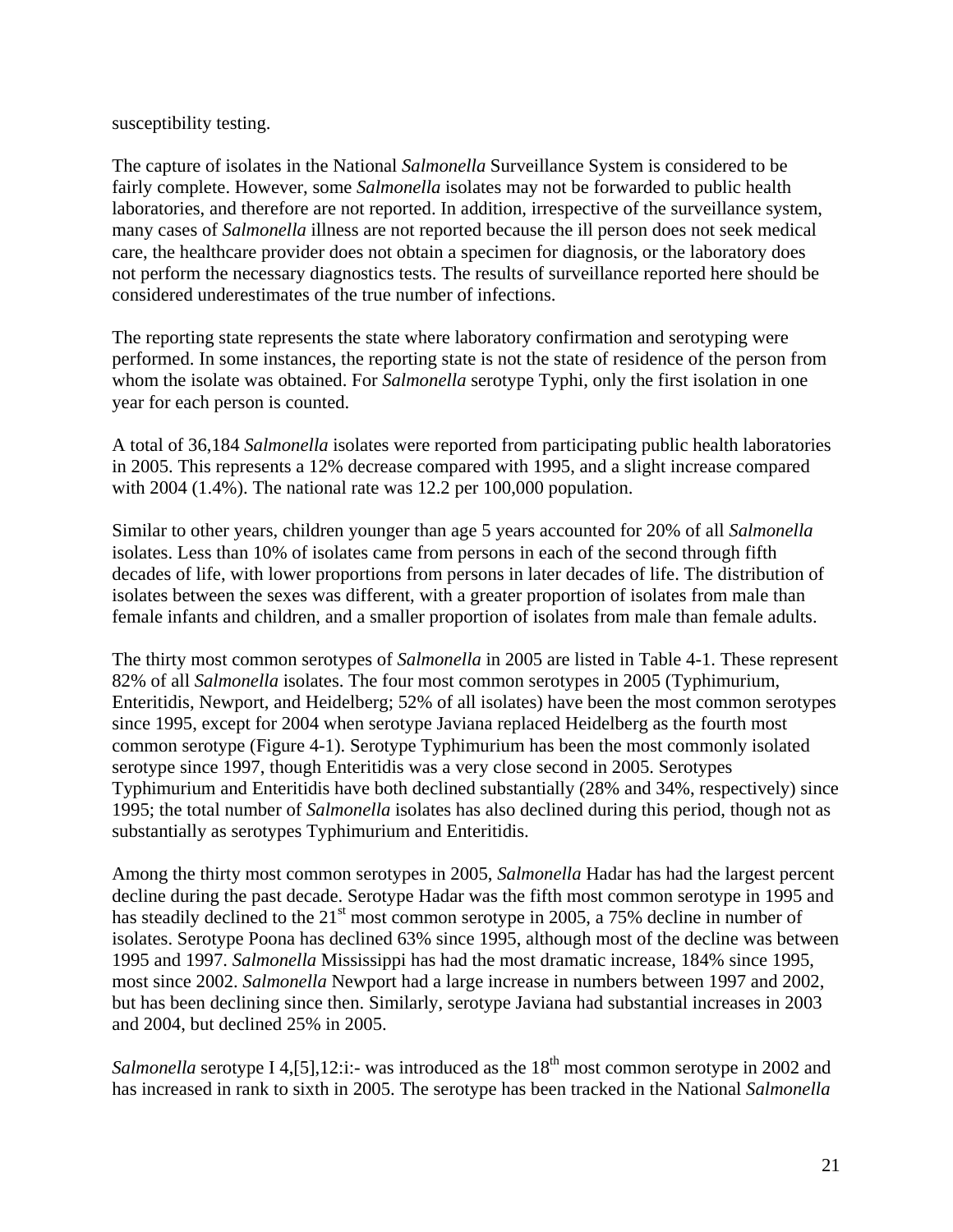susceptibility testing.

The capture of isolates in the National *Salmonella* Surveillance System is considered to be fairly complete. However, some *Salmonella* isolates may not be forwarded to public health laboratories, and therefore are not reported. In addition, irrespective of the surveillance system, many cases of *Salmonella* illness are not reported because the ill person does not seek medical care, the healthcare provider does not obtain a specimen for diagnosis, or the laboratory does not perform the necessary diagnostics tests. The results of surveillance reported here should be considered underestimates of the true number of infections.

The reporting state represents the state where laboratory confirmation and serotyping were performed. In some instances, the reporting state is not the state of residence of the person from whom the isolate was obtained. For *Salmonella* serotype Typhi, only the first isolation in one year for each person is counted.

A total of 36,184 *Salmonella* isolates were reported from participating public health laboratories in 2005. This represents a 12% decrease compared with 1995, and a slight increase compared with 2004 (1.4%). The national rate was 12.2 per 100,000 population.

Similar to other years, children younger than age 5 years accounted for 20% of all *Salmonella* isolates. Less than 10% of isolates came from persons in each of the second through fifth decades of life, with lower proportions from persons in later decades of life. The distribution of isolates between the sexes was different, with a greater proportion of isolates from male than female infants and children, and a smaller proportion of isolates from male than female adults.

The thirty most common serotypes of *Salmonella* in 2005 are listed in Table 4-1. These represent 82% of all *Salmonella* isolates. The four most common serotypes in 2005 (Typhimurium, Enteritidis, Newport, and Heidelberg; 52% of all isolates) have been the most common serotypes since 1995, except for 2004 when serotype Javiana replaced Heidelberg as the fourth most common serotype (Figure 4-1). Serotype Typhimurium has been the most commonly isolated serotype since 1997, though Enteritidis was a very close second in 2005. Serotypes Typhimurium and Enteritidis have both declined substantially (28% and 34%, respectively) since 1995; the total number of *Salmonella* isolates has also declined during this period, though not as substantially as serotypes Typhimurium and Enteritidis.

Among the thirty most common serotypes in 2005, *Salmonella* Hadar has had the largest percent decline during the past decade. Serotype Hadar was the fifth most common serotype in 1995 and has steadily declined to the 21st most common serotype in 2005, a 75% decline in number of isolates. Serotype Poona has declined 63% since 1995, although most of the decline was between 1995 and 1997. *Salmonella* Mississippi has had the most dramatic increase, 184% since 1995, most since 2002. *Salmonella* Newport had a large increase in numbers between 1997 and 2002, but has been declining since then. Similarly, serotype Javiana had substantial increases in 2003 and 2004, but declined 25% in 2005.

*Salmonella* serotype I 4,[5],12:i:- was introduced as the 18th most common serotype in 2002 and has increased in rank to sixth in 2005. The serotype has been tracked in the National *Salmonella*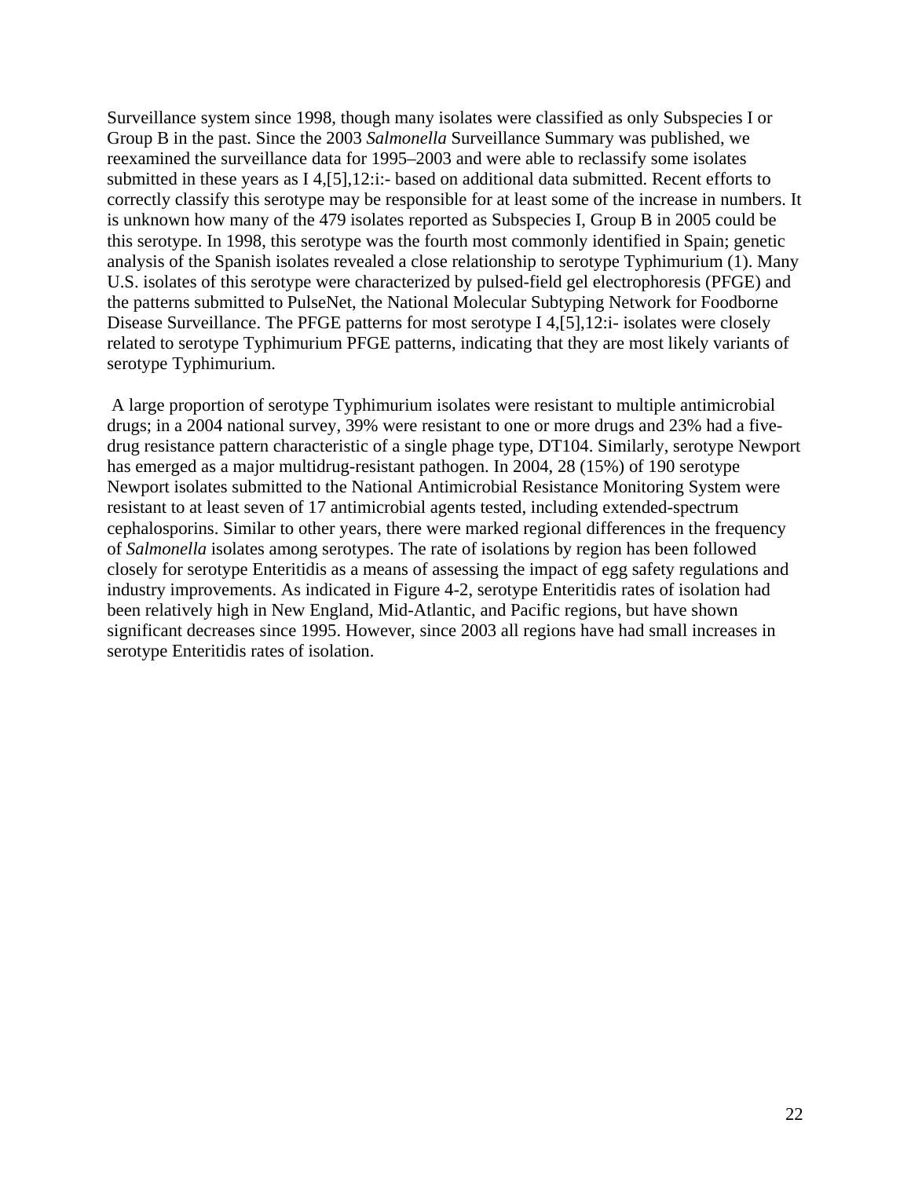Surveillance system since 1998, though many isolates were classified as only Subspecies I or Group B in the past. Since the 2003 *Salmonella* Surveillance Summary was published, we reexamined the surveillance data for 1995–2003 and were able to reclassify some isolates submitted in these years as I 4,[5],12:i:- based on additional data submitted. Recent efforts to correctly classify this serotype may be responsible for at least some of the increase in numbers. It is unknown how many of the 479 isolates reported as Subspecies I, Group B in 2005 could be this serotype. In 1998, this serotype was the fourth most commonly identified in Spain; genetic analysis of the Spanish isolates revealed a close relationship to serotype Typhimurium (1). Many U.S. isolates of this serotype were characterized by pulsed-field gel electrophoresis (PFGE) and the patterns submitted to PulseNet, the National Molecular Subtyping Network for Foodborne Disease Surveillance. The PFGE patterns for most serotype I 4,[5],12:i- isolates were closely related to serotype Typhimurium PFGE patterns, indicating that they are most likely variants of serotype Typhimurium.

A large proportion of serotype Typhimurium isolates were resistant to multiple antimicrobial drugs; in a 2004 national survey, 39% were resistant to one or more drugs and 23% had a five-drug resistance pattern characteristic of a single phage type, DT104. Similarly, serotype Newport has emerged as a major multidrug-resistant pathogen. In 2004, 28 (15%) of 190 serotype Newport isolates submitted to the National Antimicrobial Resistance Monitoring System were resistant to at least seven of 17 antimicrobial agents tested, including extended-spectrum cephalosporins. Similar to other years, there were marked regional differences in the frequency of *Salmonella* isolates among serotypes. The rate of isolations by region has been followed closely for serotype Enteritidis as a means of assessing the impact of egg safety regulations and industry improvements. As indicated in Figure 4-2, serotype Enteritidis rates of isolation had been relatively high in New England, Mid-Atlantic, and Pacific regions, but have shown significant decreases since 1995. However, since 2003 all regions have had small increases in serotype Enteritidis rates of isolation.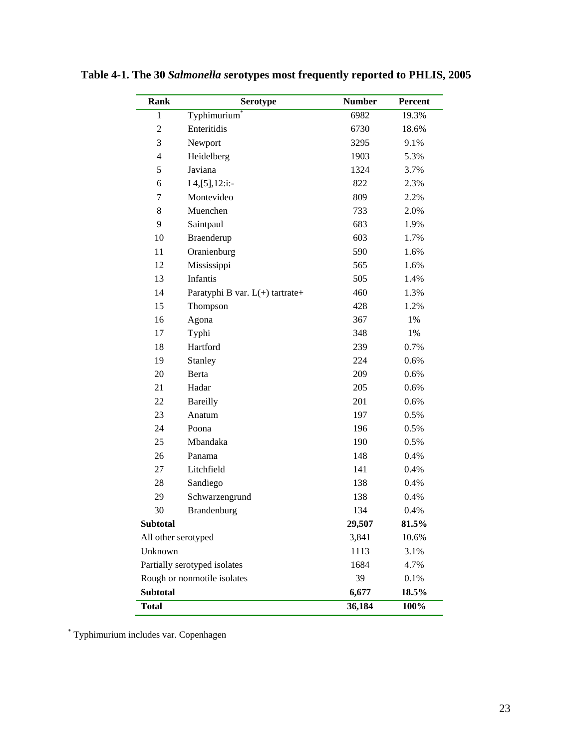**Table 4-1. The 30 *Salmonella* serotypes most frequently reported to PHLIS, 2005**

| Rank | Serotype | Number | Percent |
|---|---|---|---|
| 1 | Typhimurium* | 6982 | 19.3% |
| 2 | Enteritidis | 6730 | 18.6% |
| 3 | Newport | 3295 | 9.1% |
| 4 | Heidelberg | 1903 | 5.3% |
| 5 | Javiana | 1324 | 3.7% |
| 6 | I 4,[5],12:i:- | 822 | 2.3% |
| 7 | Montevideo | 809 | 2.2% |
| 8 | Muenchen | 733 | 2.0% |
| 9 | Saintpaul | 683 | 1.9% |
| 10 | Braenderup | 603 | 1.7% |
| 11 | Oranienburg | 590 | 1.6% |
| 12 | Mississippi | 565 | 1.6% |
| 13 | Infantis | 505 | 1.4% |
| 14 | Paratyphi B var. L(+) tartrate+ | 460 | 1.3% |
| 15 | Thompson | 428 | 1.2% |
| 16 | Agona | 367 | 1% |
| 17 | Typhi | 348 | 1% |
| 18 | Hartford | 239 | 0.7% |
| 19 | Stanley | 224 | 0.6% |
| 20 | Berta | 209 | 0.6% |
| 21 | Hadar | 205 | 0.6% |
| 22 | Bareilly | 201 | 0.6% |
| 23 | Anatum | 197 | 0.5% |
| 24 | Poona | 196 | 0.5% |
| 25 | Mbandaka | 190 | 0.5% |
| 26 | Panama | 148 | 0.4% |
| 27 | Litchfield | 141 | 0.4% |
| 28 | Sandiego | 138 | 0.4% |
| 29 | Schwarzengrund | 138 | 0.4% |
| 30 | Brandenburg | 134 | 0.4% |
| **Subtotal** | | **29,507** | **81.5%** |
| All other serotyped | | 3,841 | 10.6% |
| Unknown | | 1113 | 3.1% |
| Partially serotyped isolates | | 1684 | 4.7% |
| Rough or nonmotile isolates | | 39 | 0.1% |
| **Subtotal** | | **6,677** | **18.5%** |
| **Total** | | **36,184** | **100%** |

\* Typhimurium includes var. Copenhagen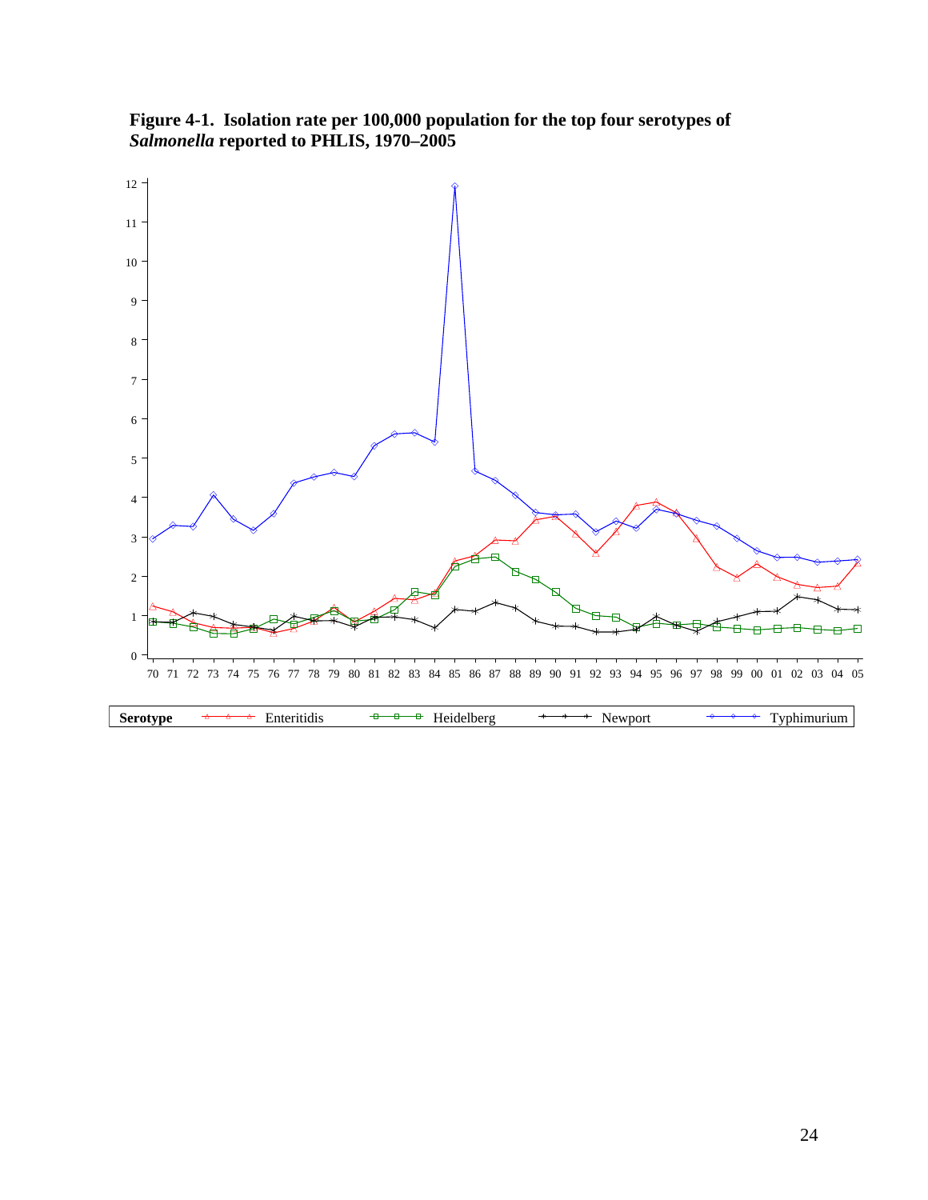**Figure 4-1. Isolation rate per 100,000 population for the top four serotypes of *Salmonella* reported to PHLIS, 1970–2005**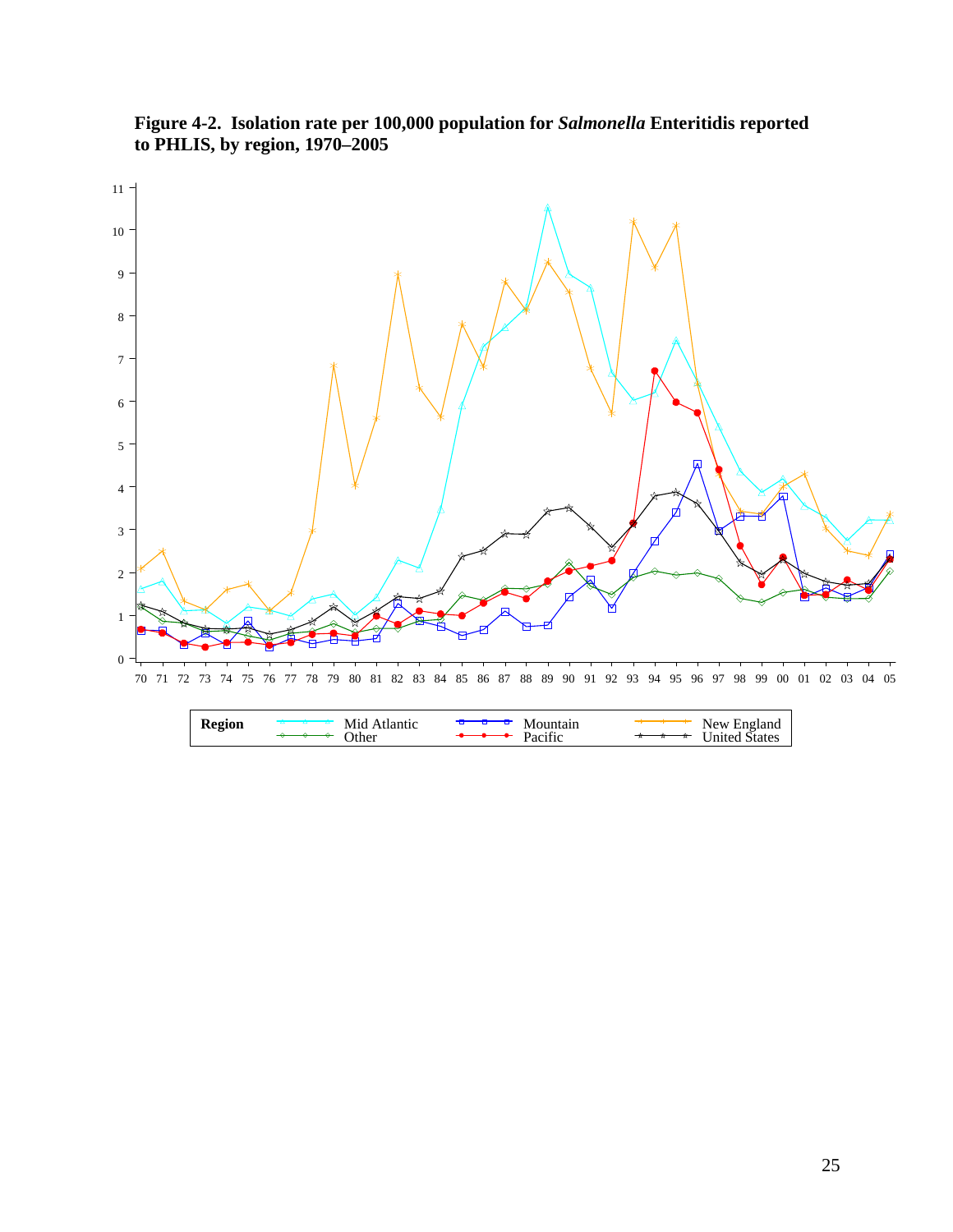**Figure 4-2. Isolation rate per 100,000 population for *Salmonella* Enteritidis reported to PHLIS, by region, 1970–2005**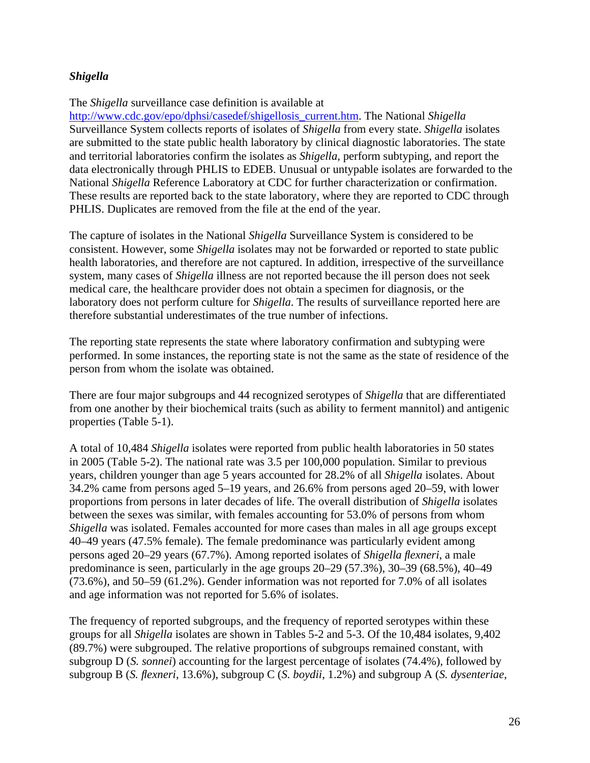### *Shigella*

The *Shigella* surveillance case definition is available at http://www.cdc.gov/epo/dphsi/casedef/shigellosis_current.htm. The National *Shigella* Surveillance System collects reports of isolates of *Shigella* from every state. *Shigella* isolates are submitted to the state public health laboratory by clinical diagnostic laboratories. The state and territorial laboratories confirm the isolates as *Shigella,* perform subtyping, and report the data electronically through PHLIS to EDEB. Unusual or untypable isolates are forwarded to the National *Shigella* Reference Laboratory at CDC for further characterization or confirmation. These results are reported back to the state laboratory, where they are reported to CDC through PHLIS. Duplicates are removed from the file at the end of the year.

The capture of isolates in the National *Shigella* Surveillance System is considered to be consistent. However, some *Shigella* isolates may not be forwarded or reported to state public health laboratories, and therefore are not captured. In addition, irrespective of the surveillance system, many cases of *Shigella* illness are not reported because the ill person does not seek medical care, the healthcare provider does not obtain a specimen for diagnosis, or the laboratory does not perform culture for *Shigella*. The results of surveillance reported here are therefore substantial underestimates of the true number of infections.

The reporting state represents the state where laboratory confirmation and subtyping were performed. In some instances, the reporting state is not the same as the state of residence of the person from whom the isolate was obtained.

There are four major subgroups and 44 recognized serotypes of *Shigella* that are differentiated from one another by their biochemical traits (such as ability to ferment mannitol) and antigenic properties (Table 5-1).

A total of 10,484 *Shigella* isolates were reported from public health laboratories in 50 states in 2005 (Table 5-2). The national rate was 3.5 per 100,000 population. Similar to previous years, children younger than age 5 years accounted for 28.2% of all *Shigella* isolates. About 34.2% came from persons aged 5–19 years, and 26.6% from persons aged 20–59, with lower proportions from persons in later decades of life. The overall distribution of *Shigella* isolates between the sexes was similar, with females accounting for 53.0% of persons from whom *Shigella* was isolated. Females accounted for more cases than males in all age groups except 40–49 years (47.5% female). The female predominance was particularly evident among persons aged 20–29 years (67.7%). Among reported isolates of *Shigella flexneri*, a male predominance is seen, particularly in the age groups 20–29 (57.3%), 30–39 (68.5%), 40–49 (73.6%), and 50–59 (61.2%). Gender information was not reported for 7.0% of all isolates and age information was not reported for 5.6% of isolates.

The frequency of reported subgroups, and the frequency of reported serotypes within these groups for all *Shigella* isolates are shown in Tables 5-2 and 5-3. Of the 10,484 isolates, 9,402 (89.7%) were subgrouped. The relative proportions of subgroups remained constant, with subgroup D (*S. sonnei*) accounting for the largest percentage of isolates (74.4%), followed by subgroup B (*S. flexneri*, 13.6%), subgroup C (*S. boydii*, 1.2%) and subgroup A (*S. dysenteriae*,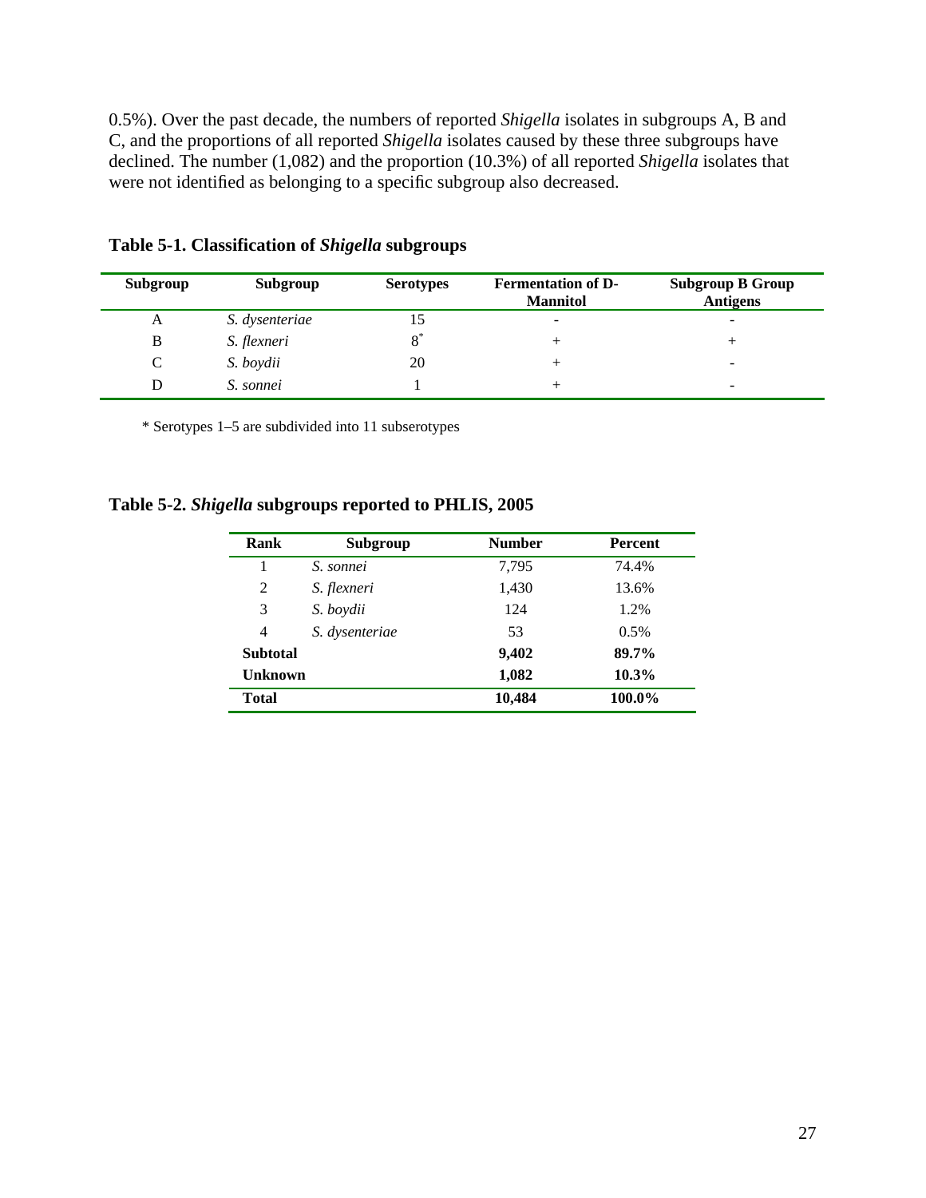0.5%). Over the past decade, the numbers of reported *Shigella* isolates in subgroups A, B and C, and the proportions of all reported *Shigella* isolates caused by these three subgroups have declined. The number (1,082) and the proportion (10.3%) of all reported *Shigella* isolates that were not identified as belonging to a specific subgroup also decreased.

**Table 5-1. Classification of *Shigella* subgroups**

| Subgroup | Subgroup | Serotypes | Fermentation of D-Mannitol | Subgroup B Group Antigens |
|---|---|---|---|---|
| A | *S. dysenteriae* | 15 | - | - |
| B | *S. flexneri* | 8* | + | + |
| C | *S. boydii* | 20 | + | - |
| D | *S. sonnei* | 1 | + | - |

* Serotypes 1–5 are subdivided into 11 subserotypes

**Table 5-2. *Shigella* subgroups reported to PHLIS, 2005**

| Rank | Subgroup | Number | Percent |
|---|---|---|---|
| 1 | *S. sonnei* | 7,795 | 74.4% |
| 2 | *S. flexneri* | 1,430 | 13.6% |
| 3 | *S. boydii* | 124 | 1.2% |
| 4 | *S. dysenteriae* | 53 | 0.5% |
| **Subtotal** | | **9,402** | **89.7%** |
| **Unknown** | | **1,082** | **10.3%** |
| **Total** | | **10,484** | **100.0%** |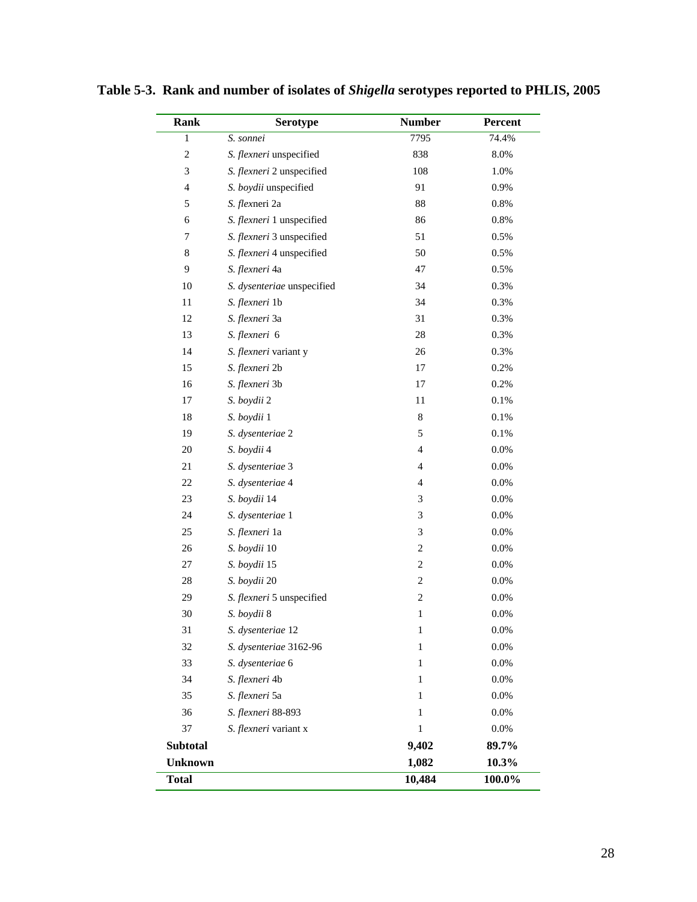**Table 5-3. Rank and number of isolates of *Shigella* serotypes reported to PHLIS, 2005**

| Rank | Serotype | Number | Percent |
|---|---|---|---|
| 1 | *S. sonnei* | 7795 | 74.4% |
| 2 | *S. flexneri* unspecified | 838 | 8.0% |
| 3 | *S. flexneri* 2 unspecified | 108 | 1.0% |
| 4 | *S. boydii* unspecified | 91 | 0.9% |
| 5 | *S. flex*neri 2a | 88 | 0.8% |
| 6 | *S. flexneri* 1 unspecified | 86 | 0.8% |
| 7 | *S. flexneri* 3 unspecified | 51 | 0.5% |
| 8 | *S. flexneri* 4 unspecified | 50 | 0.5% |
| 9 | *S. flexneri* 4a | 47 | 0.5% |
| 10 | *S. dysenteriae* unspecified | 34 | 0.3% |
| 11 | *S. flexneri* 1b | 34 | 0.3% |
| 12 | *S. flexneri* 3a | 31 | 0.3% |
| 13 | *S. flexneri* 6 | 28 | 0.3% |
| 14 | *S. flexneri* variant y | 26 | 0.3% |
| 15 | *S. flexneri* 2b | 17 | 0.2% |
| 16 | *S. flexneri* 3b | 17 | 0.2% |
| 17 | *S. boydii* 2 | 11 | 0.1% |
| 18 | *S. boydii* 1 | 8 | 0.1% |
| 19 | *S. dysenteriae* 2 | 5 | 0.1% |
| 20 | *S. boydii* 4 | 4 | 0.0% |
| 21 | *S. dysenteriae* 3 | 4 | 0.0% |
| 22 | *S. dysenteriae* 4 | 4 | 0.0% |
| 23 | *S. boydii* 14 | 3 | 0.0% |
| 24 | *S. dysenteriae* 1 | 3 | 0.0% |
| 25 | *S. flexneri* 1a | 3 | 0.0% |
| 26 | *S. boydii* 10 | 2 | 0.0% |
| 27 | *S. boydii* 15 | 2 | 0.0% |
| 28 | *S. boydii* 20 | 2 | 0.0% |
| 29 | *S. flexneri* 5 unspecified | 2 | 0.0% |
| 30 | *S. boydii* 8 | 1 | 0.0% |
| 31 | *S. dysenteriae* 12 | 1 | 0.0% |
| 32 | *S. dysenteriae* 3162-96 | 1 | 0.0% |
| 33 | *S. dysenteriae* 6 | 1 | 0.0% |
| 34 | *S. flexneri* 4b | 1 | 0.0% |
| 35 | *S. flexneri* 5a | 1 | 0.0% |
| 36 | *S. flexneri* 88-893 | 1 | 0.0% |
| 37 | *S. flexneri* variant x | 1 | 0.0% |
| **Subtotal** | | **9,402** | **89.7%** |
| **Unknown** | | **1,082** | **10.3%** |
| **Total** | | **10,484** | **100.0%** |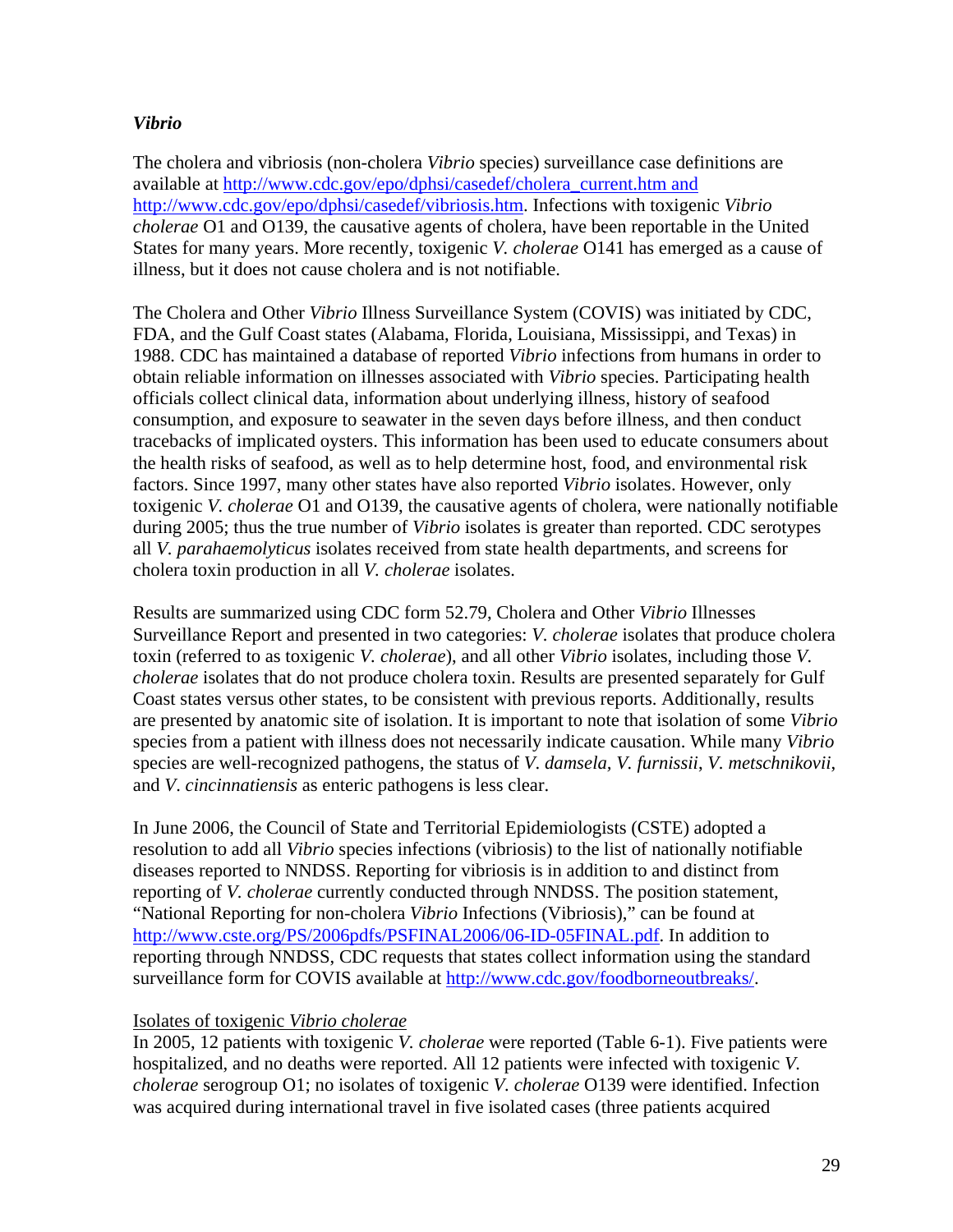### *Vibrio*

The cholera and vibriosis (non-cholera *Vibrio* species) surveillance case definitions are available at http://www.cdc.gov/epo/dphsi/casedef/cholera_current.htm and http://www.cdc.gov/epo/dphsi/casedef/vibriosis.htm. Infections with toxigenic *Vibrio cholerae* O1 and O139, the causative agents of cholera, have been reportable in the United States for many years. More recently, toxigenic *V. cholerae* O141 has emerged as a cause of illness, but it does not cause cholera and is not notifiable.

The Cholera and Other *Vibrio* Illness Surveillance System (COVIS) was initiated by CDC, FDA, and the Gulf Coast states (Alabama, Florida, Louisiana, Mississippi, and Texas) in 1988. CDC has maintained a database of reported *Vibrio* infections from humans in order to obtain reliable information on illnesses associated with *Vibrio* species. Participating health officials collect clinical data, information about underlying illness, history of seafood consumption, and exposure to seawater in the seven days before illness, and then conduct tracebacks of implicated oysters. This information has been used to educate consumers about the health risks of seafood, as well as to help determine host, food, and environmental risk factors. Since 1997, many other states have also reported *Vibrio* isolates. However, only toxigenic *V. cholerae* O1 and O139, the causative agents of cholera, were nationally notifiable during 2005; thus the true number of *Vibrio* isolates is greater than reported. CDC serotypes all *V. parahaemolyticus* isolates received from state health departments, and screens for cholera toxin production in all *V. cholerae* isolates.

Results are summarized using CDC form 52.79, Cholera and Other *Vibrio* Illnesses Surveillance Report and presented in two categories: *V. cholerae* isolates that produce cholera toxin (referred to as toxigenic *V. cholerae*), and all other *Vibrio* isolates, including those *V. cholerae* isolates that do not produce cholera toxin. Results are presented separately for Gulf Coast states versus other states, to be consistent with previous reports. Additionally, results are presented by anatomic site of isolation. It is important to note that isolation of some *Vibrio* species from a patient with illness does not necessarily indicate causation. While many *Vibrio* species are well-recognized pathogens, the status of *V. damsela*, *V. furnissii*, *V. metschnikovii*, and *V. cincinnatiensis* as enteric pathogens is less clear.

In June 2006, the Council of State and Territorial Epidemiologists (CSTE) adopted a resolution to add all *Vibrio* species infections (vibriosis) to the list of nationally notifiable diseases reported to NNDSS. Reporting for vibriosis is in addition to and distinct from reporting of *V. cholerae* currently conducted through NNDSS. The position statement, "National Reporting for non-cholera *Vibrio* Infections (Vibriosis)," can be found at http://www.cste.org/PS/2006pdfs/PSFINAL2006/06-ID-05FINAL.pdf. In addition to reporting through NNDSS, CDC requests that states collect information using the standard surveillance form for COVIS available at http://www.cdc.gov/foodborneoutbreaks/.

Isolates of toxigenic *Vibrio cholerae*

In 2005, 12 patients with toxigenic *V. cholerae* were reported (Table 6-1). Five patients were hospitalized, and no deaths were reported. All 12 patients were infected with toxigenic *V. cholerae* serogroup O1; no isolates of toxigenic *V. cholerae* O139 were identified. Infection was acquired during international travel in five isolated cases (three patients acquired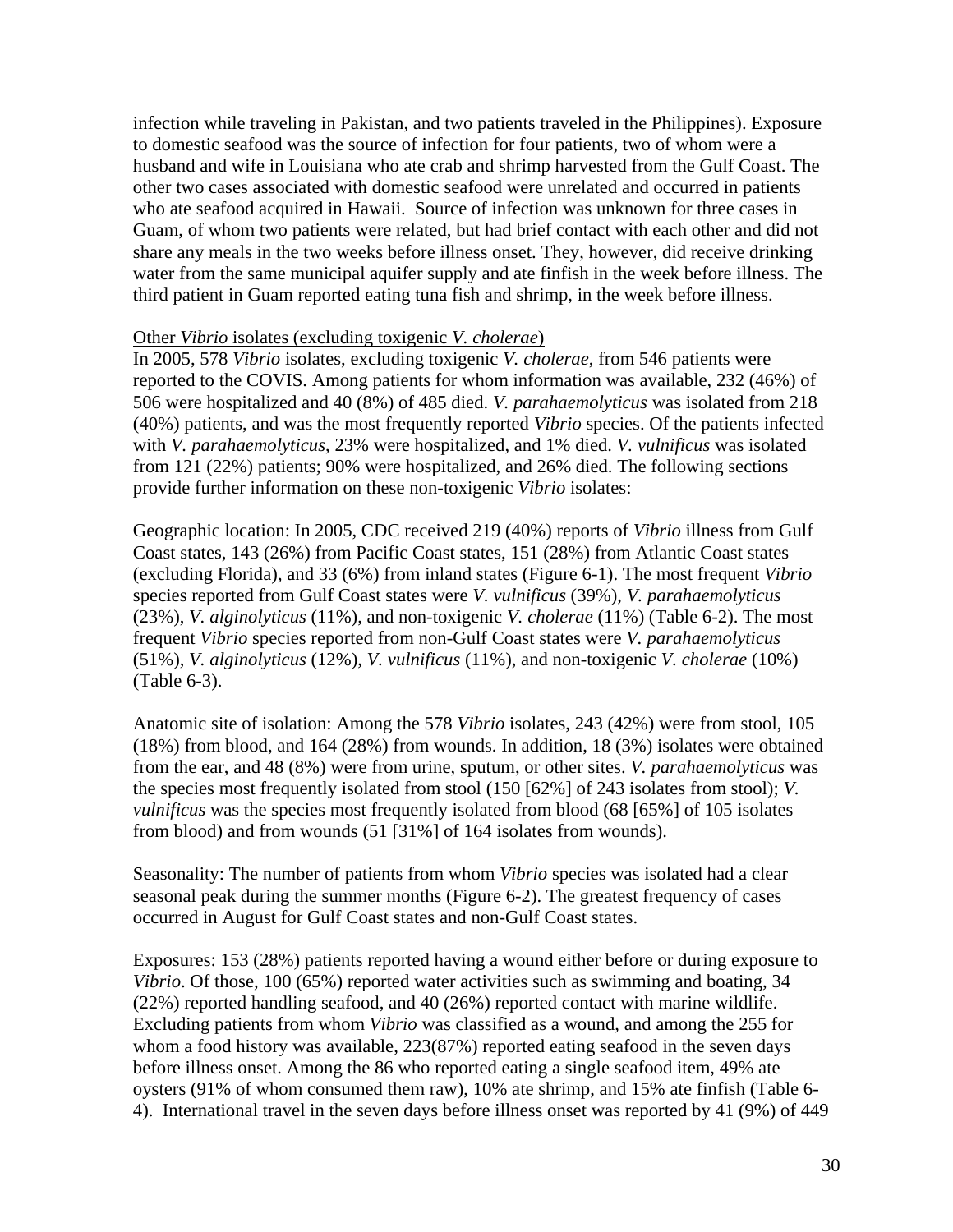infection while traveling in Pakistan, and two patients traveled in the Philippines). Exposure to domestic seafood was the source of infection for four patients, two of whom were a husband and wife in Louisiana who ate crab and shrimp harvested from the Gulf Coast. The other two cases associated with domestic seafood were unrelated and occurred in patients who ate seafood acquired in Hawaii. Source of infection was unknown for three cases in Guam, of whom two patients were related, but had brief contact with each other and did not share any meals in the two weeks before illness onset. They, however, did receive drinking water from the same municipal aquifer supply and ate finfish in the week before illness. The third patient in Guam reported eating tuna fish and shrimp, in the week before illness.

Other *Vibrio* isolates (excluding toxigenic *V. cholerae*)

In 2005, 578 *Vibrio* isolates, excluding toxigenic *V. cholerae*, from 546 patients were reported to the COVIS. Among patients for whom information was available, 232 (46%) of 506 were hospitalized and 40 (8%) of 485 died. *V. parahaemolyticus* was isolated from 218 (40%) patients, and was the most frequently reported *Vibrio* species. Of the patients infected with *V. parahaemolyticus*, 23% were hospitalized, and 1% died. *V. vulnificus* was isolated from 121 (22%) patients; 90% were hospitalized, and 26% died. The following sections provide further information on these non-toxigenic *Vibrio* isolates:

Geographic location: In 2005, CDC received 219 (40%) reports of *Vibrio* illness from Gulf Coast states, 143 (26%) from Pacific Coast states, 151 (28%) from Atlantic Coast states (excluding Florida), and 33 (6%) from inland states (Figure 6-1). The most frequent *Vibrio* species reported from Gulf Coast states were *V. vulnificus* (39%), *V. parahaemolyticus* (23%), *V. alginolyticus* (11%), and non-toxigenic *V. cholerae* (11%) (Table 6-2). The most frequent *Vibrio* species reported from non-Gulf Coast states were *V. parahaemolyticus* (51%), *V. alginolyticus* (12%), *V. vulnificus* (11%), and non-toxigenic *V. cholerae* (10%) (Table 6-3).

Anatomic site of isolation: Among the 578 *Vibrio* isolates, 243 (42%) were from stool, 105 (18%) from blood, and 164 (28%) from wounds. In addition, 18 (3%) isolates were obtained from the ear, and 48 (8%) were from urine, sputum, or other sites. *V. parahaemolyticus* was the species most frequently isolated from stool (150 [62%] of 243 isolates from stool); *V. vulnificus* was the species most frequently isolated from blood (68 [65%] of 105 isolates from blood) and from wounds (51 [31%] of 164 isolates from wounds).

Seasonality: The number of patients from whom *Vibrio* species was isolated had a clear seasonal peak during the summer months (Figure 6-2). The greatest frequency of cases occurred in August for Gulf Coast states and non-Gulf Coast states.

Exposures: 153 (28%) patients reported having a wound either before or during exposure to *Vibrio*. Of those, 100 (65%) reported water activities such as swimming and boating, 34 (22%) reported handling seafood, and 40 (26%) reported contact with marine wildlife. Excluding patients from whom *Vibrio* was classified as a wound, and among the 255 for whom a food history was available, 223(87%) reported eating seafood in the seven days before illness onset. Among the 86 who reported eating a single seafood item, 49% ate oysters (91% of whom consumed them raw), 10% ate shrimp, and 15% ate finfish (Table 6-4). International travel in the seven days before illness onset was reported by 41 (9%) of 449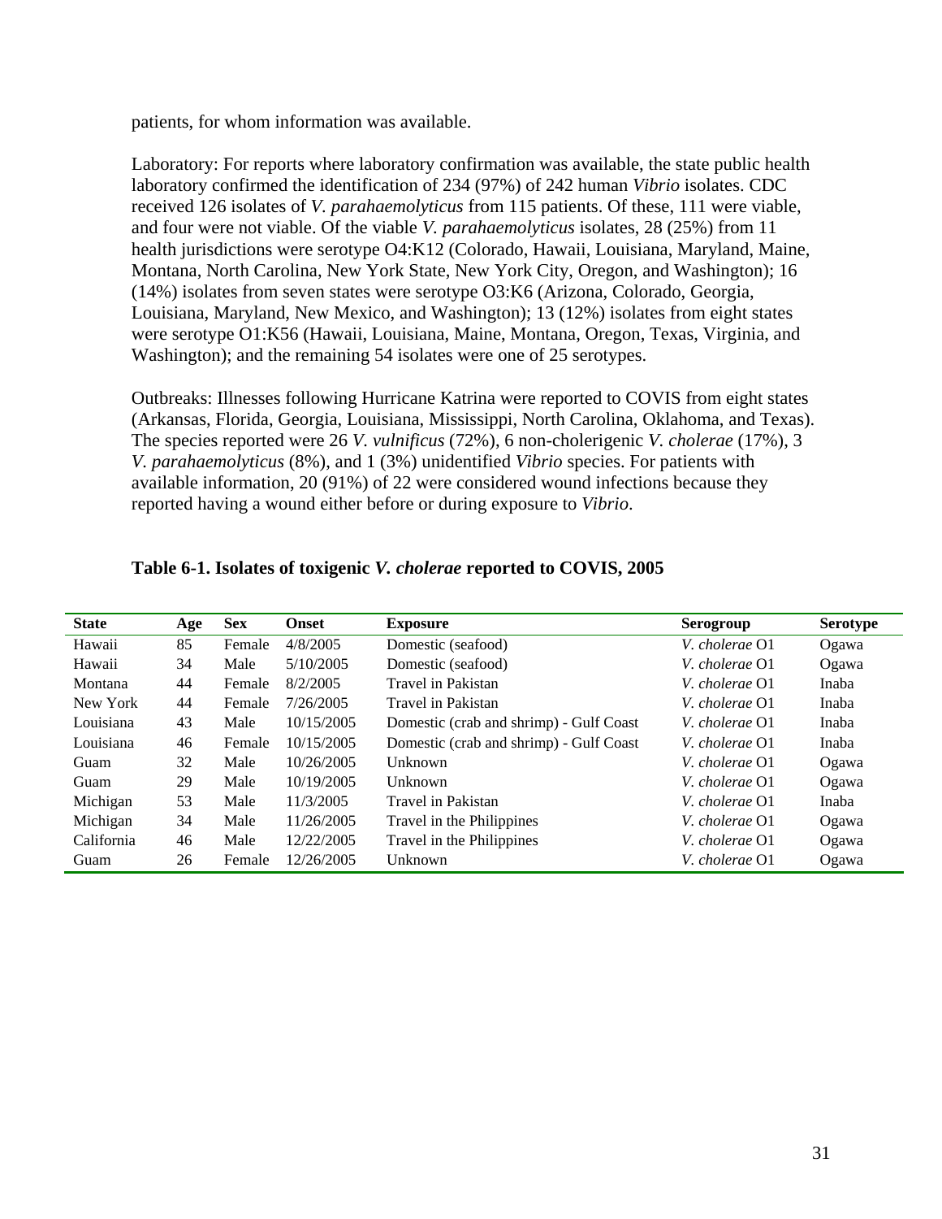patients, for whom information was available.

Laboratory: For reports where laboratory confirmation was available, the state public health laboratory confirmed the identification of 234 (97%) of 242 human *Vibrio* isolates. CDC received 126 isolates of *V. parahaemolyticus* from 115 patients. Of these, 111 were viable, and four were not viable. Of the viable *V. parahaemolyticus* isolates, 28 (25%) from 11 health jurisdictions were serotype O4:K12 (Colorado, Hawaii, Louisiana, Maryland, Maine, Montana, North Carolina, New York State, New York City, Oregon, and Washington); 16 (14%) isolates from seven states were serotype O3:K6 (Arizona, Colorado, Georgia, Louisiana, Maryland, New Mexico, and Washington); 13 (12%) isolates from eight states were serotype O1:K56 (Hawaii, Louisiana, Maine, Montana, Oregon, Texas, Virginia, and Washington); and the remaining 54 isolates were one of 25 serotypes.

Outbreaks: Illnesses following Hurricane Katrina were reported to COVIS from eight states (Arkansas, Florida, Georgia, Louisiana, Mississippi, North Carolina, Oklahoma, and Texas). The species reported were 26 *V. vulnificus* (72%), 6 non-choleragenic *V. cholerae* (17%), 3 *V. parahaemolyticus* (8%), and 1 (3%) unidentified *Vibrio* species. For patients with available information, 20 (91%) of 22 were considered wound infections because they reported having a wound either before or during exposure to *Vibrio*.

**Table 6-1. Isolates of toxigenic *V. cholerae* reported to COVIS, 2005**

| State | Age | Sex | Onset | Exposure | Serogroup | Serotype |
|---|---|---|---|---|---|---|
| Hawaii | 85 | Female | 4/8/2005 | Domestic (seafood) | *V. cholerae* O1 | Ogawa |
| Hawaii | 34 | Male | 5/10/2005 | Domestic (seafood) | *V. cholerae* O1 | Ogawa |
| Montana | 44 | Female | 8/2/2005 | Travel in Pakistan | *V. cholerae* O1 | Inaba |
| New York | 44 | Female | 7/26/2005 | Travel in Pakistan | *V. cholerae* O1 | Inaba |
| Louisiana | 43 | Male | 10/15/2005 | Domestic (crab and shrimp) - Gulf Coast | *V. cholerae* O1 | Inaba |
| Louisiana | 46 | Female | 10/15/2005 | Domestic (crab and shrimp) - Gulf Coast | *V. cholerae* O1 | Inaba |
| Guam | 32 | Male | 10/26/2005 | Unknown | *V. cholerae* O1 | Ogawa |
| Guam | 29 | Male | 10/19/2005 | Unknown | *V. cholerae* O1 | Ogawa |
| Michigan | 53 | Male | 11/3/2005 | Travel in Pakistan | *V. cholerae* O1 | Inaba |
| Michigan | 34 | Male | 11/26/2005 | Travel in the Philippines | *V. cholerae* O1 | Ogawa |
| California | 46 | Male | 12/22/2005 | Travel in the Philippines | *V. cholerae* O1 | Ogawa |
| Guam | 26 | Female | 12/26/2005 | Unknown | *V. cholerae* O1 | Ogawa |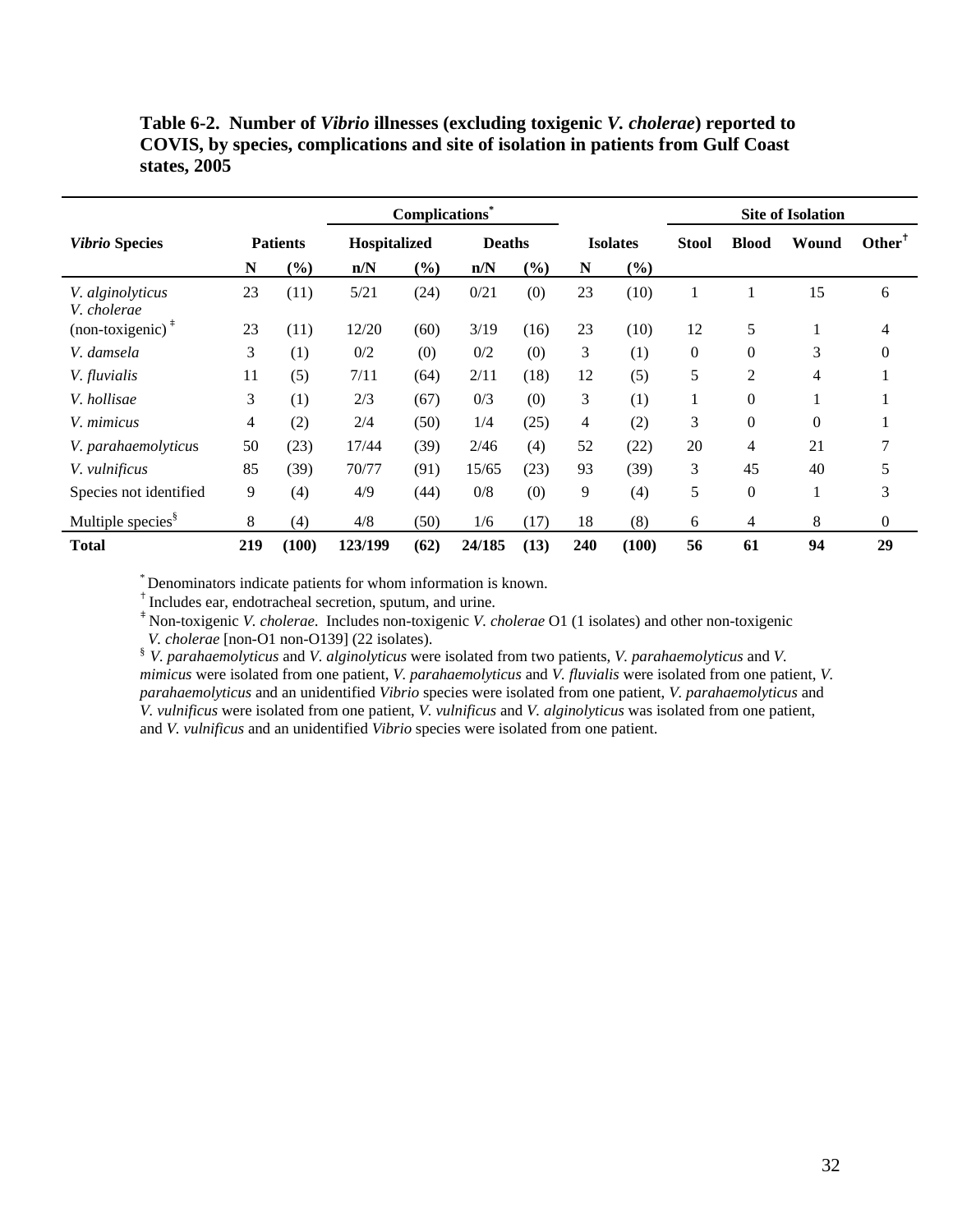**Table 6-2. Number of *Vibrio* illnesses (excluding toxigenic *V. cholerae*) reported to COVIS, by species, complications and site of isolation in patients from Gulf Coast states, 2005**

| *Vibrio* Species | Patients | | Complications* | | | | Isolates | | Site of Isolation | | | |
|---|---|---|---|---|---|---|---|---|---|---|---|---|
| | | | Hospitalized | | Deaths | | | | Stool | Blood | Wound | Other† |
| | N | (%) | n/N | (%) | n/N | (%) | N | (%) | | | | |
| *V. alginolyticus* | 23 | (11) | 5/21 | (24) | 0/21 | (0) | 23 | (10) | 1 | 1 | 15 | 6 |
| *V. cholerae* (non-toxigenic) ‡ | 23 | (11) | 12/20 | (60) | 3/19 | (16) | 23 | (10) | 12 | 5 | 1 | 4 |
| *V. damsela* | 3 | (1) | 0/2 | (0) | 0/2 | (0) | 3 | (1) | 0 | 0 | 3 | 0 |
| *V. fluvialis* | 11 | (5) | 7/11 | (64) | 2/11 | (18) | 12 | (5) | 5 | 2 | 4 | 1 |
| *V. hollisae* | 3 | (1) | 2/3 | (67) | 0/3 | (0) | 3 | (1) | 1 | 0 | 1 | 1 |
| *V. mimicus* | 4 | (2) | 2/4 | (50) | 1/4 | (25) | 4 | (2) | 3 | 0 | 0 | 1 |
| *V. parahaemolyticus* | 50 | (23) | 17/44 | (39) | 2/46 | (4) | 52 | (22) | 20 | 4 | 21 | 7 |
| *V. vulnificus* | 85 | (39) | 70/77 | (91) | 15/65 | (23) | 93 | (39) | 3 | 45 | 40 | 5 |
| Species not identified | 9 | (4) | 4/9 | (44) | 0/8 | (0) | 9 | (4) | 5 | 0 | 1 | 3 |
| Multiple species§ | 8 | (4) | 4/8 | (50) | 1/6 | (17) | 18 | (8) | 6 | 4 | 8 | 0 |
| **Total** | **219** | **(100)** | **123/199** | **(62)** | **24/185** | **(13)** | **240** | **(100)** | **56** | **61** | **94** | **29** |

\* Denominators indicate patients for whom information is known.
† Includes ear, endotracheal secretion, sputum, and urine.
‡ Non-toxigenic *V. cholerae*. Includes non-toxigenic *V. cholerae* O1 (1 isolates) and other non-toxigenic *V. cholerae* [non-O1 non-O139] (22 isolates).
§ *V. parahaemolyticus* and *V. alginolyticus* were isolated from two patients, *V. parahaemolyticus* and *V. mimicus* were isolated from one patient, *V. parahaemolyticus* and *V. fluvialis* were isolated from one patient, *V. parahaemolyticus* and an unidentified *Vibrio* species were isolated from one patient, *V. parahaemolyticus* and *V. vulnificus* were isolated from one patient, *V. vulnificus* and *V. alginolyticus* was isolated from one patient, and *V. vulnificus* and an unidentified *Vibrio* species were isolated from one patient.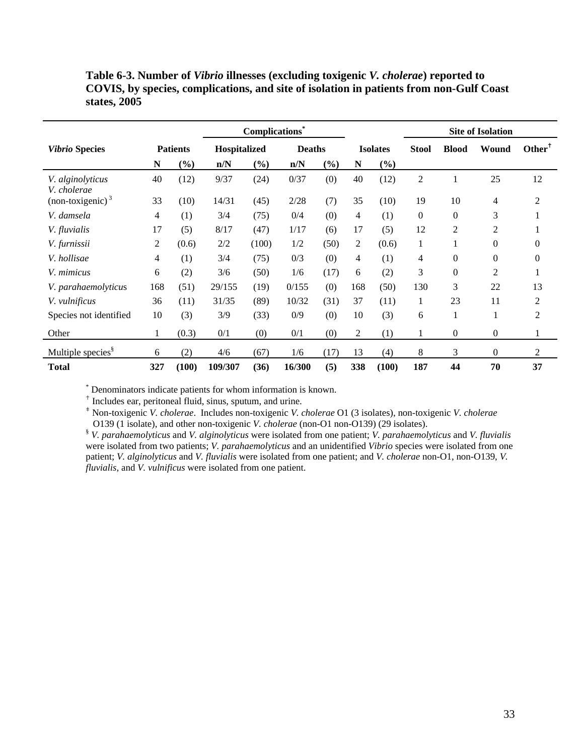**Table 6-3. Number of *Vibrio* illnesses (excluding toxigenic *V. cholerae*) reported to COVIS, by species, complications, and site of isolation in patients from non-Gulf Coast states, 2005**

| | | | Complications* | | | | | | Site of Isolation | | | |
|---|---|---|---|---|---|---|---|---|---|---|---|---|
| *Vibrio* Species | Patients | | Hospitalized | | Deaths | | Isolates | | Stool | Blood | Wound | Other† |
| | N | (%) | n/N | (%) | n/N | (%) | N | (%) | | | | |
| *V. alginolyticus* | 40 | (12) | 9/37 | (24) | 0/37 | (0) | 40 | (12) | 2 | 1 | 25 | 12 |
| *V. cholerae* (non-toxigenic) [3] | 33 | (10) | 14/31 | (45) | 2/28 | (7) | 35 | (10) | 19 | 10 | 4 | 2 |
| *V. damsela* | 4 | (1) | 3/4 | (75) | 0/4 | (0) | 4 | (1) | 0 | 0 | 3 | 1 |
| *V. fluvialis* | 17 | (5) | 8/17 | (47) | 1/17 | (6) | 17 | (5) | 12 | 2 | 2 | 1 |
| *V. furnissii* | 2 | (0.6) | 2/2 | (100) | 1/2 | (50) | 2 | (0.6) | 1 | 1 | 0 | 0 |
| *V. hollisae* | 4 | (1) | 3/4 | (75) | 0/3 | (0) | 4 | (1) | 4 | 0 | 0 | 0 |
| *V. mimicus* | 6 | (2) | 3/6 | (50) | 1/6 | (17) | 6 | (2) | 3 | 0 | 2 | 1 |
| *V. parahaemolyticus* | 168 | (51) | 29/155 | (19) | 0/155 | (0) | 168 | (50) | 130 | 3 | 22 | 13 |
| *V. vulnificus* | 36 | (11) | 31/35 | (89) | 10/32 | (31) | 37 | (11) | 1 | 23 | 11 | 2 |
| Species not identified | 10 | (3) | 3/9 | (33) | 0/9 | (0) | 10 | (3) | 6 | 1 | 1 | 2 |
| Other | 1 | (0.3) | 0/1 | (0) | 0/1 | (0) | 2 | (1) | 1 | 0 | 0 | 1 |
| Multiple species§ | 6 | (2) | 4/6 | (67) | 1/6 | (17) | 13 | (4) | 8 | 3 | 0 | 2 |
| **Total** | **327** | **(100)** | **109/307** | **(36)** | **16/300** | **(5)** | **338** | **(100)** | **187** | **44** | **70** | **37** |

* Denominators indicate patients for whom information is known.
† Includes ear, peritoneal fluid, sinus, sputum, and urine.
‡ Non-toxigenic *V. cholerae*. Includes non-toxigenic *V. cholerae* O1 (3 isolates), non-toxigenic *V. cholerae* O139 (1 isolate), and other non-toxigenic *V. cholerae* (non-O1 non-O139) (29 isolates).
§ *V. parahaemolyticus* and *V. alginolyticus* were isolated from one patient; *V. parahaemolyticus* and *V. fluvialis* were isolated from two patients; *V. parahaemolyticus* and an unidentified *Vibrio* species were isolated from one patient; *V. alginolyticus* and *V. fluvialis* were isolated from one patient; and *V. cholerae* non-O1, non-O139, *V. fluvialis*, and *V. vulnificus* were isolated from one patient.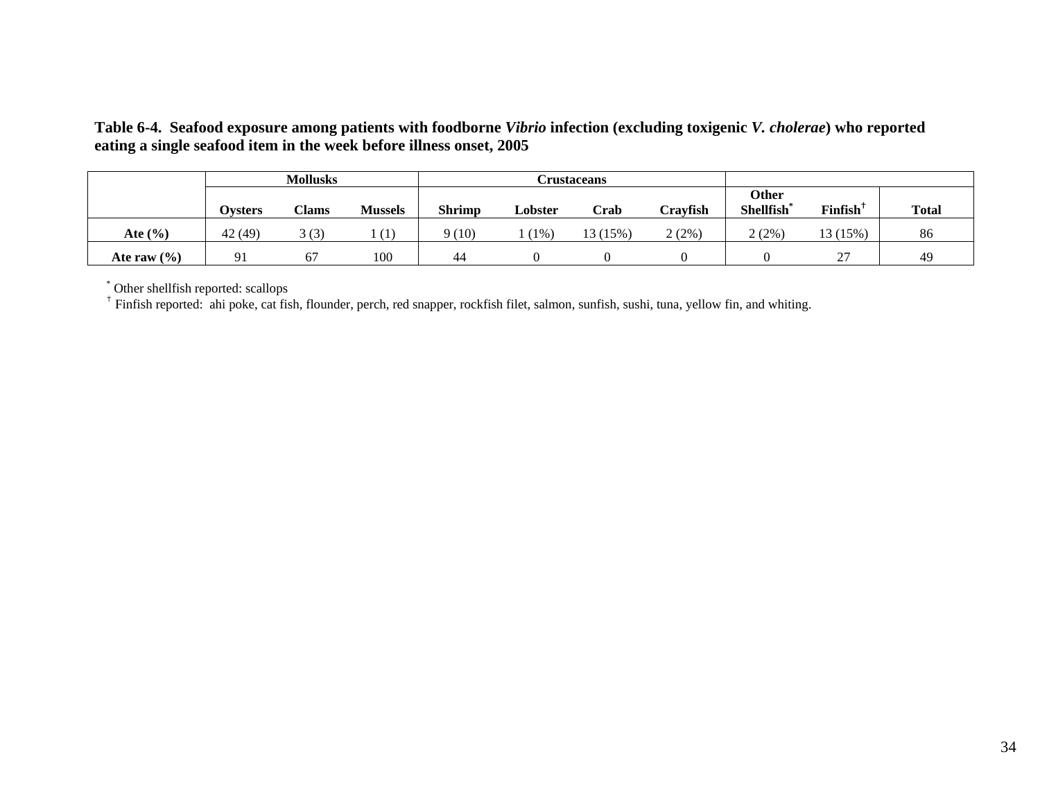**Table 6-4. Seafood exposure among patients with foodborne *Vibrio* infection (excluding toxigenic *V. cholerae*) who reported eating a single seafood item in the week before illness onset, 2005**

| | Mollusks | | | Crustaceans | | | | | | |
|---|---|---|---|---|---|---|---|---|---|---|
| | **Oysters** | **Clams** | **Mussels** | **Shrimp** | **Lobster** | **Crab** | **Crayfish** | **Other Shellfish*** | **Finfish†** | **Total** |
| **Ate (%)** | 42 (49) | 3 (3) | 1 (1) | 9 (10) | 1 (1%) | 13 (15%) | 2 (2%) | 2 (2%) | 13 (15%) | 86 |
| **Ate raw (%)** | 91 | 67 | 100 | 44 | 0 | 0 | 0 | 0 | 27 | 49 |

* Other shellfish reported: scallops

† Finfish reported: ahi poke, cat fish, flounder, perch, red snapper, rockfish filet, salmon, sunfish, sushi, tuna, yellow fin, and whiting.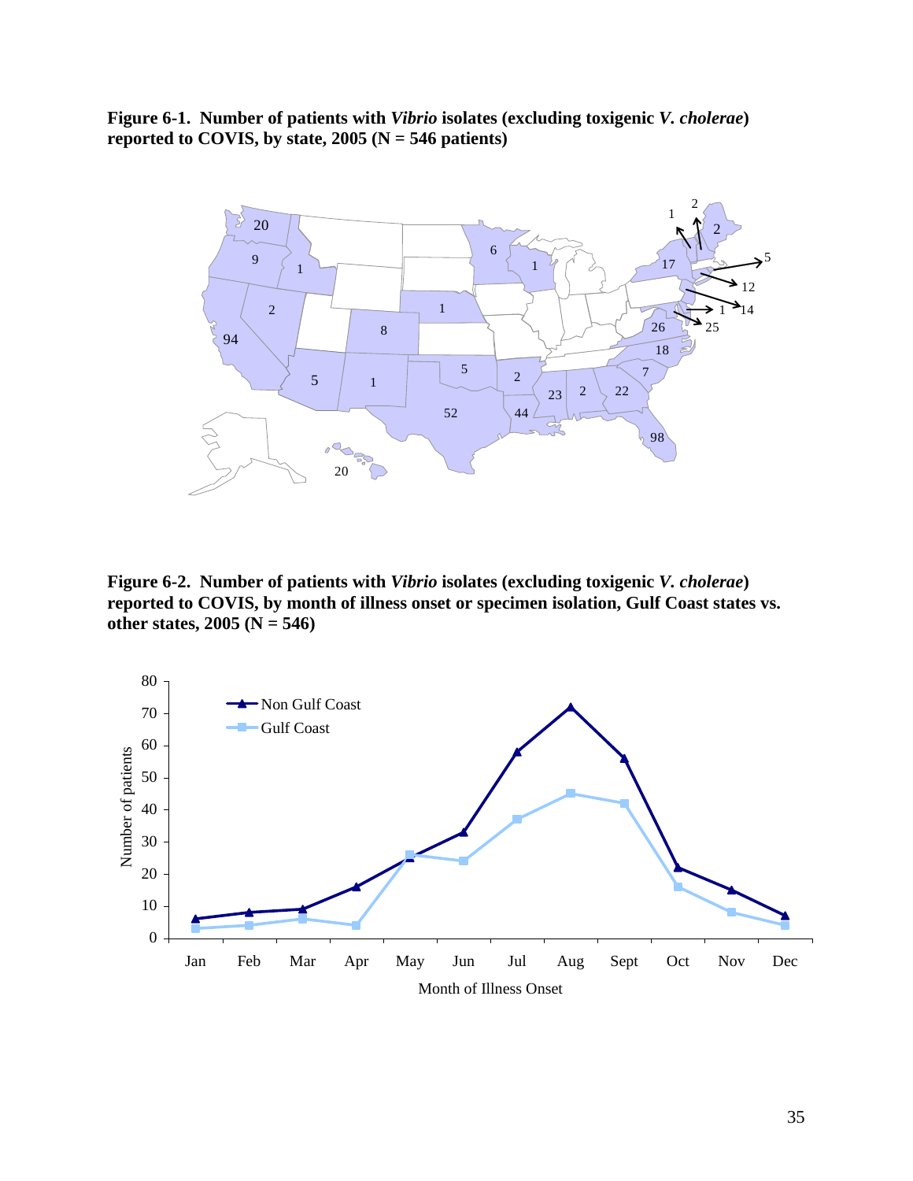**Figure 6-1. Number of patients with *Vibrio* isolates (excluding toxigenic *V. cholerae*) reported to COVIS, by state, 2005 (N = 546 patients)**

**Figure 6-2. Number of patients with *Vibrio* isolates (excluding toxigenic *V. cholerae*) reported to COVIS, by month of illness onset or specimen isolation, Gulf Coast states vs. other states, 2005 (N = 546)**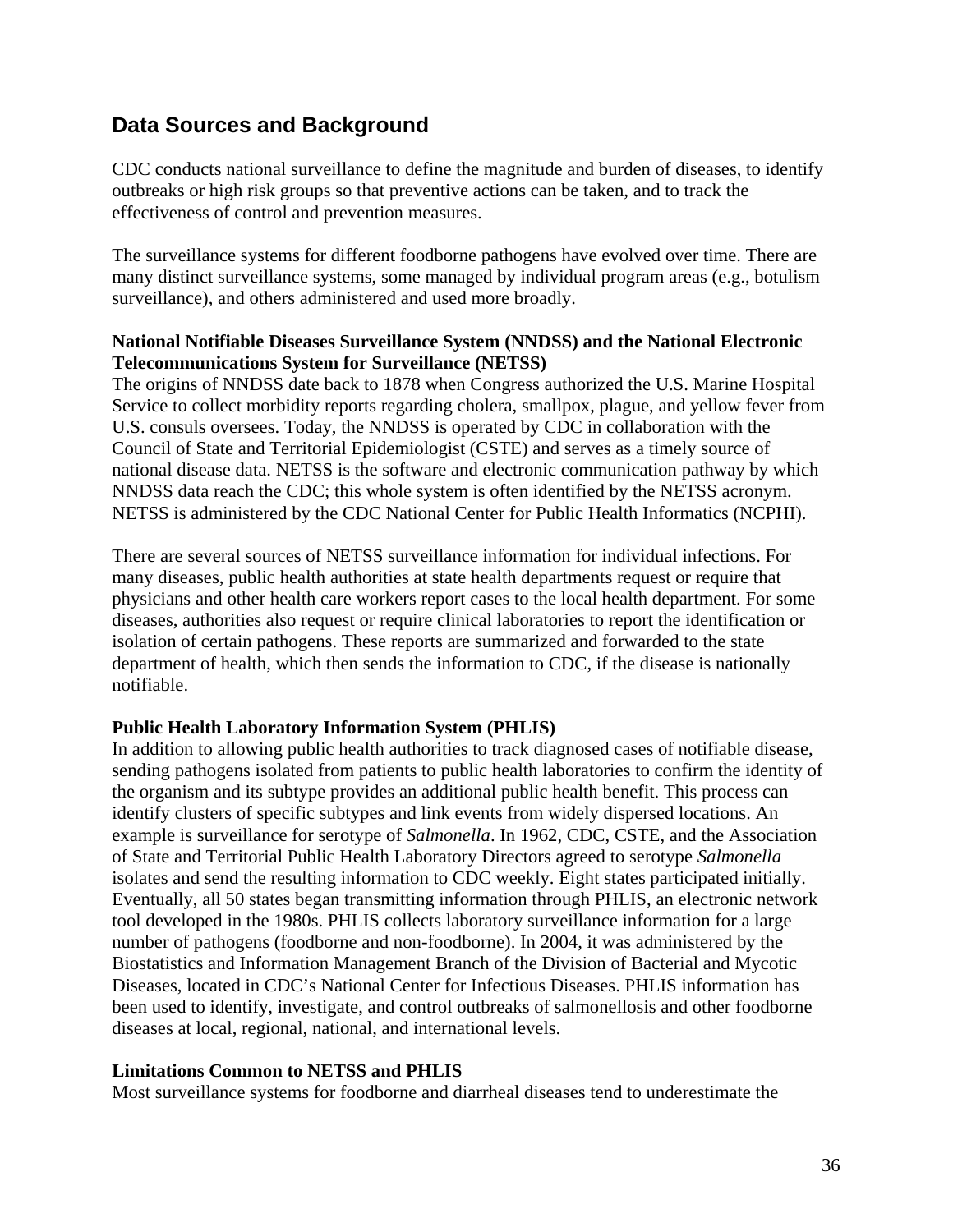## Data Sources and Background

CDC conducts national surveillance to define the magnitude and burden of diseases, to identify outbreaks or high risk groups so that preventive actions can be taken, and to track the effectiveness of control and prevention measures.

The surveillance systems for different foodborne pathogens have evolved over time. There are many distinct surveillance systems, some managed by individual program areas (e.g., botulism surveillance), and others administered and used more broadly.

**National Notifiable Diseases Surveillance System (NNDSS) and the National Electronic Telecommunications System for Surveillance (NETSS)**

The origins of NNDSS date back to 1878 when Congress authorized the U.S. Marine Hospital Service to collect morbidity reports regarding cholera, smallpox, plague, and yellow fever from U.S. consuls oversees. Today, the NNDSS is operated by CDC in collaboration with the Council of State and Territorial Epidemiologist (CSTE) and serves as a timely source of national disease data. NETSS is the software and electronic communication pathway by which NNDSS data reach the CDC; this whole system is often identified by the NETSS acronym. NETSS is administered by the CDC National Center for Public Health Informatics (NCPHI).

There are several sources of NETSS surveillance information for individual infections. For many diseases, public health authorities at state health departments request or require that physicians and other health care workers report cases to the local health department. For some diseases, authorities also request or require clinical laboratories to report the identification or isolation of certain pathogens. These reports are summarized and forwarded to the state department of health, which then sends the information to CDC, if the disease is nationally notifiable.

**Public Health Laboratory Information System (PHLIS)**

In addition to allowing public health authorities to track diagnosed cases of notifiable disease, sending pathogens isolated from patients to public health laboratories to confirm the identity of the organism and its subtype provides an additional public health benefit. This process can identify clusters of specific subtypes and link events from widely dispersed locations. An example is surveillance for serotype of *Salmonella*. In 1962, CDC, CSTE, and the Association of State and Territorial Public Health Laboratory Directors agreed to serotype *Salmonella* isolates and send the resulting information to CDC weekly. Eight states participated initially. Eventually, all 50 states began transmitting information through PHLIS, an electronic network tool developed in the 1980s. PHLIS collects laboratory surveillance information for a large number of pathogens (foodborne and non-foodborne). In 2004, it was administered by the Biostatistics and Information Management Branch of the Division of Bacterial and Mycotic Diseases, located in CDC's National Center for Infectious Diseases. PHLIS information has been used to identify, investigate, and control outbreaks of salmonellosis and other foodborne diseases at local, regional, national, and international levels.

**Limitations Common to NETSS and PHLIS**

Most surveillance systems for foodborne and diarrheal diseases tend to underestimate the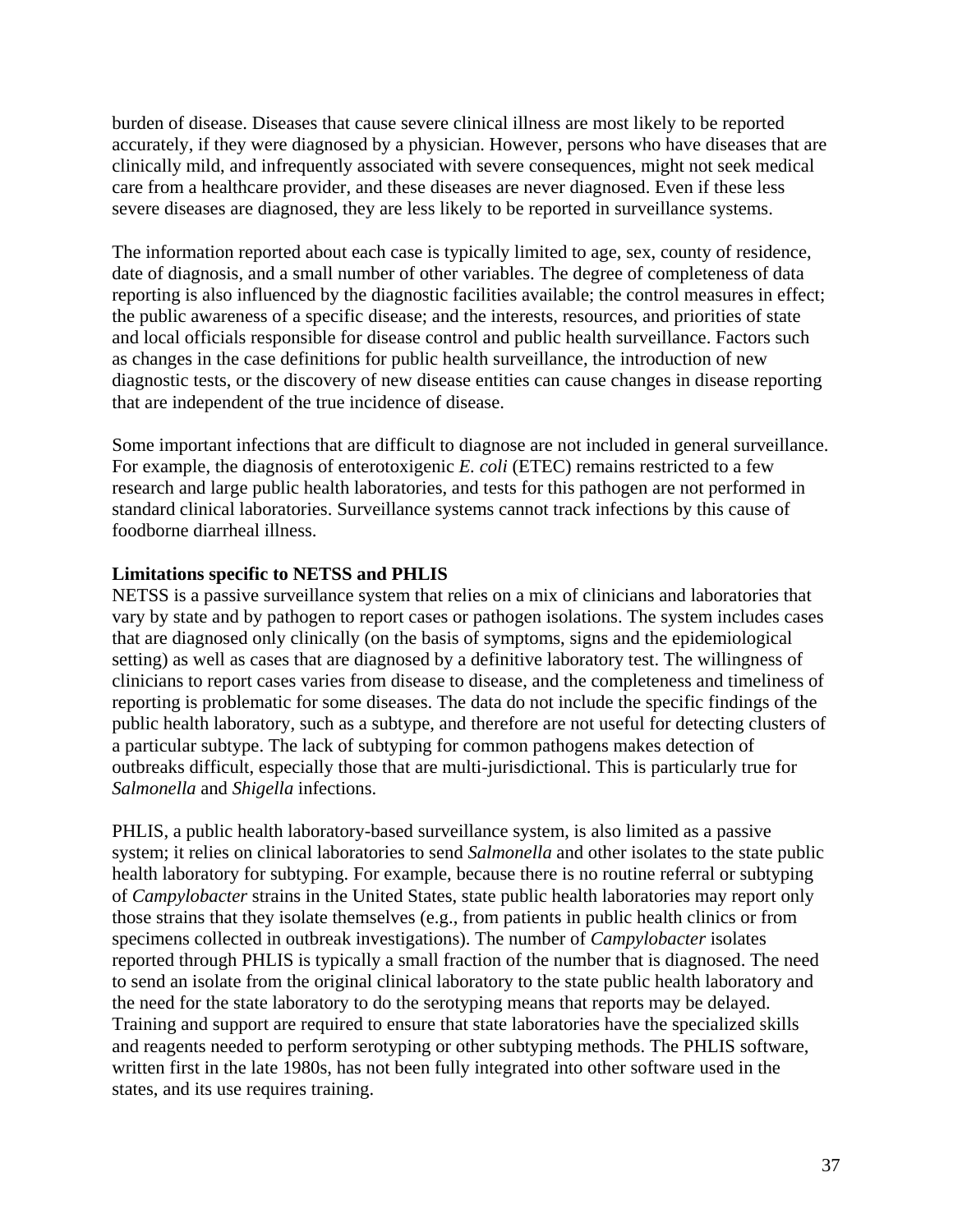burden of disease. Diseases that cause severe clinical illness are most likely to be reported accurately, if they were diagnosed by a physician. However, persons who have diseases that are clinically mild, and infrequently associated with severe consequences, might not seek medical care from a healthcare provider, and these diseases are never diagnosed. Even if these less severe diseases are diagnosed, they are less likely to be reported in surveillance systems.

The information reported about each case is typically limited to age, sex, county of residence, date of diagnosis, and a small number of other variables. The degree of completeness of data reporting is also influenced by the diagnostic facilities available; the control measures in effect; the public awareness of a specific disease; and the interests, resources, and priorities of state and local officials responsible for disease control and public health surveillance. Factors such as changes in the case definitions for public health surveillance, the introduction of new diagnostic tests, or the discovery of new disease entities can cause changes in disease reporting that are independent of the true incidence of disease.

Some important infections that are difficult to diagnose are not included in general surveillance. For example, the diagnosis of enterotoxigenic *E. coli* (ETEC) remains restricted to a few research and large public health laboratories, and tests for this pathogen are not performed in standard clinical laboratories. Surveillance systems cannot track infections by this cause of foodborne diarrheal illness.

**Limitations specific to NETSS and PHLIS**

NETSS is a passive surveillance system that relies on a mix of clinicians and laboratories that vary by state and by pathogen to report cases or pathogen isolations. The system includes cases that are diagnosed only clinically (on the basis of symptoms, signs and the epidemiological setting) as well as cases that are diagnosed by a definitive laboratory test. The willingness of clinicians to report cases varies from disease to disease, and the completeness and timeliness of reporting is problematic for some diseases. The data do not include the specific findings of the public health laboratory, such as a subtype, and therefore are not useful for detecting clusters of a particular subtype. The lack of subtyping for common pathogens makes detection of outbreaks difficult, especially those that are multi-jurisdictional. This is particularly true for *Salmonella* and *Shigella* infections.

PHLIS, a public health laboratory-based surveillance system, is also limited as a passive system; it relies on clinical laboratories to send *Salmonella* and other isolates to the state public health laboratory for subtyping. For example, because there is no routine referral or subtyping of *Campylobacter* strains in the United States, state public health laboratories may report only those strains that they isolate themselves (e.g., from patients in public health clinics or from specimens collected in outbreak investigations). The number of *Campylobacter* isolates reported through PHLIS is typically a small fraction of the number that is diagnosed. The need to send an isolate from the original clinical laboratory to the state public health laboratory and the need for the state laboratory to do the serotyping means that reports may be delayed. Training and support are required to ensure that state laboratories have the specialized skills and reagents needed to perform serotyping or other subtyping methods. The PHLIS software, written first in the late 1980s, has not been fully integrated into other software used in the states, and its use requires training.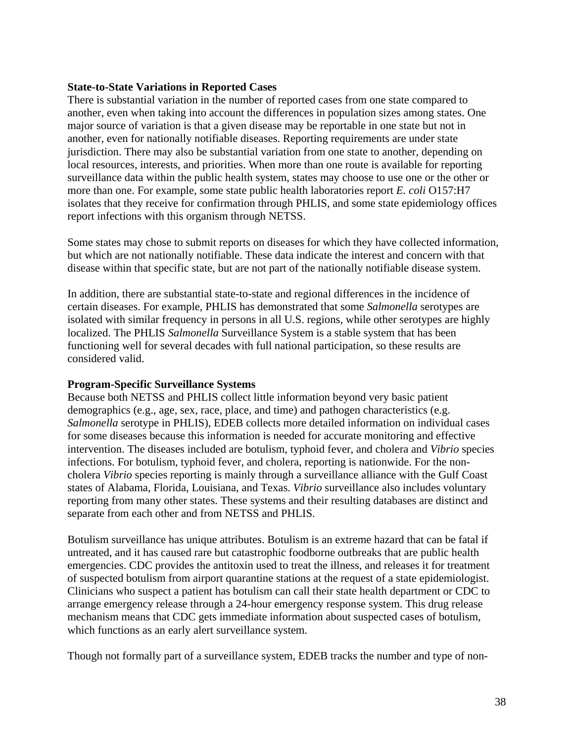**State-to-State Variations in Reported Cases**

There is substantial variation in the number of reported cases from one state compared to another, even when taking into account the differences in population sizes among states. One major source of variation is that a given disease may be reportable in one state but not in another, even for nationally notifiable diseases. Reporting requirements are under state jurisdiction. There may also be substantial variation from one state to another, depending on local resources, interests, and priorities. When more than one route is available for reporting surveillance data within the public health system, states may choose to use one or the other or more than one. For example, some state public health laboratories report *E. coli* O157:H7 isolates that they receive for confirmation through PHLIS, and some state epidemiology offices report infections with this organism through NETSS.

Some states may chose to submit reports on diseases for which they have collected information, but which are not nationally notifiable. These data indicate the interest and concern with that disease within that specific state, but are not part of the nationally notifiable disease system.

In addition, there are substantial state-to-state and regional differences in the incidence of certain diseases. For example, PHLIS has demonstrated that some *Salmonella* serotypes are isolated with similar frequency in persons in all U.S. regions, while other serotypes are highly localized. The PHLIS *Salmonella* Surveillance System is a stable system that has been functioning well for several decades with full national participation, so these results are considered valid.

**Program-Specific Surveillance Systems**

Because both NETSS and PHLIS collect little information beyond very basic patient demographics (e.g., age, sex, race, place, and time) and pathogen characteristics (e.g. *Salmonella* serotype in PHLIS), EDEB collects more detailed information on individual cases for some diseases because this information is needed for accurate monitoring and effective intervention. The diseases included are botulism, typhoid fever, and cholera and *Vibrio* species infections. For botulism, typhoid fever, and cholera, reporting is nationwide. For the non-cholera *Vibrio* species reporting is mainly through a surveillance alliance with the Gulf Coast states of Alabama, Florida, Louisiana, and Texas. *Vibrio* surveillance also includes voluntary reporting from many other states. These systems and their resulting databases are distinct and separate from each other and from NETSS and PHLIS.

Botulism surveillance has unique attributes. Botulism is an extreme hazard that can be fatal if untreated, and it has caused rare but catastrophic foodborne outbreaks that are public health emergencies. CDC provides the antitoxin used to treat the illness, and releases it for treatment of suspected botulism from airport quarantine stations at the request of a state epidemiologist. Clinicians who suspect a patient has botulism can call their state health department or CDC to arrange emergency release through a 24-hour emergency response system. This drug release mechanism means that CDC gets immediate information about suspected cases of botulism, which functions as an early alert surveillance system.

Though not formally part of a surveillance system, EDEB tracks the number and type of non-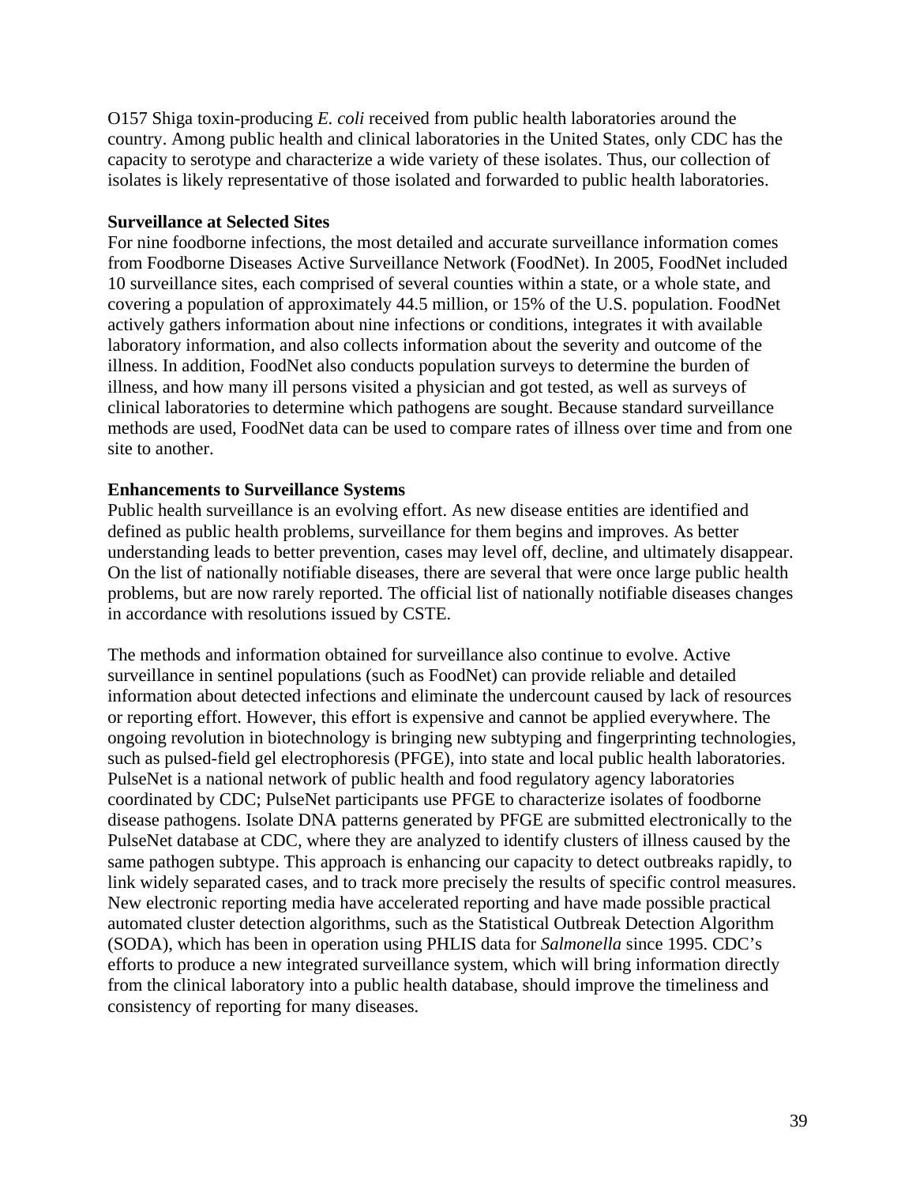O157 Shiga toxin-producing *E. coli* received from public health laboratories around the country. Among public health and clinical laboratories in the United States, only CDC has the capacity to serotype and characterize a wide variety of these isolates. Thus, our collection of isolates is likely representative of those isolated and forwarded to public health laboratories.

**Surveillance at Selected Sites**

For nine foodborne infections, the most detailed and accurate surveillance information comes from Foodborne Diseases Active Surveillance Network (FoodNet). In 2005, FoodNet included 10 surveillance sites, each comprised of several counties within a state, or a whole state, and covering a population of approximately 44.5 million, or 15% of the U.S. population. FoodNet actively gathers information about nine infections or conditions, integrates it with available laboratory information, and also collects information about the severity and outcome of the illness. In addition, FoodNet also conducts population surveys to determine the burden of illness, and how many ill persons visited a physician and got tested, as well as surveys of clinical laboratories to determine which pathogens are sought. Because standard surveillance methods are used, FoodNet data can be used to compare rates of illness over time and from one site to another.

**Enhancements to Surveillance Systems**

Public health surveillance is an evolving effort. As new disease entities are identified and defined as public health problems, surveillance for them begins and improves. As better understanding leads to better prevention, cases may level off, decline, and ultimately disappear. On the list of nationally notifiable diseases, there are several that were once large public health problems, but are now rarely reported. The official list of nationally notifiable diseases changes in accordance with resolutions issued by CSTE.

The methods and information obtained for surveillance also continue to evolve. Active surveillance in sentinel populations (such as FoodNet) can provide reliable and detailed information about detected infections and eliminate the undercount caused by lack of resources or reporting effort. However, this effort is expensive and cannot be applied everywhere. The ongoing revolution in biotechnology is bringing new subtyping and fingerprinting technologies, such as pulsed-field gel electrophoresis (PFGE), into state and local public health laboratories. PulseNet is a national network of public health and food regulatory agency laboratories coordinated by CDC; PulseNet participants use PFGE to characterize isolates of foodborne disease pathogens. Isolate DNA patterns generated by PFGE are submitted electronically to the PulseNet database at CDC, where they are analyzed to identify clusters of illness caused by the same pathogen subtype. This approach is enhancing our capacity to detect outbreaks rapidly, to link widely separated cases, and to track more precisely the results of specific control measures. New electronic reporting media have accelerated reporting and have made possible practical automated cluster detection algorithms, such as the Statistical Outbreak Detection Algorithm (SODA), which has been in operation using PHLIS data for *Salmonella* since 1995. CDC's efforts to produce a new integrated surveillance system, which will bring information directly from the clinical laboratory into a public health database, should improve the timeliness and consistency of reporting for many diseases.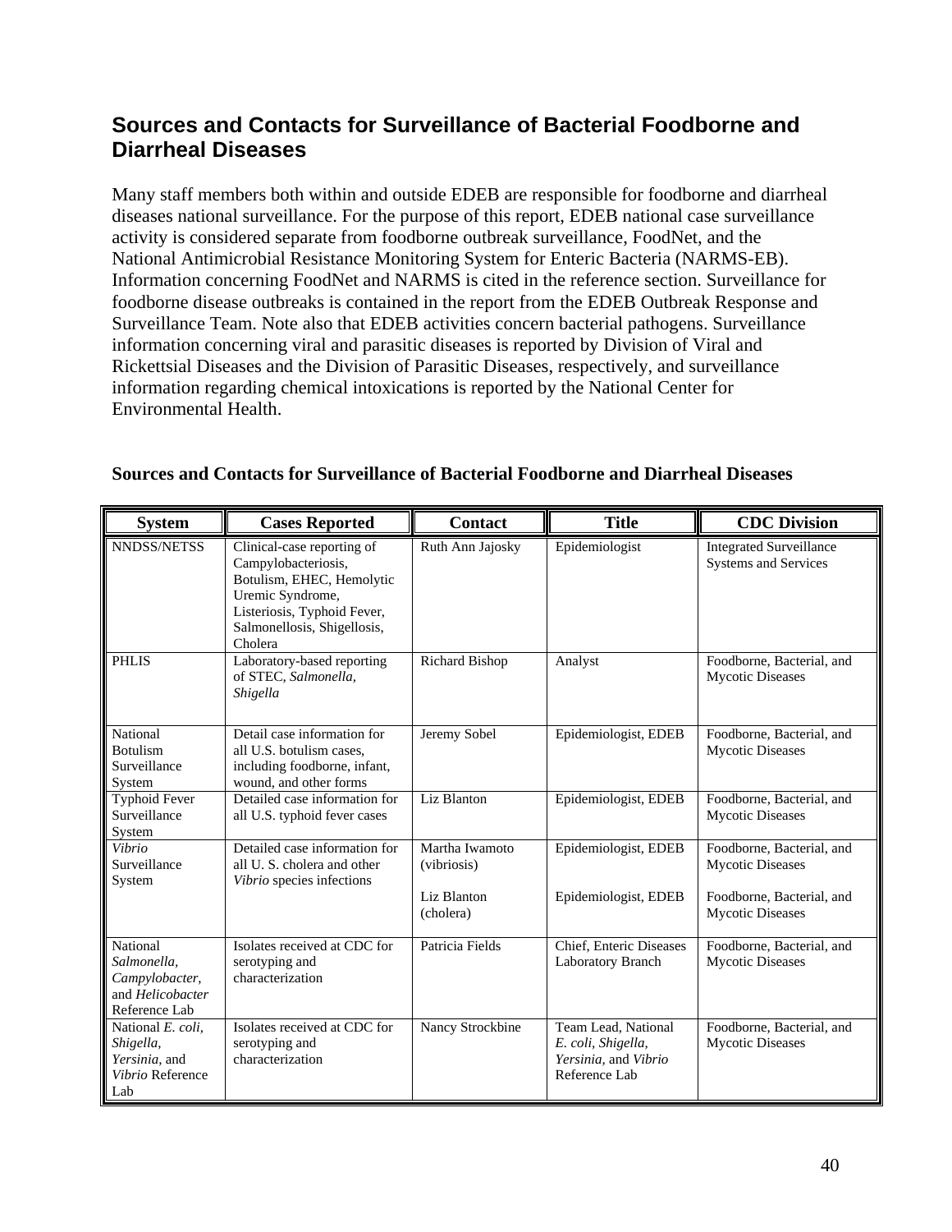## Sources and Contacts for Surveillance of Bacterial Foodborne and Diarrheal Diseases

Many staff members both within and outside EDEB are responsible for foodborne and diarrheal diseases national surveillance. For the purpose of this report, EDEB national case surveillance activity is considered separate from foodborne outbreak surveillance, FoodNet, and the National Antimicrobial Resistance Monitoring System for Enteric Bacteria (NARMS-EB). Information concerning FoodNet and NARMS is cited in the reference section. Surveillance for foodborne disease outbreaks is contained in the report from the EDEB Outbreak Response and Surveillance Team. Note also that EDEB activities concern bacterial pathogens. Surveillance information concerning viral and parasitic diseases is reported by Division of Viral and Rickettsial Diseases and the Division of Parasitic Diseases, respectively, and surveillance information regarding chemical intoxications is reported by the National Center for Environmental Health.

**Sources and Contacts for Surveillance of Bacterial Foodborne and Diarrheal Diseases**

| System | Cases Reported | Contact | Title | CDC Division |
|---|---|---|---|---|
| NNDSS/NETSS | Clinical-case reporting of Campylobacteriosis, Botulism, EHEC, Hemolytic Uremic Syndrome, Listeriosis, Typhoid Fever, Salmonellosis, Shigellosis, Cholera | Ruth Ann Jajosky | Epidemiologist | Integrated Surveillance Systems and Services |
| PHLIS | Laboratory-based reporting of STEC, *Salmonella, Shigella* | Richard Bishop | Analyst | Foodborne, Bacterial, and Mycotic Diseases |
| National Botulism Surveillance System | Detail case information for all U.S. botulism cases, including foodborne, infant, wound, and other forms | Jeremy Sobel | Epidemiologist, EDEB | Foodborne, Bacterial, and Mycotic Diseases |
| Typhoid Fever Surveillance System | Detailed case information for all U.S. typhoid fever cases | Liz Blanton | Epidemiologist, EDEB | Foodborne, Bacterial, and Mycotic Diseases |
| *Vibrio* Surveillance System | Detailed case information for all U. S. cholera and other *Vibrio* species infections | Martha Iwamoto (vibriosis)<br><br>Liz Blanton (cholera) | Epidemiologist, EDEB<br><br>Epidemiologist, EDEB | Foodborne, Bacterial, and Mycotic Diseases<br><br>Foodborne, Bacterial, and Mycotic Diseases |
| National *Salmonella*, *Campylobacter*, and *Helicobacter* Reference Lab | Isolates received at CDC for serotyping and characterization | Patricia Fields | Chief, Enteric Diseases Laboratory Branch | Foodborne, Bacterial, and Mycotic Diseases |
| National *E. coli*, *Shigella*, *Yersinia*, and *Vibrio* Reference Lab | Isolates received at CDC for serotyping and characterization | Nancy Strockbine | Team Lead, National *E. coli*, *Shigella*, *Yersinia*, and *Vibrio* Reference Lab | Foodborne, Bacterial, and Mycotic Diseases |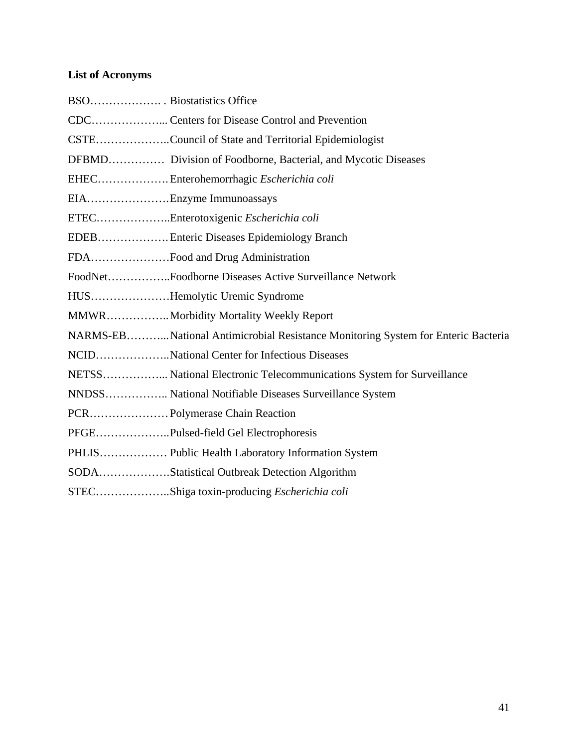**List of Acronyms**

BSO………………. . Biostatistics Office

CDC………………... Centers for Disease Control and Prevention

CSTE………………..Council of State and Territorial Epidemiologist

DFBMD…………… Division of Foodborne, Bacterial, and Mycotic Diseases

EHEC………………. Enterohemorrhagic *Escherichia coli*

EIA………………….Enzyme Immunoassays

ETEC………………..Enterotoxigenic *Escherichia coli*

EDEB………………. Enteric Diseases Epidemiology Branch

FDA…………………Food and Drug Administration

FoodNet……………..Foodborne Diseases Active Surveillance Network

HUS…………………Hemolytic Uremic Syndrome

MMWR…………….. Morbidity Mortality Weekly Report

NARMS-EB………... National Antimicrobial Resistance Monitoring System for Enteric Bacteria

NCID………………..National Center for Infectious Diseases

NETSS……………... National Electronic Telecommunications System for Surveillance

NNDSS…………….. National Notifiable Diseases Surveillance System

PCR………………… Polymerase Chain Reaction

PFGE………………..Pulsed-field Gel Electrophoresis

PHLIS……………… Public Health Laboratory Information System

SODA……………….Statistical Outbreak Detection Algorithm

STEC………………..Shiga toxin-producing *Escherichia coli*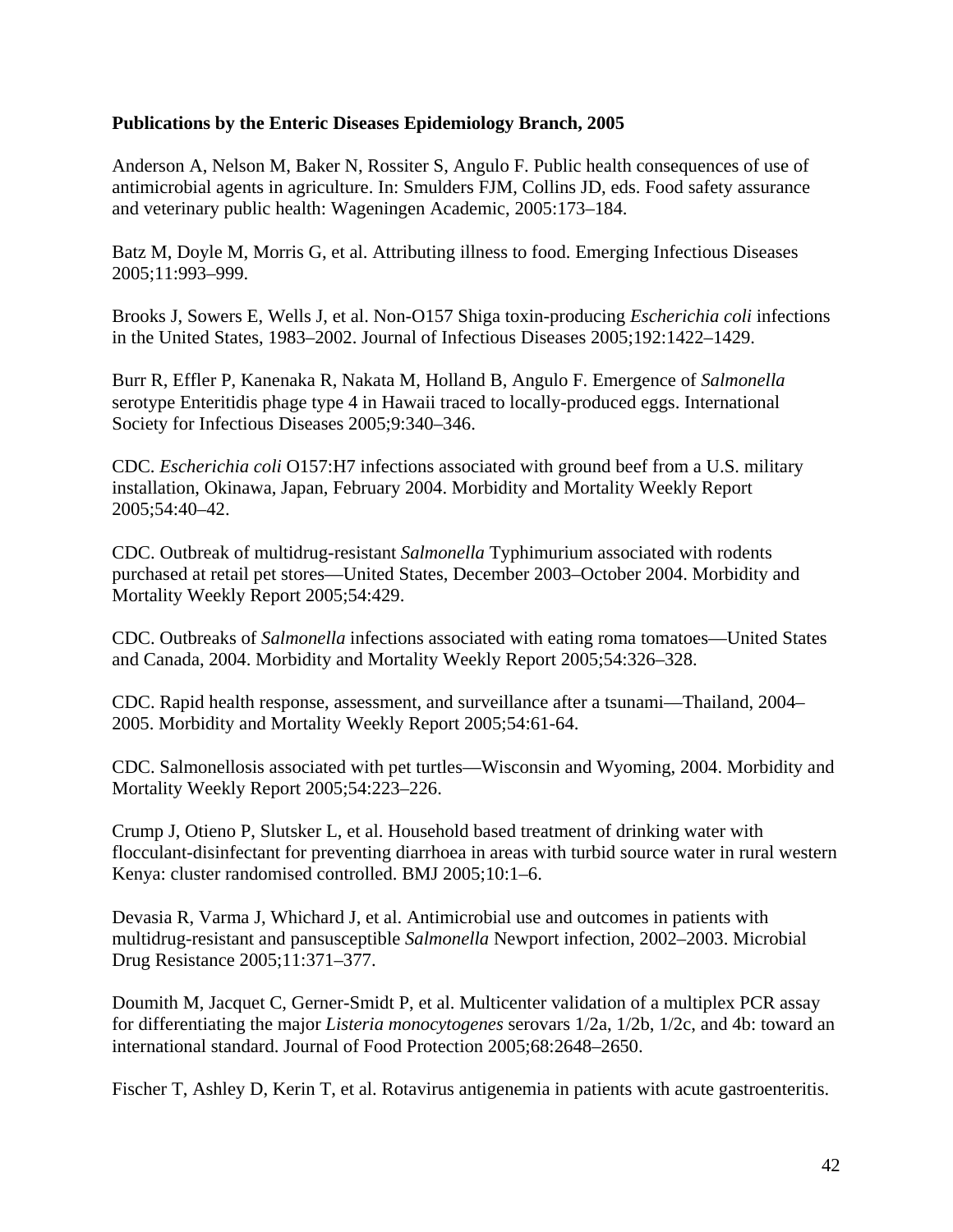**Publications by the Enteric Diseases Epidemiology Branch, 2005**

Anderson A, Nelson M, Baker N, Rossiter S, Angulo F. Public health consequences of use of antimicrobial agents in agriculture. In: Smulders FJM, Collins JD, eds. Food safety assurance and veterinary public health: Wageningen Academic, 2005:173–184.

Batz M, Doyle M, Morris G, et al. Attributing illness to food. Emerging Infectious Diseases 2005;11:993–999.

Brooks J, Sowers E, Wells J, et al. Non-O157 Shiga toxin-producing *Escherichia coli* infections in the United States, 1983–2002. Journal of Infectious Diseases 2005;192:1422–1429.

Burr R, Effler P, Kanenaka R, Nakata M, Holland B, Angulo F. Emergence of *Salmonella* serotype Enteritidis phage type 4 in Hawaii traced to locally-produced eggs. International Society for Infectious Diseases 2005;9:340–346.

CDC. *Escherichia coli* O157:H7 infections associated with ground beef from a U.S. military installation, Okinawa, Japan, February 2004. Morbidity and Mortality Weekly Report 2005;54:40–42.

CDC. Outbreak of multidrug-resistant *Salmonella* Typhimurium associated with rodents purchased at retail pet stores—United States, December 2003–October 2004. Morbidity and Mortality Weekly Report 2005;54:429.

CDC. Outbreaks of *Salmonella* infections associated with eating roma tomatoes—United States and Canada, 2004. Morbidity and Mortality Weekly Report 2005;54:326–328.

CDC. Rapid health response, assessment, and surveillance after a tsunami—Thailand, 2004–2005. Morbidity and Mortality Weekly Report 2005;54:61-64.

CDC. Salmonellosis associated with pet turtles—Wisconsin and Wyoming, 2004. Morbidity and Mortality Weekly Report 2005;54:223–226.

Crump J, Otieno P, Slutsker L, et al. Household based treatment of drinking water with flocculant-disinfectant for preventing diarrhoea in areas with turbid source water in rural western Kenya: cluster randomised controlled. BMJ 2005;10:1–6.

Devasia R, Varma J, Whichard J, et al. Antimicrobial use and outcomes in patients with multidrug-resistant and pansusceptible *Salmonella* Newport infection, 2002–2003. Microbial Drug Resistance 2005;11:371–377.

Doumith M, Jacquet C, Gerner-Smidt P, et al. Multicenter validation of a multiplex PCR assay for differentiating the major *Listeria monocytogenes* serovars 1/2a, 1/2b, 1/2c, and 4b: toward an international standard. Journal of Food Protection 2005;68:2648–2650.

Fischer T, Ashley D, Kerin T, et al. Rotavirus antigenemia in patients with acute gastroenteritis.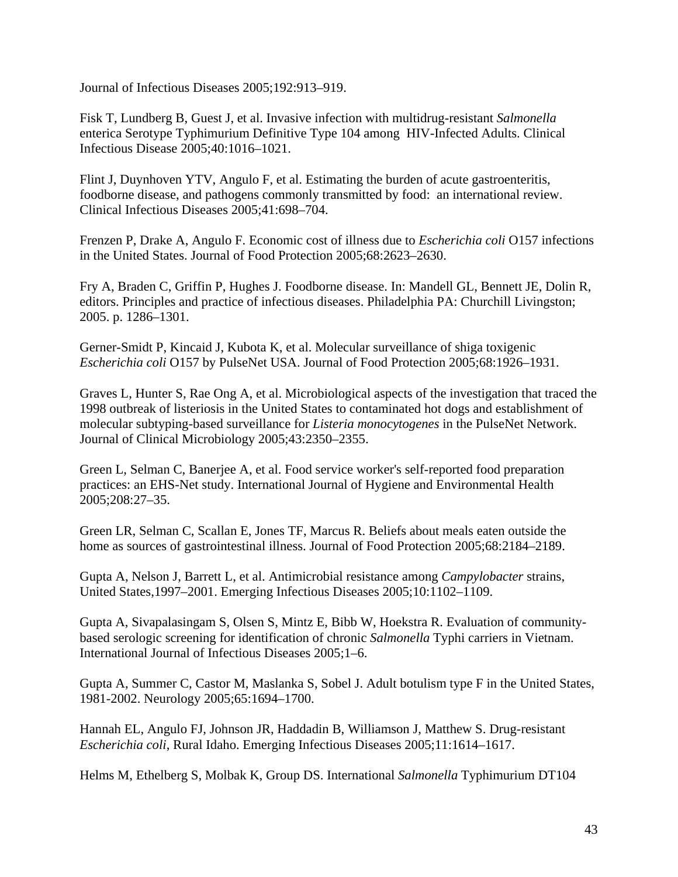Journal of Infectious Diseases 2005;192:913–919.

Fisk T, Lundberg B, Guest J, et al. Invasive infection with multidrug-resistant *Salmonella* enterica Serotype Typhimurium Definitive Type 104 among HIV-Infected Adults. Clinical Infectious Disease 2005;40:1016–1021.

Flint J, Duynhoven YTV, Angulo F, et al. Estimating the burden of acute gastroenteritis, foodborne disease, and pathogens commonly transmitted by food: an international review. Clinical Infectious Diseases 2005;41:698–704.

Frenzen P, Drake A, Angulo F. Economic cost of illness due to *Escherichia coli* O157 infections in the United States. Journal of Food Protection 2005;68:2623–2630.

Fry A, Braden C, Griffin P, Hughes J. Foodborne disease. In: Mandell GL, Bennett JE, Dolin R, editors. Principles and practice of infectious diseases. Philadelphia PA: Churchill Livingston; 2005. p. 1286–1301.

Gerner-Smidt P, Kincaid J, Kubota K, et al. Molecular surveillance of shiga toxigenic *Escherichia coli* O157 by PulseNet USA. Journal of Food Protection 2005;68:1926–1931.

Graves L, Hunter S, Rae Ong A, et al. Microbiological aspects of the investigation that traced the 1998 outbreak of listeriosis in the United States to contaminated hot dogs and establishment of molecular subtyping-based surveillance for *Listeria monocytogenes* in the PulseNet Network. Journal of Clinical Microbiology 2005;43:2350–2355.

Green L, Selman C, Banerjee A, et al. Food service worker's self-reported food preparation practices: an EHS-Net study. International Journal of Hygiene and Environmental Health 2005;208:27–35.

Green LR, Selman C, Scallan E, Jones TF, Marcus R. Beliefs about meals eaten outside the home as sources of gastrointestinal illness. Journal of Food Protection 2005;68:2184–2189.

Gupta A, Nelson J, Barrett L, et al. Antimicrobial resistance among *Campylobacter* strains, United States,1997–2001. Emerging Infectious Diseases 2005;10:1102–1109.

Gupta A, Sivapalasingam S, Olsen S, Mintz E, Bibb W, Hoekstra R. Evaluation of community-based serologic screening for identification of chronic *Salmonella* Typhi carriers in Vietnam. International Journal of Infectious Diseases 2005;1–6.

Gupta A, Summer C, Castor M, Maslanka S, Sobel J. Adult botulism type F in the United States, 1981-2002. Neurology 2005;65:1694–1700.

Hannah EL, Angulo FJ, Johnson JR, Haddadin B, Williamson J, Matthew S. Drug-resistant *Escherichia coli*, Rural Idaho. Emerging Infectious Diseases 2005;11:1614–1617.

Helms M, Ethelberg S, Molbak K, Group DS. International *Salmonella* Typhimurium DT104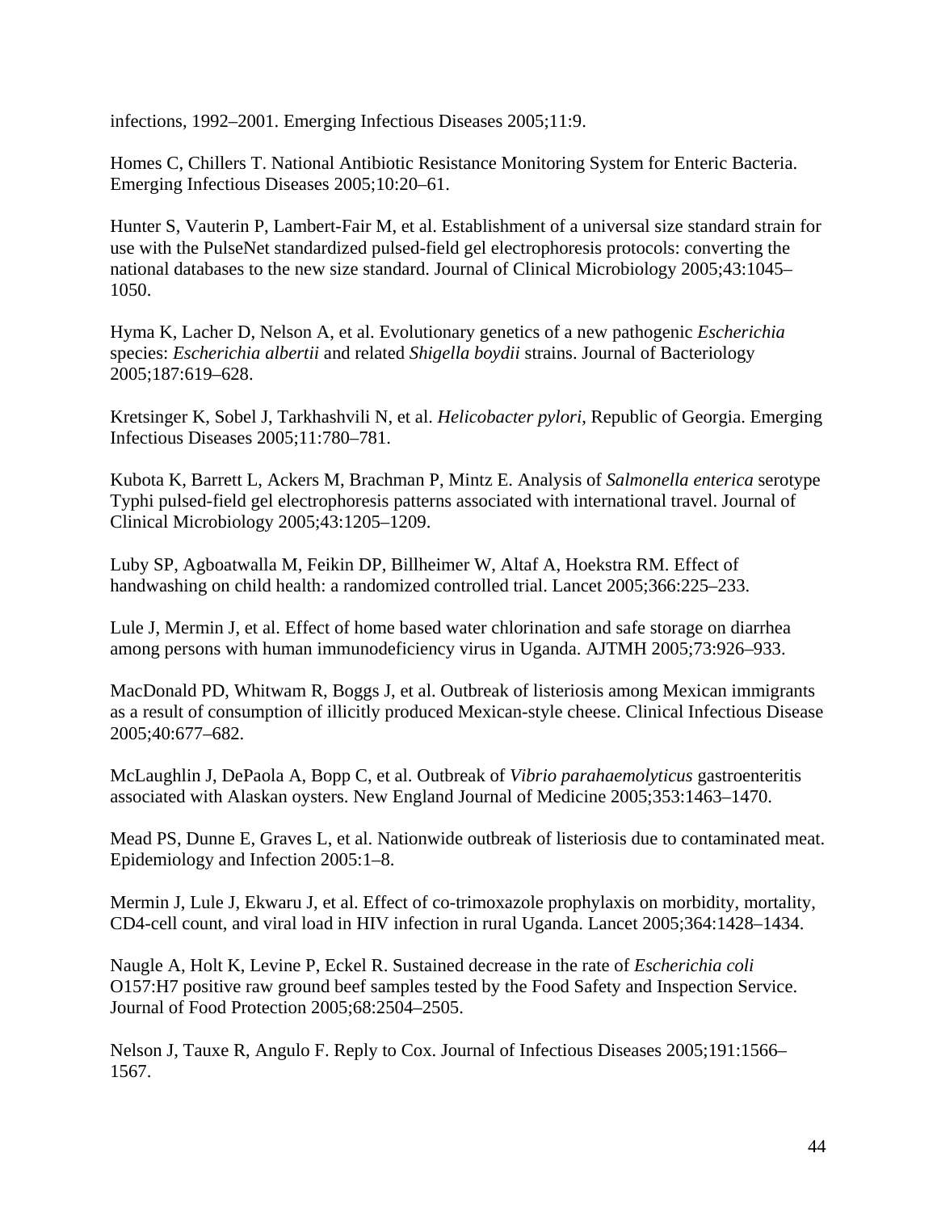infections, 1992–2001. Emerging Infectious Diseases 2005;11:9.

Homes C, Chillers T. National Antibiotic Resistance Monitoring System for Enteric Bacteria. Emerging Infectious Diseases 2005;10:20–61.

Hunter S, Vauterin P, Lambert-Fair M, et al. Establishment of a universal size standard strain for use with the PulseNet standardized pulsed-field gel electrophoresis protocols: converting the national databases to the new size standard. Journal of Clinical Microbiology 2005;43:1045–1050.

Hyma K, Lacher D, Nelson A, et al. Evolutionary genetics of a new pathogenic *Escherichia* species: *Escherichia albertii* and related *Shigella boydii* strains. Journal of Bacteriology 2005;187:619–628.

Kretsinger K, Sobel J, Tarkhashvili N, et al. *Helicobacter pylori*, Republic of Georgia. Emerging Infectious Diseases 2005;11:780–781.

Kubota K, Barrett L, Ackers M, Brachman P, Mintz E. Analysis of *Salmonella enterica* serotype Typhi pulsed-field gel electrophoresis patterns associated with international travel. Journal of Clinical Microbiology 2005;43:1205–1209.

Luby SP, Agboatwalla M, Feikin DP, Billheimer W, Altaf A, Hoekstra RM. Effect of handwashing on child health: a randomized controlled trial. Lancet 2005;366:225–233.

Lule J, Mermin J, et al. Effect of home based water chlorination and safe storage on diarrhea among persons with human immunodeficiency virus in Uganda. AJTMH 2005;73:926–933.

MacDonald PD, Whitwam R, Boggs J, et al. Outbreak of listeriosis among Mexican immigrants as a result of consumption of illicitly produced Mexican-style cheese. Clinical Infectious Disease 2005;40:677–682.

McLaughlin J, DePaola A, Bopp C, et al. Outbreak of *Vibrio parahaemolyticus* gastroenteritis associated with Alaskan oysters. New England Journal of Medicine 2005;353:1463–1470.

Mead PS, Dunne E, Graves L, et al. Nationwide outbreak of listeriosis due to contaminated meat. Epidemiology and Infection 2005:1–8.

Mermin J, Lule J, Ekwaru J, et al. Effect of co-trimoxazole prophylaxis on morbidity, mortality, CD4-cell count, and viral load in HIV infection in rural Uganda. Lancet 2005;364:1428–1434.

Naugle A, Holt K, Levine P, Eckel R. Sustained decrease in the rate of *Escherichia coli* O157:H7 positive raw ground beef samples tested by the Food Safety and Inspection Service. Journal of Food Protection 2005;68:2504–2505.

Nelson J, Tauxe R, Angulo F. Reply to Cox. Journal of Infectious Diseases 2005;191:1566–1567.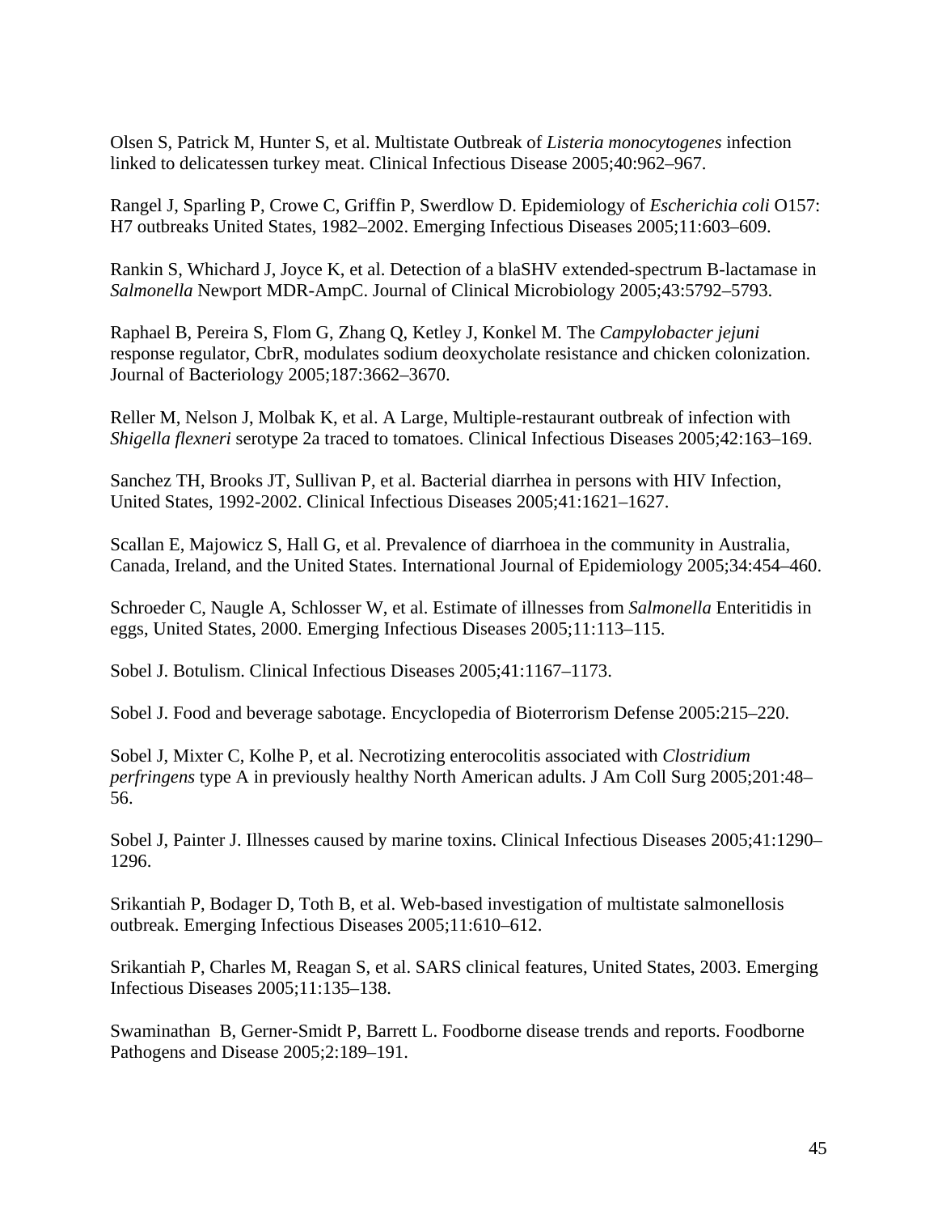Olsen S, Patrick M, Hunter S, et al. Multistate Outbreak of *Listeria monocytogenes* infection linked to delicatessen turkey meat. Clinical Infectious Disease 2005;40:962–967.

Rangel J, Sparling P, Crowe C, Griffin P, Swerdlow D. Epidemiology of *Escherichia coli* O157: H7 outbreaks United States, 1982–2002. Emerging Infectious Diseases 2005;11:603–609.

Rankin S, Whichard J, Joyce K, et al. Detection of a blaSHV extended-spectrum B-lactamase in *Salmonella* Newport MDR-AmpC. Journal of Clinical Microbiology 2005;43:5792–5793.

Raphael B, Pereira S, Flom G, Zhang Q, Ketley J, Konkel M. The *Campylobacter jejuni* response regulator, CbrR, modulates sodium deoxycholate resistance and chicken colonization. Journal of Bacteriology 2005;187:3662–3670.

Reller M, Nelson J, Molbak K, et al. A Large, Multiple-restaurant outbreak of infection with *Shigella flexneri* serotype 2a traced to tomatoes. Clinical Infectious Diseases 2005;42:163–169.

Sanchez TH, Brooks JT, Sullivan P, et al. Bacterial diarrhea in persons with HIV Infection, United States, 1992-2002. Clinical Infectious Diseases 2005;41:1621–1627.

Scallan E, Majowicz S, Hall G, et al. Prevalence of diarrhoea in the community in Australia, Canada, Ireland, and the United States. International Journal of Epidemiology 2005;34:454–460.

Schroeder C, Naugle A, Schlosser W, et al. Estimate of illnesses from *Salmonella* Enteritidis in eggs, United States, 2000. Emerging Infectious Diseases 2005;11:113–115.

Sobel J. Botulism. Clinical Infectious Diseases 2005;41:1167–1173.

Sobel J. Food and beverage sabotage. Encyclopedia of Bioterrorism Defense 2005:215–220.

Sobel J, Mixter C, Kolhe P, et al. Necrotizing enterocolitis associated with *Clostridium perfringens* type A in previously healthy North American adults. J Am Coll Surg 2005;201:48–56.

Sobel J, Painter J. Illnesses caused by marine toxins. Clinical Infectious Diseases 2005;41:1290–1296.

Srikantiah P, Bodager D, Toth B, et al. Web-based investigation of multistate salmonellosis outbreak. Emerging Infectious Diseases 2005;11:610–612.

Srikantiah P, Charles M, Reagan S, et al. SARS clinical features, United States, 2003. Emerging Infectious Diseases 2005;11:135–138.

Swaminathan B, Gerner-Smidt P, Barrett L. Foodborne disease trends and reports. Foodborne Pathogens and Disease 2005;2:189–191.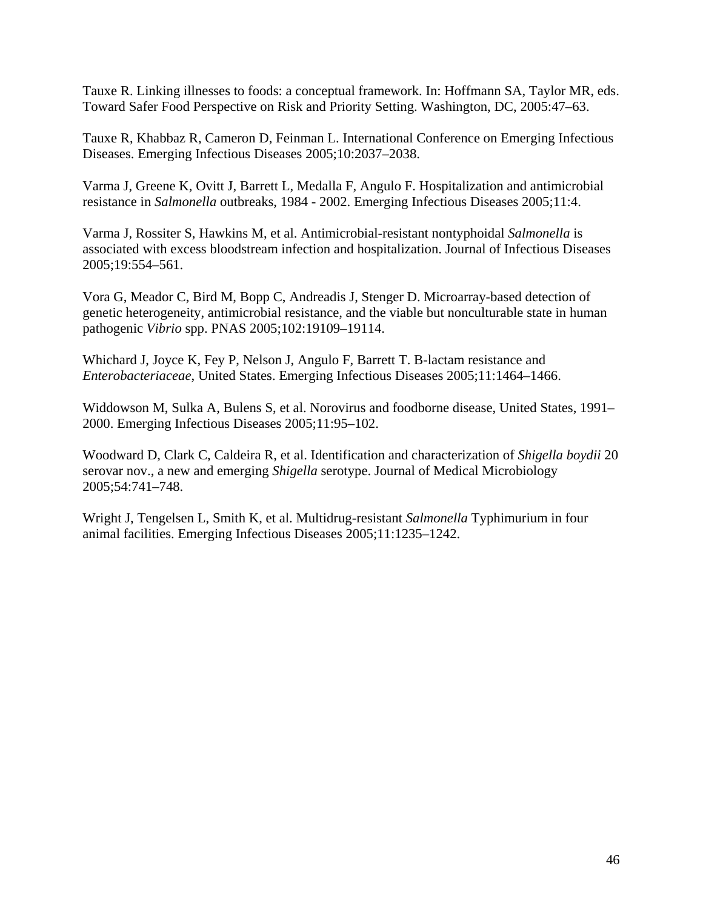Tauxe R. Linking illnesses to foods: a conceptual framework. In: Hoffmann SA, Taylor MR, eds. Toward Safer Food Perspective on Risk and Priority Setting. Washington, DC, 2005:47–63.

Tauxe R, Khabbaz R, Cameron D, Feinman L. International Conference on Emerging Infectious Diseases. Emerging Infectious Diseases 2005;10:2037–2038.

Varma J, Greene K, Ovitt J, Barrett L, Medalla F, Angulo F. Hospitalization and antimicrobial resistance in *Salmonella* outbreaks, 1984 - 2002. Emerging Infectious Diseases 2005;11:4.

Varma J, Rossiter S, Hawkins M, et al. Antimicrobial-resistant nontyphoidal *Salmonella* is associated with excess bloodstream infection and hospitalization. Journal of Infectious Diseases 2005;19:554–561.

Vora G, Meador C, Bird M, Bopp C, Andreadis J, Stenger D. Microarray-based detection of genetic heterogeneity, antimicrobial resistance, and the viable but nonculturable state in human pathogenic *Vibrio* spp. PNAS 2005;102:19109–19114.

Whichard J, Joyce K, Fey P, Nelson J, Angulo F, Barrett T. B-lactam resistance and *Enterobacteriaceae*, United States. Emerging Infectious Diseases 2005;11:1464–1466.

Widdowson M, Sulka A, Bulens S, et al. Norovirus and foodborne disease, United States, 1991–2000. Emerging Infectious Diseases 2005;11:95–102.

Woodward D, Clark C, Caldeira R, et al. Identification and characterization of *Shigella boydii* 20 serovar nov., a new and emerging *Shigella* serotype. Journal of Medical Microbiology 2005;54:741–748.

Wright J, Tengelsen L, Smith K, et al. Multidrug-resistant *Salmonella* Typhimurium in four animal facilities. Emerging Infectious Diseases 2005;11:1235–1242.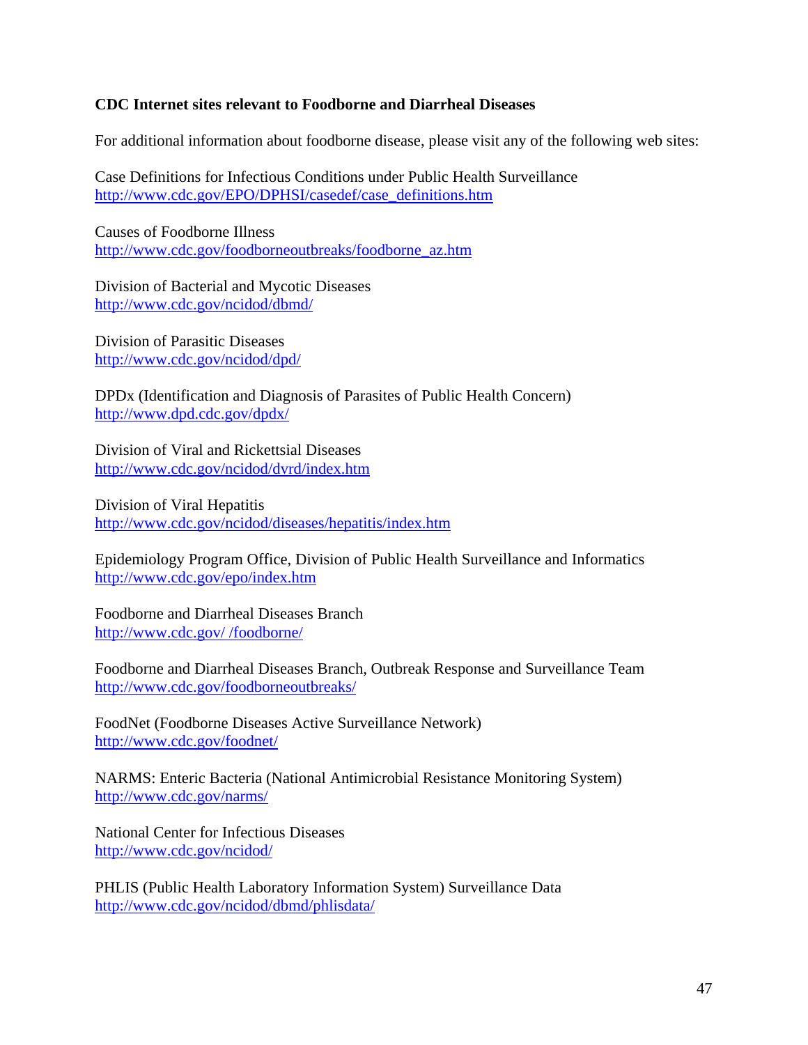**CDC Internet sites relevant to Foodborne and Diarrheal Diseases**

For additional information about foodborne disease, please visit any of the following web sites:

Case Definitions for Infectious Conditions under Public Health Surveillance
http://www.cdc.gov/EPO/DPHSI/casedef/case_definitions.htm

Causes of Foodborne Illness
http://www.cdc.gov/foodborneoutbreaks/foodborne_az.htm

Division of Bacterial and Mycotic Diseases
http://www.cdc.gov/ncidod/dbmd/

Division of Parasitic Diseases
http://www.cdc.gov/ncidod/dpd/

DPDx (Identification and Diagnosis of Parasites of Public Health Concern)
http://www.dpd.cdc.gov/dpdx/

Division of Viral and Rickettsial Diseases
http://www.cdc.gov/ncidod/dvrd/index.htm

Division of Viral Hepatitis
http://www.cdc.gov/ncidod/diseases/hepatitis/index.htm

Epidemiology Program Office, Division of Public Health Surveillance and Informatics
http://www.cdc.gov/epo/index.htm

Foodborne and Diarrheal Diseases Branch
http://www.cdc.gov/ /foodborne/

Foodborne and Diarrheal Diseases Branch, Outbreak Response and Surveillance Team
http://www.cdc.gov/foodborneoutbreaks/

FoodNet (Foodborne Diseases Active Surveillance Network)
http://www.cdc.gov/foodnet/

NARMS: Enteric Bacteria (National Antimicrobial Resistance Monitoring System)
http://www.cdc.gov/narms/

National Center for Infectious Diseases
http://www.cdc.gov/ncidod/

PHLIS (Public Health Laboratory Information System) Surveillance Data
http://www.cdc.gov/ncidod/dbmd/phlisdata/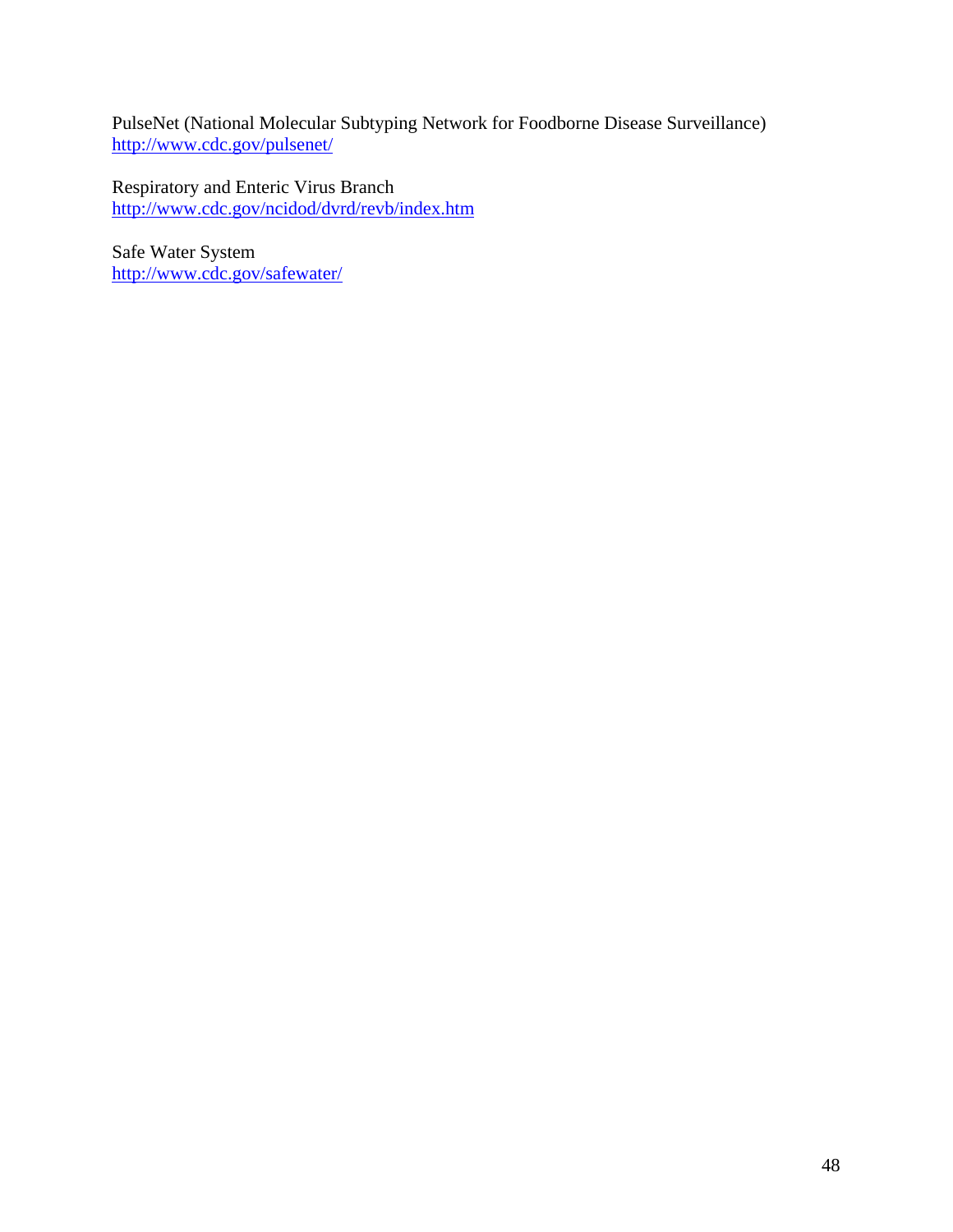PulseNet (National Molecular Subtyping Network for Foodborne Disease Surveillance)
http://www.cdc.gov/pulsenet/

Respiratory and Enteric Virus Branch
http://www.cdc.gov/ncidod/dvrd/revb/index.htm

Safe Water System
http://www.cdc.gov/safewater/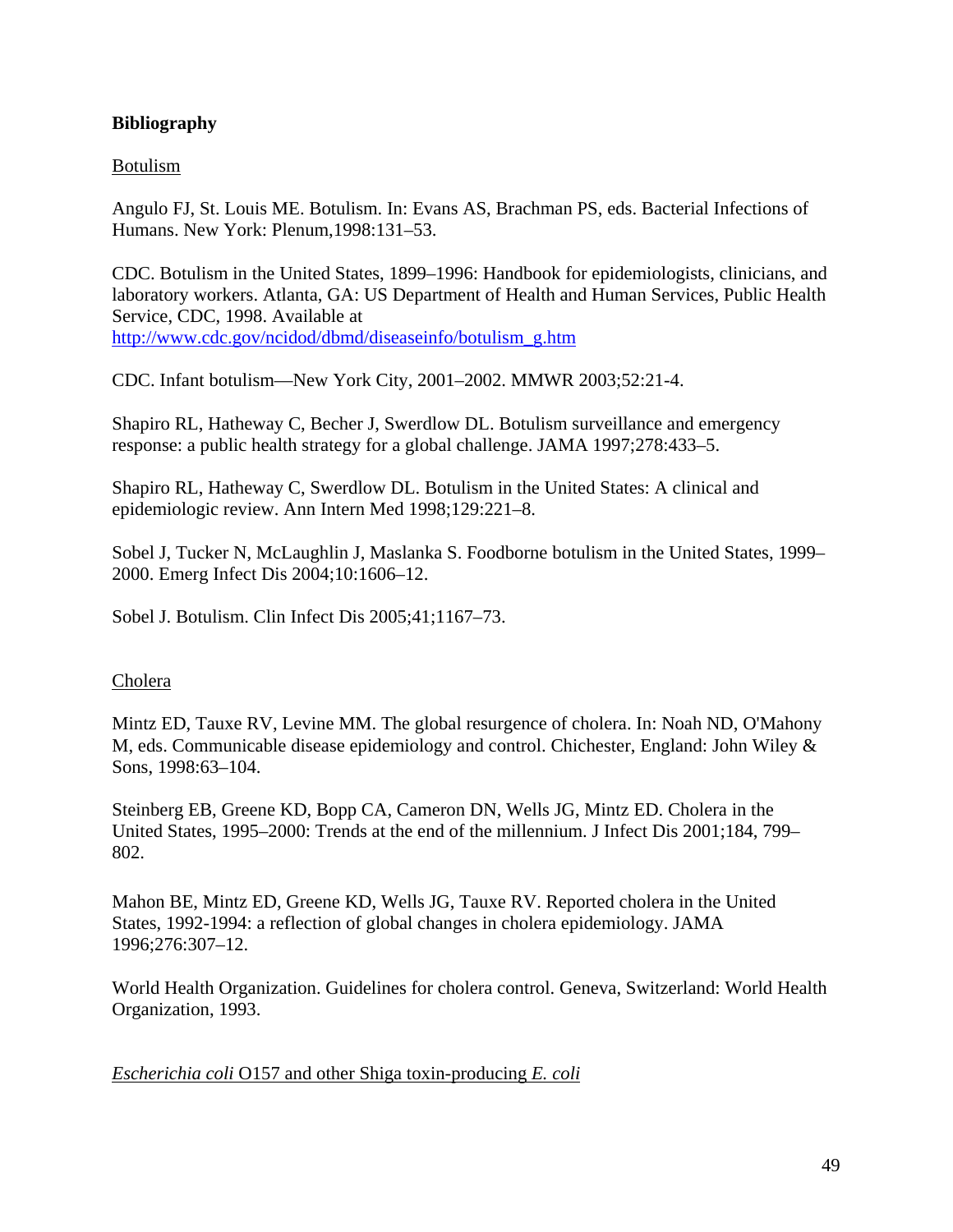## Bibliography

Botulism

Angulo FJ, St. Louis ME. Botulism. In: Evans AS, Brachman PS, eds. Bacterial Infections of Humans. New York: Plenum,1998:131–53.

CDC. Botulism in the United States, 1899–1996: Handbook for epidemiologists, clinicians, and laboratory workers. Atlanta, GA: US Department of Health and Human Services, Public Health Service, CDC, 1998. Available at http://www.cdc.gov/ncidod/dbmd/diseaseinfo/botulism_g.htm

CDC. Infant botulism—New York City, 2001–2002. MMWR 2003;52:21-4.

Shapiro RL, Hatheway C, Becher J, Swerdlow DL. Botulism surveillance and emergency response: a public health strategy for a global challenge. JAMA 1997;278:433–5.

Shapiro RL, Hatheway C, Swerdlow DL. Botulism in the United States: A clinical and epidemiologic review. Ann Intern Med 1998;129:221–8.

Sobel J, Tucker N, McLaughlin J, Maslanka S. Foodborne botulism in the United States, 1999–2000. Emerg Infect Dis 2004;10:1606–12.

Sobel J. Botulism. Clin Infect Dis 2005;41;1167–73.

Cholera

Mintz ED, Tauxe RV, Levine MM. The global resurgence of cholera. In: Noah ND, O'Mahony M, eds. Communicable disease epidemiology and control. Chichester, England: John Wiley & Sons, 1998:63–104.

Steinberg EB, Greene KD, Bopp CA, Cameron DN, Wells JG, Mintz ED. Cholera in the United States, 1995–2000: Trends at the end of the millennium. J Infect Dis 2001;184, 799–802.

Mahon BE, Mintz ED, Greene KD, Wells JG, Tauxe RV. Reported cholera in the United States, 1992-1994: a reflection of global changes in cholera epidemiology. JAMA 1996;276:307–12.

World Health Organization. Guidelines for cholera control. Geneva, Switzerland: World Health Organization, 1993.

*Escherichia coli* O157 and other Shiga toxin-producing *E. coli*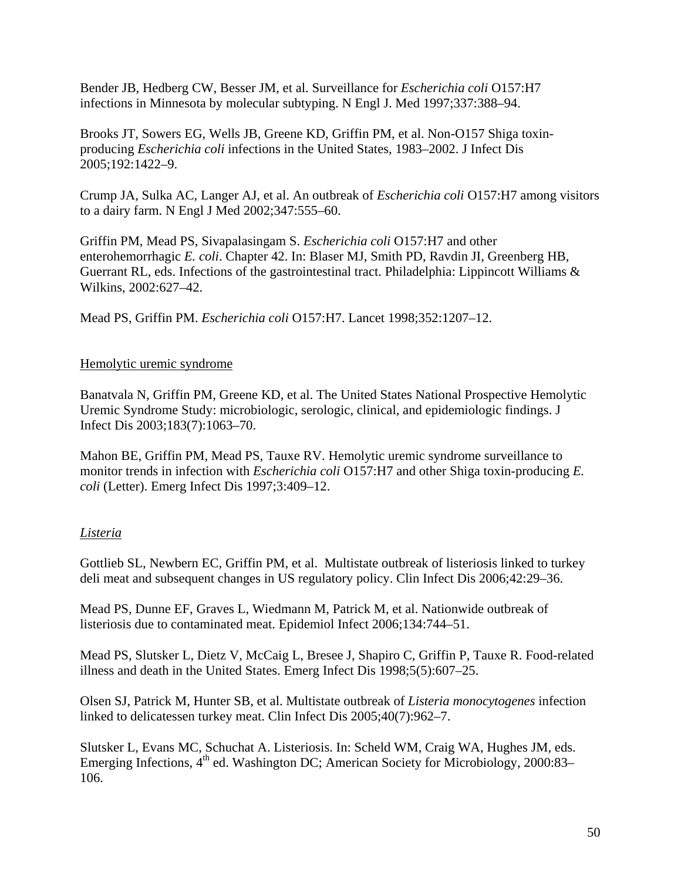Bender JB, Hedberg CW, Besser JM, et al. Surveillance for *Escherichia coli* O157:H7 infections in Minnesota by molecular subtyping. N Engl J. Med 1997;337:388–94.

Brooks JT, Sowers EG, Wells JB, Greene KD, Griffin PM, et al. Non-O157 Shiga toxin-producing *Escherichia coli* infections in the United States, 1983–2002. J Infect Dis 2005;192:1422–9.

Crump JA, Sulka AC, Langer AJ, et al. An outbreak of *Escherichia coli* O157:H7 among visitors to a dairy farm. N Engl J Med 2002;347:555–60.

Griffin PM, Mead PS, Sivapalasingam S. *Escherichia coli* O157:H7 and other enterohemorrhagic *E. coli*. Chapter 42. In: Blaser MJ, Smith PD, Ravdin JI, Greenberg HB, Guerrant RL, eds. Infections of the gastrointestinal tract. Philadelphia: Lippincott Williams & Wilkins, 2002:627–42.

Mead PS, Griffin PM. *Escherichia coli* O157:H7. Lancet 1998;352:1207–12.

Hemolytic uremic syndrome

Banatvala N, Griffin PM, Greene KD, et al. The United States National Prospective Hemolytic Uremic Syndrome Study: microbiologic, serologic, clinical, and epidemiologic findings. J Infect Dis 2003;183(7):1063–70.

Mahon BE, Griffin PM, Mead PS, Tauxe RV. Hemolytic uremic syndrome surveillance to monitor trends in infection with *Escherichia coli* O157:H7 and other Shiga toxin-producing *E. coli* (Letter). Emerg Infect Dis 1997;3:409–12.

*Listeria*

Gottlieb SL, Newbern EC, Griffin PM, et al. Multistate outbreak of listeriosis linked to turkey deli meat and subsequent changes in US regulatory policy. Clin Infect Dis 2006;42:29–36.

Mead PS, Dunne EF, Graves L, Wiedmann M, Patrick M, et al. Nationwide outbreak of listeriosis due to contaminated meat. Epidemiol Infect 2006;134:744–51.

Mead PS, Slutsker L, Dietz V, McCaig L, Bresee J, Shapiro C, Griffin P, Tauxe R. Food-related illness and death in the United States. Emerg Infect Dis 1998;5(5):607–25.

Olsen SJ, Patrick M, Hunter SB, et al. Multistate outbreak of *Listeria monocytogenes* infection linked to delicatessen turkey meat. Clin Infect Dis 2005;40(7):962–7.

Slutsker L, Evans MC, Schuchat A. Listeriosis. In: Scheld WM, Craig WA, Hughes JM, eds. Emerging Infections, 4th ed. Washington DC; American Society for Microbiology, 2000:83–106.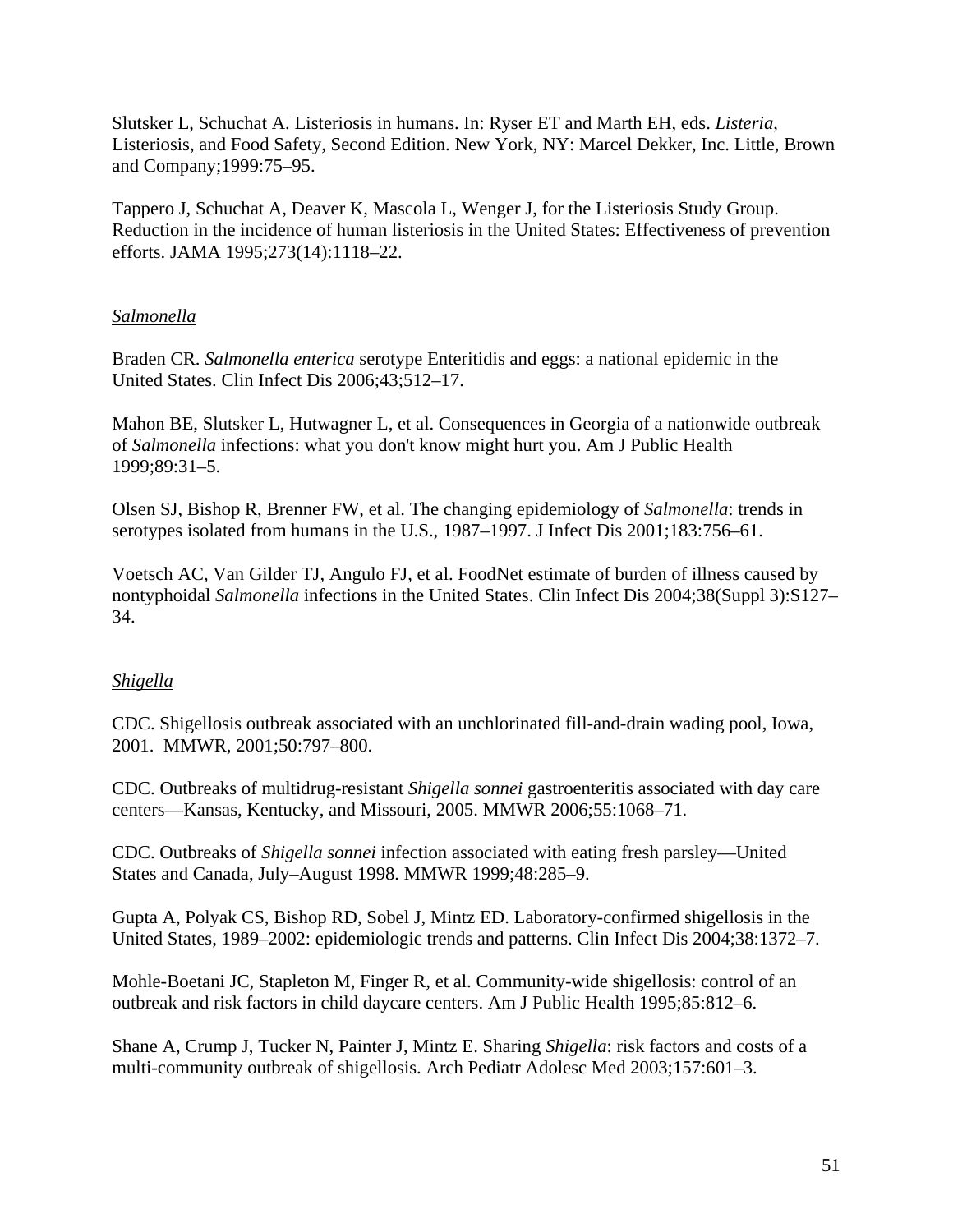Slutsker L, Schuchat A. Listeriosis in humans. In: Ryser ET and Marth EH, eds. *Listeria*, Listeriosis, and Food Safety, Second Edition. New York, NY: Marcel Dekker, Inc. Little, Brown and Company;1999:75–95.

Tappero J, Schuchat A, Deaver K, Mascola L, Wenger J, for the Listeriosis Study Group. Reduction in the incidence of human listeriosis in the United States: Effectiveness of prevention efforts. JAMA 1995;273(14):1118–22.

*Salmonella*

Braden CR. *Salmonella enterica* serotype Enteritidis and eggs: a national epidemic in the United States. Clin Infect Dis 2006;43;512–17.

Mahon BE, Slutsker L, Hutwagner L, et al. Consequences in Georgia of a nationwide outbreak of *Salmonella* infections: what you don't know might hurt you. Am J Public Health 1999;89:31–5.

Olsen SJ, Bishop R, Brenner FW, et al. The changing epidemiology of *Salmonella*: trends in serotypes isolated from humans in the U.S., 1987–1997. J Infect Dis 2001;183:756–61.

Voetsch AC, Van Gilder TJ, Angulo FJ, et al. FoodNet estimate of burden of illness caused by nontyphoidal *Salmonella* infections in the United States. Clin Infect Dis 2004;38(Suppl 3):S127–34.

*Shigella*

CDC. Shigellosis outbreak associated with an unchlorinated fill-and-drain wading pool, Iowa, 2001. MMWR, 2001;50:797–800.

CDC. Outbreaks of multidrug-resistant *Shigella sonnei* gastroenteritis associated with day care centers—Kansas, Kentucky, and Missouri, 2005. MMWR 2006;55:1068–71.

CDC. Outbreaks of *Shigella sonnei* infection associated with eating fresh parsley—United States and Canada, July–August 1998. MMWR 1999;48:285–9.

Gupta A, Polyak CS, Bishop RD, Sobel J, Mintz ED. Laboratory-confirmed shigellosis in the United States, 1989–2002: epidemiologic trends and patterns. Clin Infect Dis 2004;38:1372–7.

Mohle-Boetani JC, Stapleton M, Finger R, et al. Community-wide shigellosis: control of an outbreak and risk factors in child daycare centers. Am J Public Health 1995;85:812–6.

Shane A, Crump J, Tucker N, Painter J, Mintz E. Sharing *Shigella*: risk factors and costs of a multi-community outbreak of shigellosis. Arch Pediatr Adolesc Med 2003;157:601–3.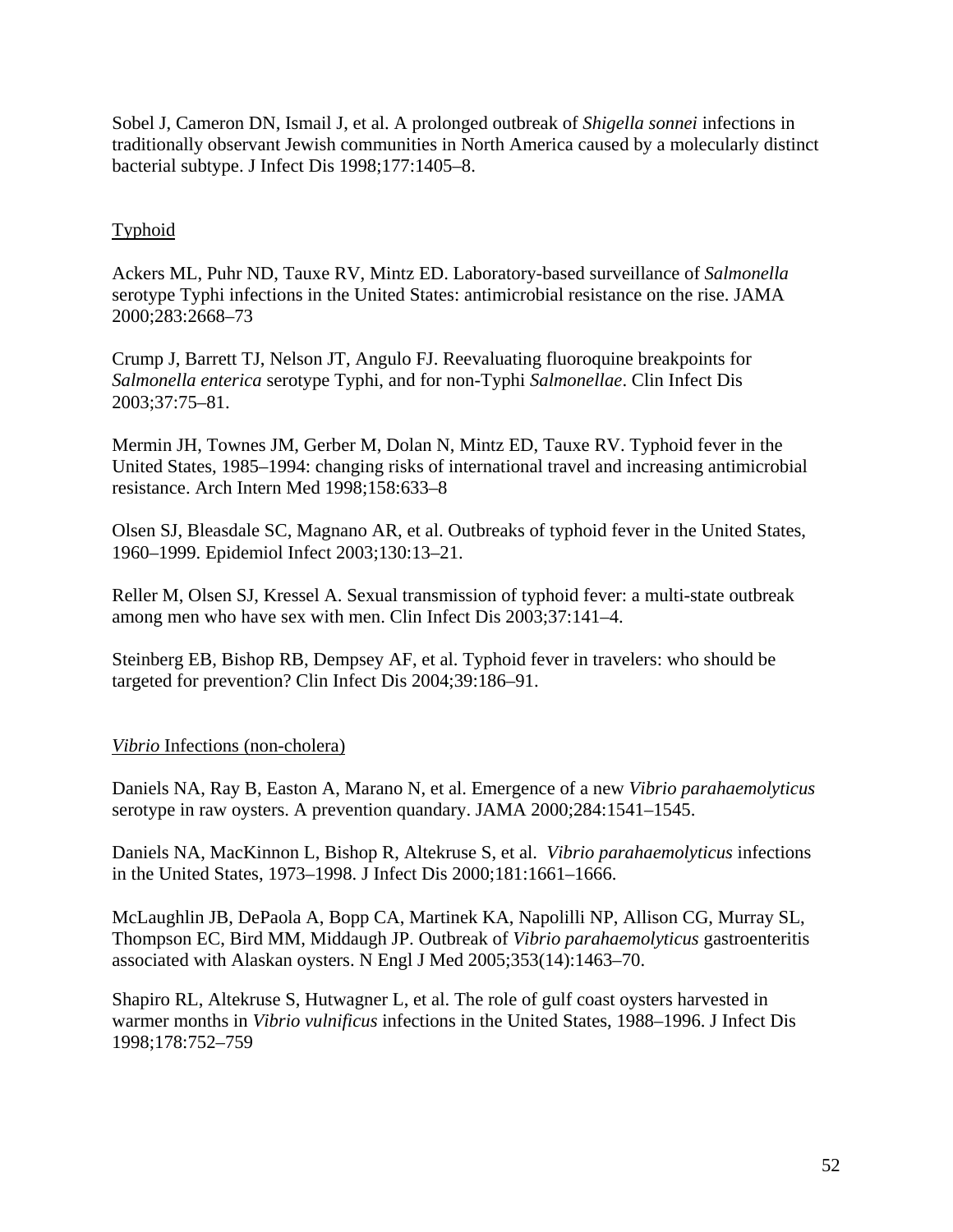Sobel J, Cameron DN, Ismail J, et al. A prolonged outbreak of *Shigella sonnei* infections in traditionally observant Jewish communities in North America caused by a molecularly distinct bacterial subtype. J Infect Dis 1998;177:1405–8.

## Typhoid

Ackers ML, Puhr ND, Tauxe RV, Mintz ED. Laboratory-based surveillance of *Salmonella* serotype Typhi infections in the United States: antimicrobial resistance on the rise. JAMA 2000;283:2668–73

Crump J, Barrett TJ, Nelson JT, Angulo FJ. Reevaluating fluoroquine breakpoints for *Salmonella enterica* serotype Typhi, and for non-Typhi *Salmonellae*. Clin Infect Dis 2003;37:75–81.

Mermin JH, Townes JM, Gerber M, Dolan N, Mintz ED, Tauxe RV. Typhoid fever in the United States, 1985–1994: changing risks of international travel and increasing antimicrobial resistance. Arch Intern Med 1998;158:633–8

Olsen SJ, Bleasdale SC, Magnano AR, et al. Outbreaks of typhoid fever in the United States, 1960–1999. Epidemiol Infect 2003;130:13–21.

Reller M, Olsen SJ, Kressel A. Sexual transmission of typhoid fever: a multi-state outbreak among men who have sex with men. Clin Infect Dis 2003;37:141–4.

Steinberg EB, Bishop RB, Dempsey AF, et al. Typhoid fever in travelers: who should be targeted for prevention? Clin Infect Dis 2004;39:186–91.

## *Vibrio* Infections (non-cholera)

Daniels NA, Ray B, Easton A, Marano N, et al. Emergence of a new *Vibrio parahaemolyticus* serotype in raw oysters. A prevention quandary. JAMA 2000;284:1541–1545.

Daniels NA, MacKinnon L, Bishop R, Altekruse S, et al. *Vibrio parahaemolyticus* infections in the United States, 1973–1998. J Infect Dis 2000;181:1661–1666.

McLaughlin JB, DePaola A, Bopp CA, Martinek KA, Napolilli NP, Allison CG, Murray SL, Thompson EC, Bird MM, Middaugh JP. Outbreak of *Vibrio parahaemolyticus* gastroenteritis associated with Alaskan oysters. N Engl J Med 2005;353(14):1463–70.

Shapiro RL, Altekruse S, Hutwagner L, et al. The role of gulf coast oysters harvested in warmer months in *Vibrio vulnificus* infections in the United States, 1988–1996. J Infect Dis 1998;178:752–759